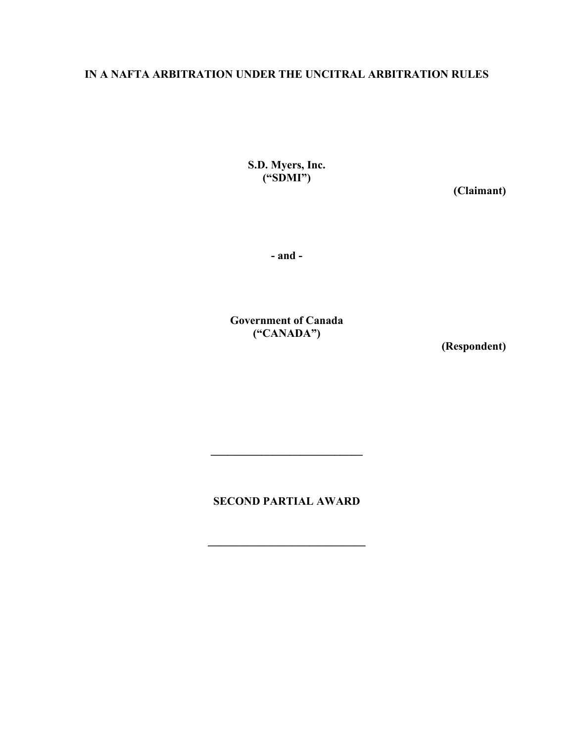**IN A NAFTA ARBITRATION UNDER THE UNCITRAL ARBITRATION RULES**

**S.D. Myers, Inc.**
**("SDMI")**

**(Claimant)**

**- and -**

**Government of Canada**
**("CANADA")**

**(Respondent)**

---

**SECOND PARTIAL AWARD**

---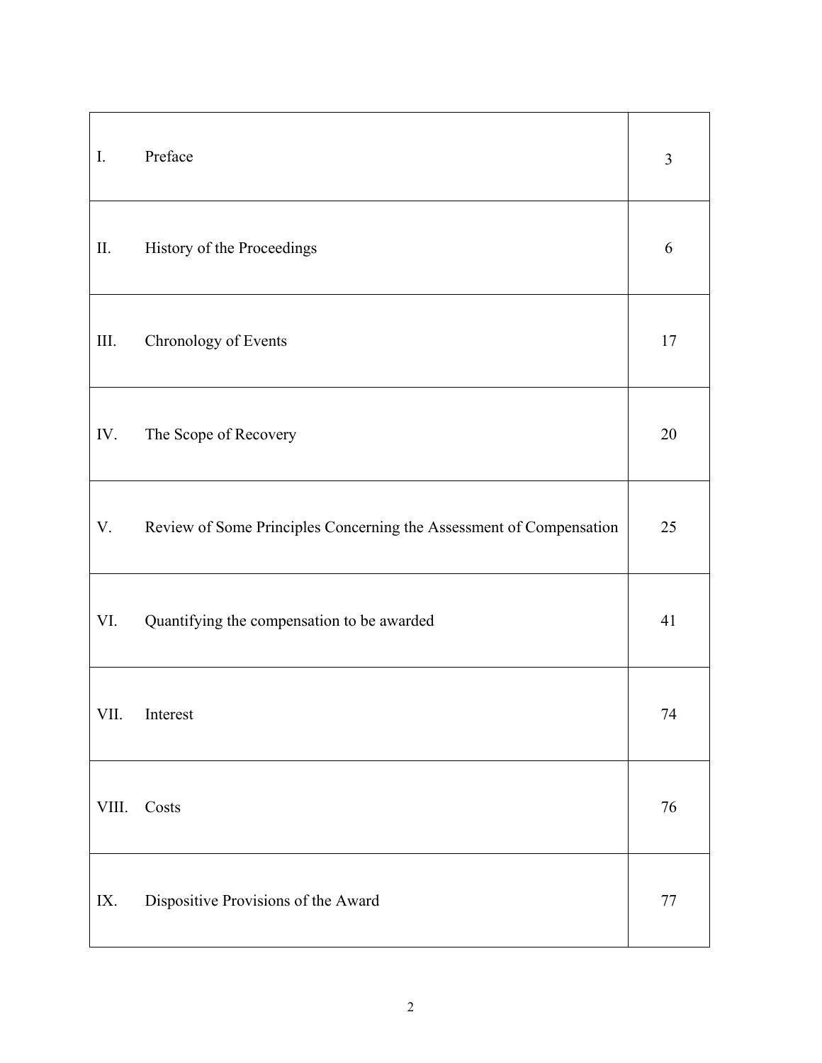| | | |
|---|---|---|
| I. | Preface | 3 |
| II. | History of the Proceedings | 6 |
| III. | Chronology of Events | 17 |
| IV. | The Scope of Recovery | 20 |
| V. | Review of Some Principles Concerning the Assessment of Compensation | 25 |
| VI. | Quantifying the compensation to be awarded | 41 |
| VII. | Interest | 74 |
| VIII. | Costs | 76 |
| IX. | Dispositive Provisions of the Award | 77 |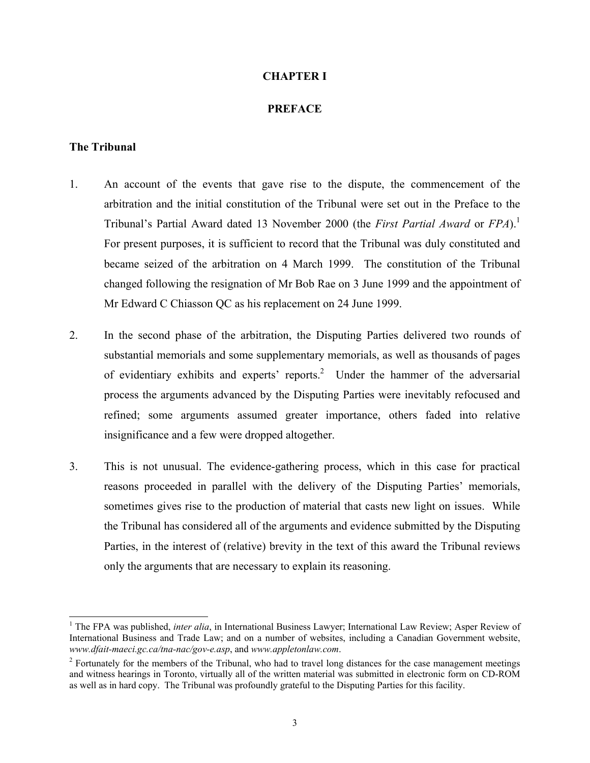# CHAPTER I

## PREFACE

### The Tribunal

1. An account of the events that gave rise to the dispute, the commencement of the arbitration and the initial constitution of the Tribunal were set out in the Preface to the Tribunal's Partial Award dated 13 November 2000 (the *First Partial Award* or *FPA*).[1] For present purposes, it is sufficient to record that the Tribunal was duly constituted and became seized of the arbitration on 4 March 1999. The constitution of the Tribunal changed following the resignation of Mr Bob Rae on 3 June 1999 and the appointment of Mr Edward C Chiasson QC as his replacement on 24 June 1999.

2. In the second phase of the arbitration, the Disputing Parties delivered two rounds of substantial memorials and some supplementary memorials, as well as thousands of pages of evidentiary exhibits and experts' reports.[2] Under the hammer of the adversarial process the arguments advanced by the Disputing Parties were inevitably refocused and refined; some arguments assumed greater importance, others faded into relative insignificance and a few were dropped altogether.

3. This is not unusual. The evidence-gathering process, which in this case for practical reasons proceeded in parallel with the delivery of the Disputing Parties' memorials, sometimes gives rise to the production of material that casts new light on issues. While the Tribunal has considered all of the arguments and evidence submitted by the Disputing Parties, in the interest of (relative) brevity in the text of this award the Tribunal reviews only the arguments that are necessary to explain its reasoning.

---

[1] The FPA was published, *inter alia*, in International Business Lawyer; International Law Review; Asper Review of International Business and Trade Law; and on a number of websites, including a Canadian Government website, *www.dfait-maeci.gc.ca/tna-nac/gov-e.asp*, and *www.appletonlaw.com*.

[2] Fortunately for the members of the Tribunal, who had to travel long distances for the case management meetings and witness hearings in Toronto, virtually all of the written material was submitted in electronic form on CD-ROM as well as in hard copy. The Tribunal was profoundly grateful to the Disputing Parties for this facility.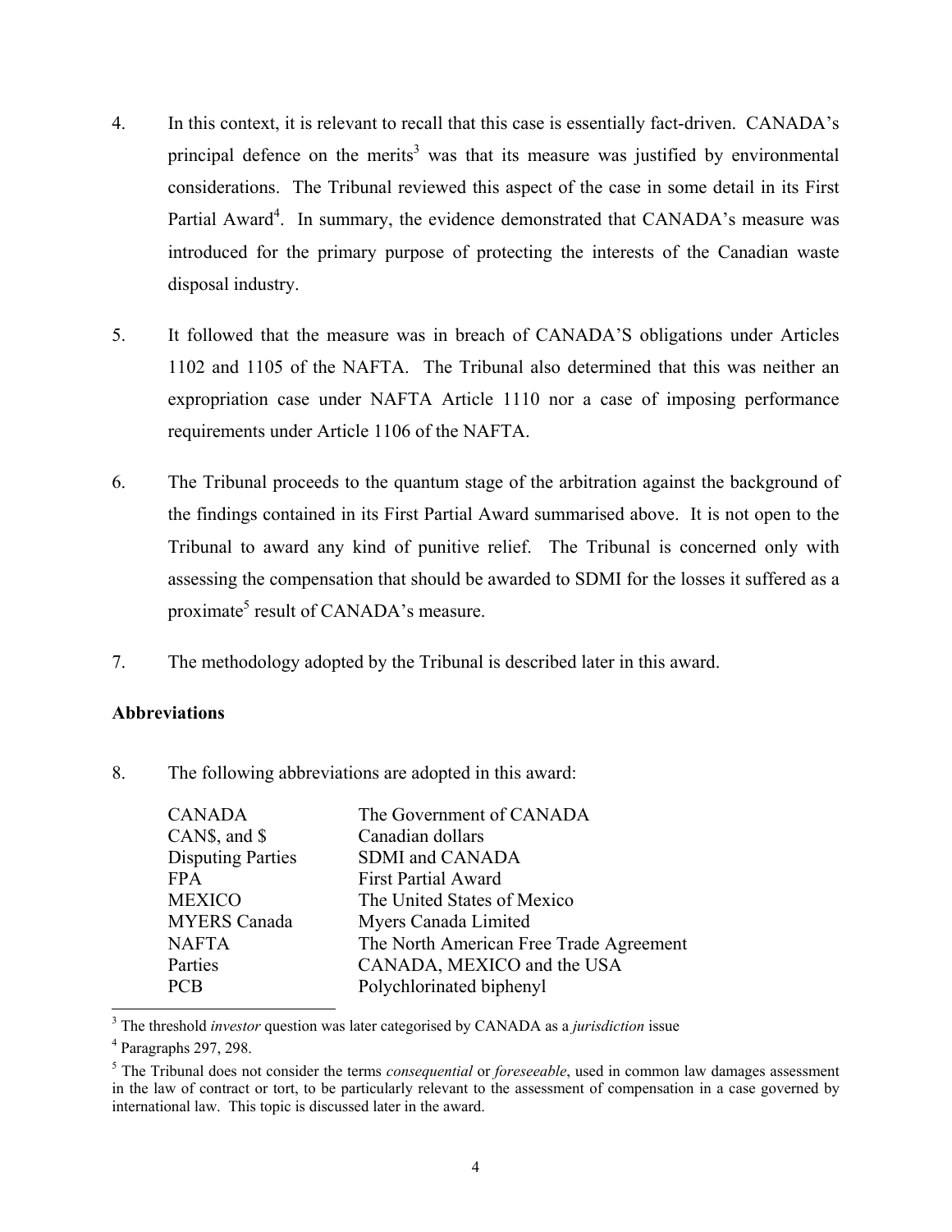4. In this context, it is relevant to recall that this case is essentially fact-driven. CANADA's principal defence on the merits[3] was that its measure was justified by environmental considerations. The Tribunal reviewed this aspect of the case in some detail in its First Partial Award[4]. In summary, the evidence demonstrated that CANADA's measure was introduced for the primary purpose of protecting the interests of the Canadian waste disposal industry.

5. It followed that the measure was in breach of CANADA'S obligations under Articles 1102 and 1105 of the NAFTA. The Tribunal also determined that this was neither an expropriation case under NAFTA Article 1110 nor a case of imposing performance requirements under Article 1106 of the NAFTA.

6. The Tribunal proceeds to the quantum stage of the arbitration against the background of the findings contained in its First Partial Award summarised above. It is not open to the Tribunal to award any kind of punitive relief. The Tribunal is concerned only with assessing the compensation that should be awarded to SDMI for the losses it suffered as a proximate[5] result of CANADA's measure.

7. The methodology adopted by the Tribunal is described later in this award.

**Abbreviations**

8. The following abbreviations are adopted in this award:

| | |
|---|---|
| CANADA | The Government of CANADA |
| CAN$, and $ | Canadian dollars |
| Disputing Parties | SDMI and CANADA |
| FPA | First Partial Award |
| MEXICO | The United States of Mexico |
| MYERS Canada | Myers Canada Limited |
| NAFTA | The North American Free Trade Agreement |
| Parties | CANADA, MEXICO and the USA |
| PCB | Polychlorinated biphenyl |

---

[3] The threshold *investor* question was later categorised by CANADA as a *jurisdiction* issue

[4] Paragraphs 297, 298.

[5] The Tribunal does not consider the terms *consequential* or *foreseeable*, used in common law damages assessment in the law of contract or tort, to be particularly relevant to the assessment of compensation in a case governed by international law. This topic is discussed later in the award.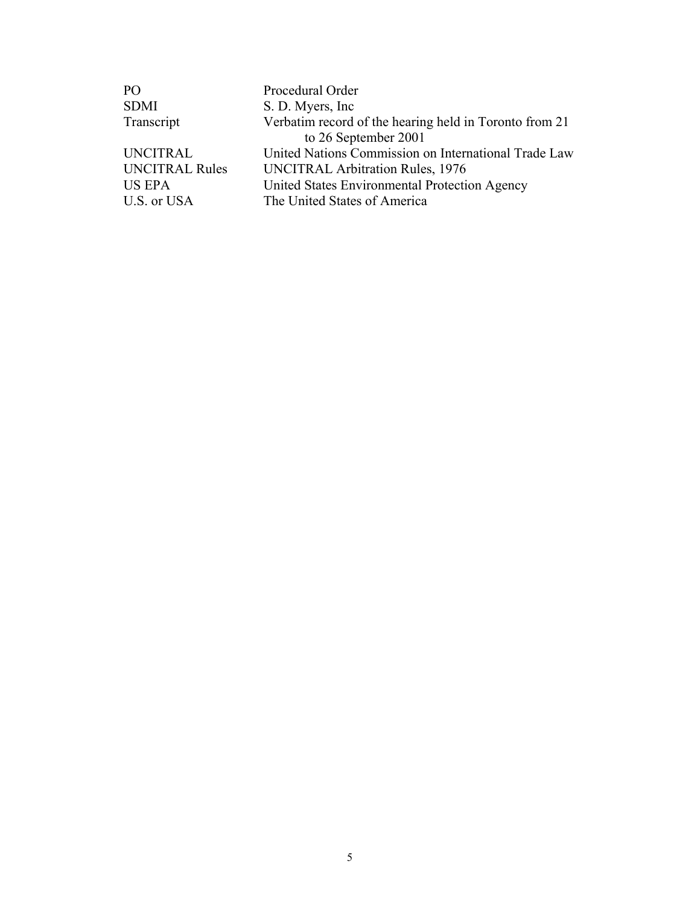| | |
|---|---|
| PO | Procedural Order |
| SDMI | S. D. Myers, Inc |
| Transcript | Verbatim record of the hearing held in Toronto from 21 to 26 September 2001 |
| UNCITRAL | United Nations Commission on International Trade Law |
| UNCITRAL Rules | UNCITRAL Arbitration Rules, 1976 |
| US EPA | United States Environmental Protection Agency |
| U.S. or USA | The United States of America |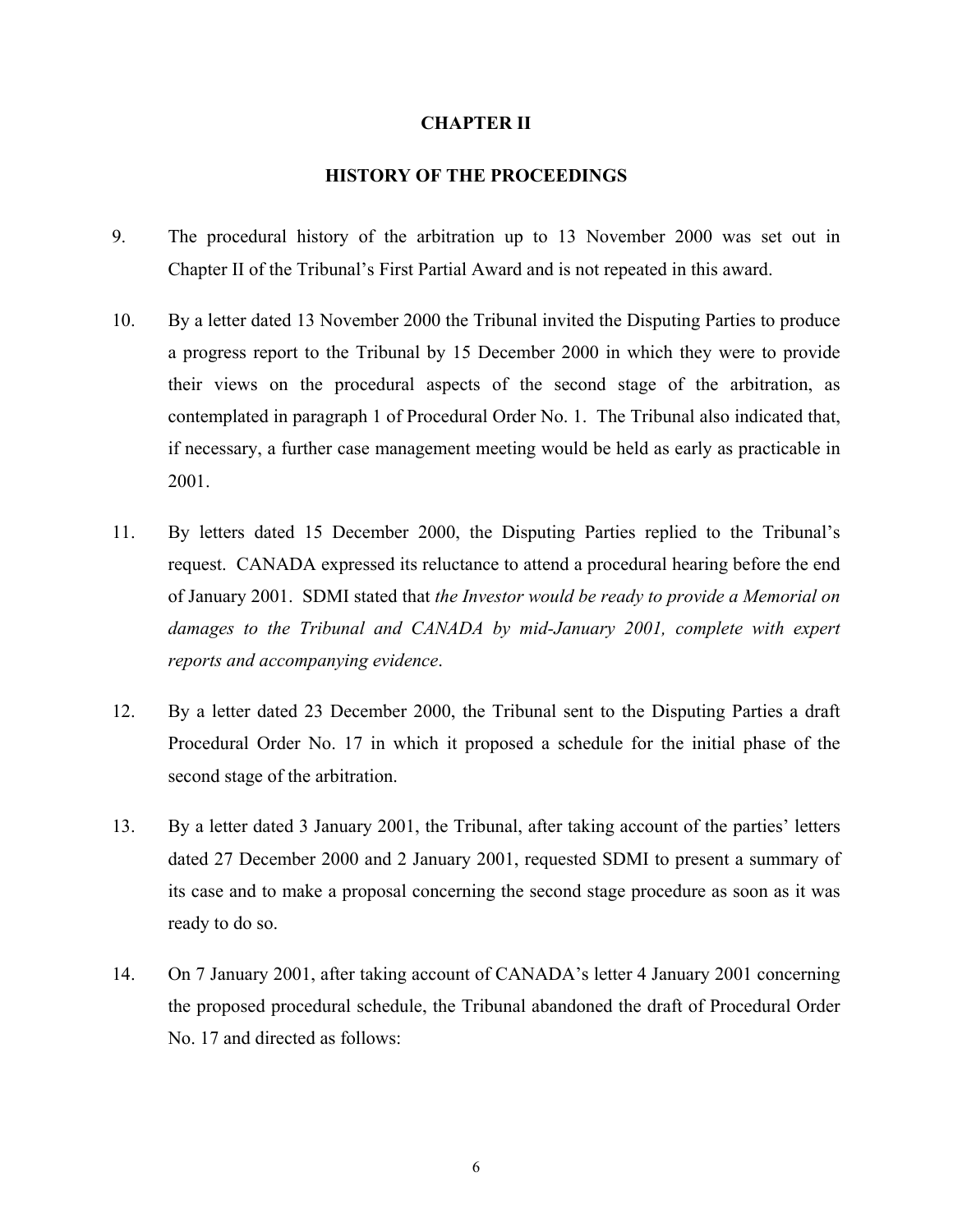# CHAPTER II

## HISTORY OF THE PROCEEDINGS

9. The procedural history of the arbitration up to 13 November 2000 was set out in Chapter II of the Tribunal's First Partial Award and is not repeated in this award.

10. By a letter dated 13 November 2000 the Tribunal invited the Disputing Parties to produce a progress report to the Tribunal by 15 December 2000 in which they were to provide their views on the procedural aspects of the second stage of the arbitration, as contemplated in paragraph 1 of Procedural Order No. 1. The Tribunal also indicated that, if necessary, a further case management meeting would be held as early as practicable in 2001.

11. By letters dated 15 December 2000, the Disputing Parties replied to the Tribunal's request. CANADA expressed its reluctance to attend a procedural hearing before the end of January 2001. SDMI stated that *the Investor would be ready to provide a Memorial on damages to the Tribunal and CANADA by mid-January 2001, complete with expert reports and accompanying evidence*.

12. By a letter dated 23 December 2000, the Tribunal sent to the Disputing Parties a draft Procedural Order No. 17 in which it proposed a schedule for the initial phase of the second stage of the arbitration.

13. By a letter dated 3 January 2001, the Tribunal, after taking account of the parties' letters dated 27 December 2000 and 2 January 2001, requested SDMI to present a summary of its case and to make a proposal concerning the second stage procedure as soon as it was ready to do so.

14. On 7 January 2001, after taking account of CANADA's letter 4 January 2001 concerning the proposed procedural schedule, the Tribunal abandoned the draft of Procedural Order No. 17 and directed as follows: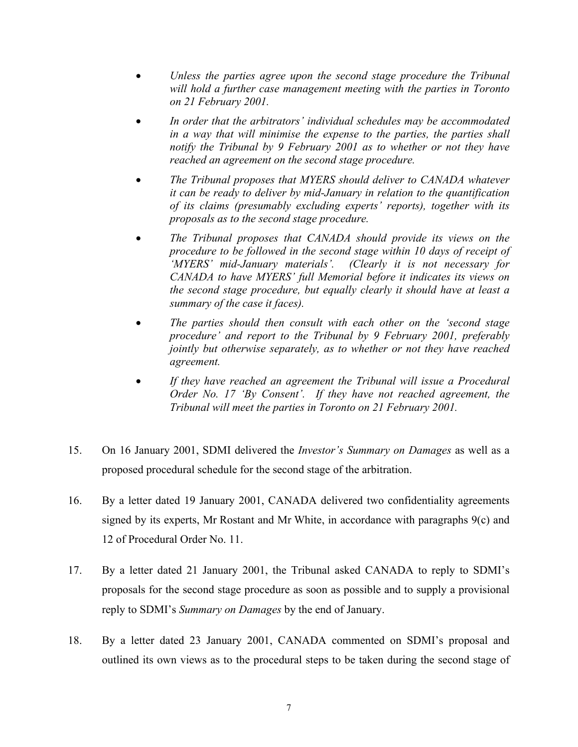- *Unless the parties agree upon the second stage procedure the Tribunal will hold a further case management meeting with the parties in Toronto on 21 February 2001.*
- *In order that the arbitrators' individual schedules may be accommodated in a way that will minimise the expense to the parties, the parties shall notify the Tribunal by 9 February 2001 as to whether or not they have reached an agreement on the second stage procedure.*
- *The Tribunal proposes that MYERS should deliver to CANADA whatever it can be ready to deliver by mid-January in relation to the quantification of its claims (presumably excluding experts' reports), together with its proposals as to the second stage procedure.*
- *The Tribunal proposes that CANADA should provide its views on the procedure to be followed in the second stage within 10 days of receipt of 'MYERS' mid-January materials'. (Clearly it is not necessary for CANADA to have MYERS' full Memorial before it indicates its views on the second stage procedure, but equally clearly it should have at least a summary of the case it faces).*
- *The parties should then consult with each other on the 'second stage procedure' and report to the Tribunal by 9 February 2001, preferably jointly but otherwise separately, as to whether or not they have reached agreement.*
- *If they have reached an agreement the Tribunal will issue a Procedural Order No. 17 'By Consent'. If they have not reached agreement, the Tribunal will meet the parties in Toronto on 21 February 2001.*

15. On 16 January 2001, SDMI delivered the *Investor's Summary on Damages* as well as a proposed procedural schedule for the second stage of the arbitration.

16. By a letter dated 19 January 2001, CANADA delivered two confidentiality agreements signed by its experts, Mr Rostant and Mr White, in accordance with paragraphs 9(c) and 12 of Procedural Order No. 11.

17. By a letter dated 21 January 2001, the Tribunal asked CANADA to reply to SDMI's proposals for the second stage procedure as soon as possible and to supply a provisional reply to SDMI's *Summary on Damages* by the end of January.

18. By a letter dated 23 January 2001, CANADA commented on SDMI's proposal and outlined its own views as to the procedural steps to be taken during the second stage of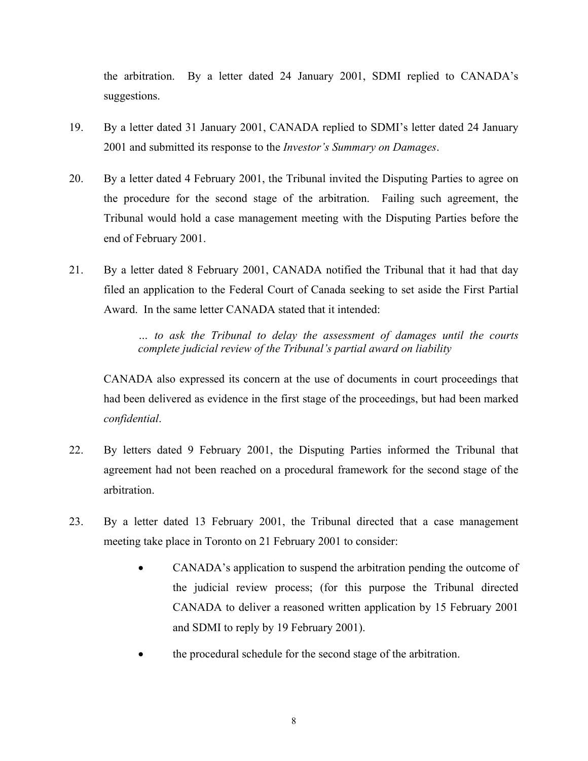the arbitration. By a letter dated 24 January 2001, SDMI replied to CANADA's suggestions.

19. By a letter dated 31 January 2001, CANADA replied to SDMI's letter dated 24 January 2001 and submitted its response to the *Investor's Summary on Damages*.

20. By a letter dated 4 February 2001, the Tribunal invited the Disputing Parties to agree on the procedure for the second stage of the arbitration. Failing such agreement, the Tribunal would hold a case management meeting with the Disputing Parties before the end of February 2001.

21. By a letter dated 8 February 2001, CANADA notified the Tribunal that it had that day filed an application to the Federal Court of Canada seeking to set aside the First Partial Award. In the same letter CANADA stated that it intended:

> *… to ask the Tribunal to delay the assessment of damages until the courts complete judicial review of the Tribunal's partial award on liability*

CANADA also expressed its concern at the use of documents in court proceedings that had been delivered as evidence in the first stage of the proceedings, but had been marked *confidential*.

22. By letters dated 9 February 2001, the Disputing Parties informed the Tribunal that agreement had not been reached on a procedural framework for the second stage of the arbitration.

23. By a letter dated 13 February 2001, the Tribunal directed that a case management meeting take place in Toronto on 21 February 2001 to consider:

- CANADA's application to suspend the arbitration pending the outcome of the judicial review process; (for this purpose the Tribunal directed CANADA to deliver a reasoned written application by 15 February 2001 and SDMI to reply by 19 February 2001).
- the procedural schedule for the second stage of the arbitration.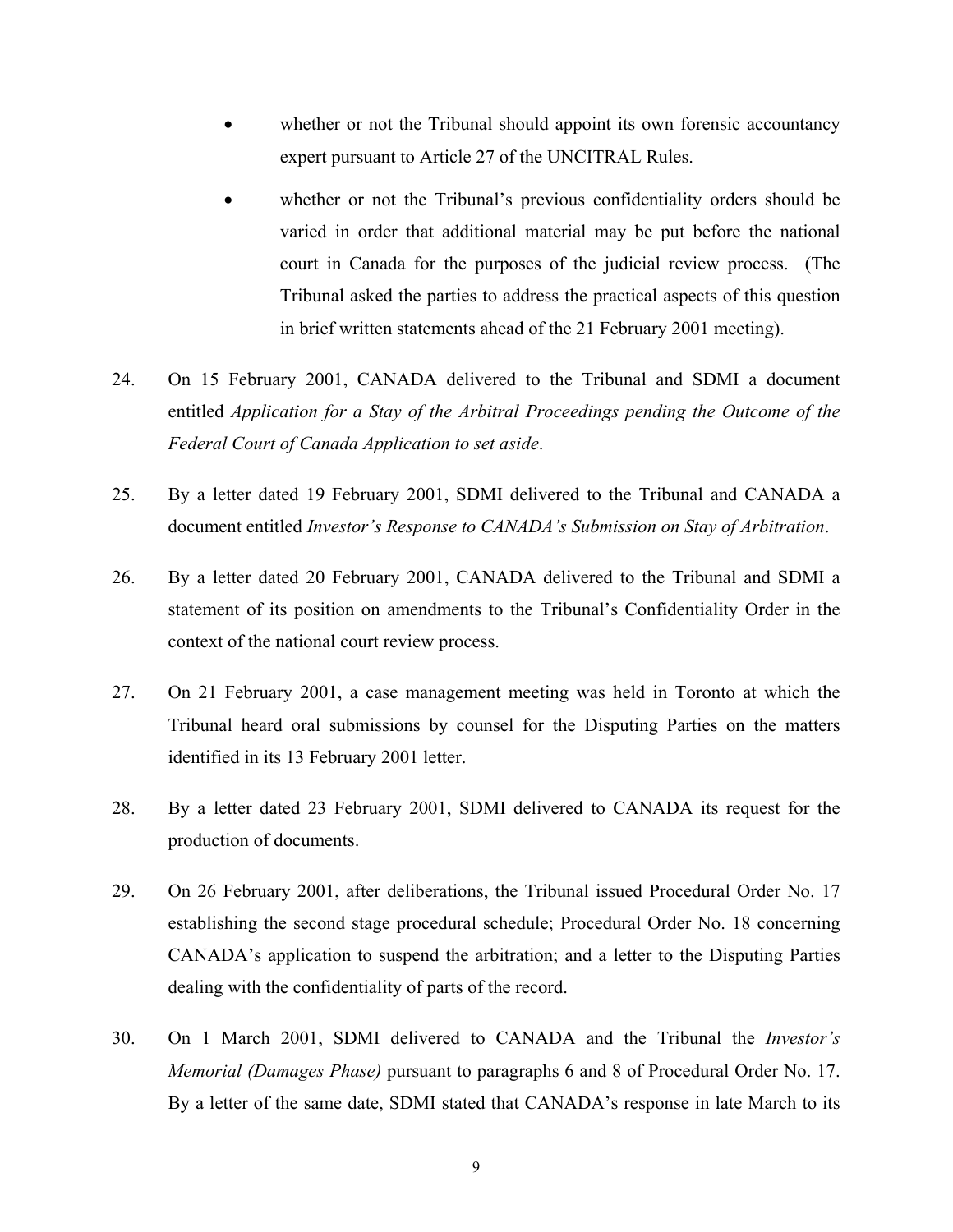- whether or not the Tribunal should appoint its own forensic accountancy expert pursuant to Article 27 of the UNCITRAL Rules.
- whether or not the Tribunal's previous confidentiality orders should be varied in order that additional material may be put before the national court in Canada for the purposes of the judicial review process. (The Tribunal asked the parties to address the practical aspects of this question in brief written statements ahead of the 21 February 2001 meeting).

24. On 15 February 2001, CANADA delivered to the Tribunal and SDMI a document entitled *Application for a Stay of the Arbitral Proceedings pending the Outcome of the Federal Court of Canada Application to set aside*.

25. By a letter dated 19 February 2001, SDMI delivered to the Tribunal and CANADA a document entitled *Investor's Response to CANADA's Submission on Stay of Arbitration*.

26. By a letter dated 20 February 2001, CANADA delivered to the Tribunal and SDMI a statement of its position on amendments to the Tribunal's Confidentiality Order in the context of the national court review process.

27. On 21 February 2001, a case management meeting was held in Toronto at which the Tribunal heard oral submissions by counsel for the Disputing Parties on the matters identified in its 13 February 2001 letter.

28. By a letter dated 23 February 2001, SDMI delivered to CANADA its request for the production of documents.

29. On 26 February 2001, after deliberations, the Tribunal issued Procedural Order No. 17 establishing the second stage procedural schedule; Procedural Order No. 18 concerning CANADA's application to suspend the arbitration; and a letter to the Disputing Parties dealing with the confidentiality of parts of the record.

30. On 1 March 2001, SDMI delivered to CANADA and the Tribunal the *Investor's Memorial (Damages Phase)* pursuant to paragraphs 6 and 8 of Procedural Order No. 17. By a letter of the same date, SDMI stated that CANADA's response in late March to its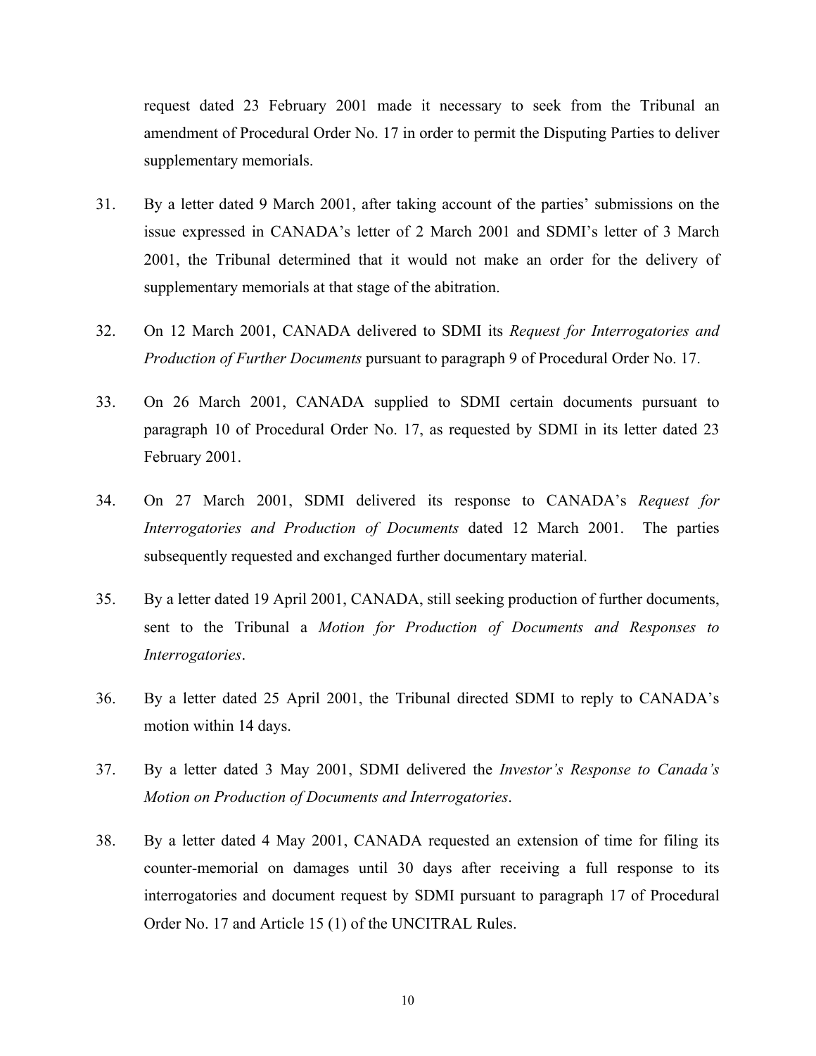request dated 23 February 2001 made it necessary to seek from the Tribunal an amendment of Procedural Order No. 17 in order to permit the Disputing Parties to deliver supplementary memorials.

31. By a letter dated 9 March 2001, after taking account of the parties' submissions on the issue expressed in CANADA's letter of 2 March 2001 and SDMI's letter of 3 March 2001, the Tribunal determined that it would not make an order for the delivery of supplementary memorials at that stage of the abitration.

32. On 12 March 2001, CANADA delivered to SDMI its *Request for Interrogatories and Production of Further Documents* pursuant to paragraph 9 of Procedural Order No. 17.

33. On 26 March 2001, CANADA supplied to SDMI certain documents pursuant to paragraph 10 of Procedural Order No. 17, as requested by SDMI in its letter dated 23 February 2001.

34. On 27 March 2001, SDMI delivered its response to CANADA's *Request for Interrogatories and Production of Documents* dated 12 March 2001. The parties subsequently requested and exchanged further documentary material.

35. By a letter dated 19 April 2001, CANADA, still seeking production of further documents, sent to the Tribunal a *Motion for Production of Documents and Responses to Interrogatories*.

36. By a letter dated 25 April 2001, the Tribunal directed SDMI to reply to CANADA's motion within 14 days.

37. By a letter dated 3 May 2001, SDMI delivered the *Investor's Response to Canada's Motion on Production of Documents and Interrogatories*.

38. By a letter dated 4 May 2001, CANADA requested an extension of time for filing its counter-memorial on damages until 30 days after receiving a full response to its interrogatories and document request by SDMI pursuant to paragraph 17 of Procedural Order No. 17 and Article 15 (1) of the UNCITRAL Rules.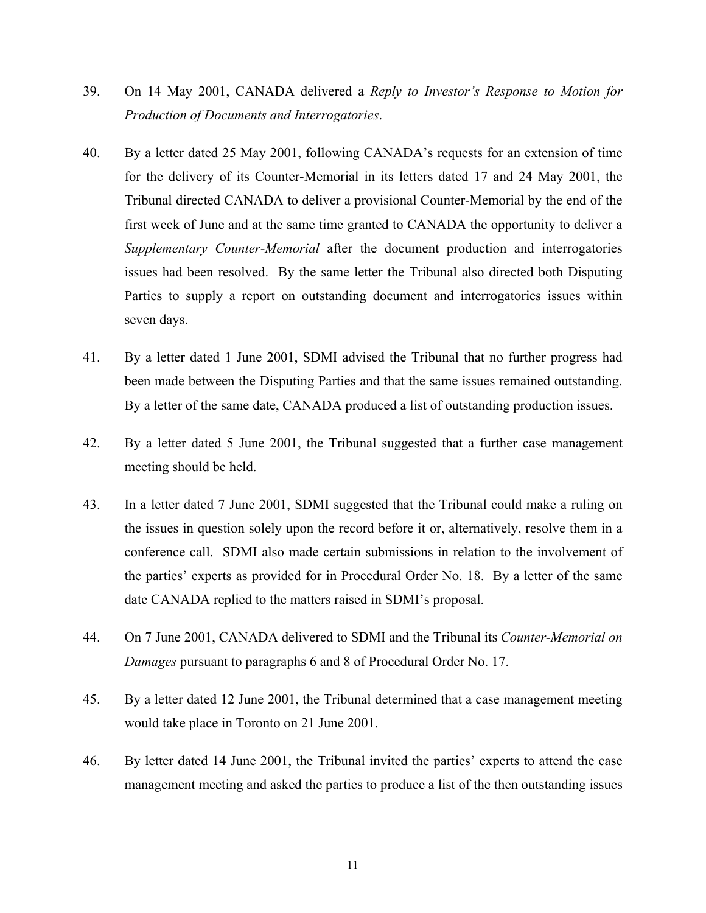39. On 14 May 2001, CANADA delivered a *Reply to Investor's Response to Motion for Production of Documents and Interrogatories*.

40. By a letter dated 25 May 2001, following CANADA's requests for an extension of time for the delivery of its Counter-Memorial in its letters dated 17 and 24 May 2001, the Tribunal directed CANADA to deliver a provisional Counter-Memorial by the end of the first week of June and at the same time granted to CANADA the opportunity to deliver a *Supplementary Counter-Memorial* after the document production and interrogatories issues had been resolved. By the same letter the Tribunal also directed both Disputing Parties to supply a report on outstanding document and interrogatories issues within seven days.

41. By a letter dated 1 June 2001, SDMI advised the Tribunal that no further progress had been made between the Disputing Parties and that the same issues remained outstanding. By a letter of the same date, CANADA produced a list of outstanding production issues.

42. By a letter dated 5 June 2001, the Tribunal suggested that a further case management meeting should be held.

43. In a letter dated 7 June 2001, SDMI suggested that the Tribunal could make a ruling on the issues in question solely upon the record before it or, alternatively, resolve them in a conference call. SDMI also made certain submissions in relation to the involvement of the parties' experts as provided for in Procedural Order No. 18. By a letter of the same date CANADA replied to the matters raised in SDMI's proposal.

44. On 7 June 2001, CANADA delivered to SDMI and the Tribunal its *Counter-Memorial on Damages* pursuant to paragraphs 6 and 8 of Procedural Order No. 17.

45. By a letter dated 12 June 2001, the Tribunal determined that a case management meeting would take place in Toronto on 21 June 2001.

46. By letter dated 14 June 2001, the Tribunal invited the parties' experts to attend the case management meeting and asked the parties to produce a list of the then outstanding issues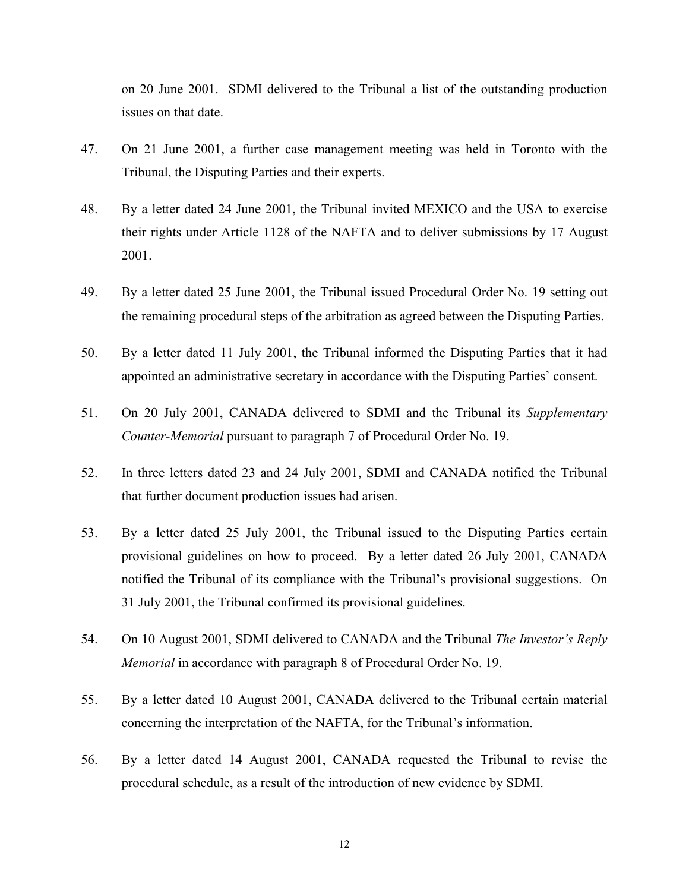on 20 June 2001. SDMI delivered to the Tribunal a list of the outstanding production issues on that date.

47. On 21 June 2001, a further case management meeting was held in Toronto with the Tribunal, the Disputing Parties and their experts.

48. By a letter dated 24 June 2001, the Tribunal invited MEXICO and the USA to exercise their rights under Article 1128 of the NAFTA and to deliver submissions by 17 August 2001.

49. By a letter dated 25 June 2001, the Tribunal issued Procedural Order No. 19 setting out the remaining procedural steps of the arbitration as agreed between the Disputing Parties.

50. By a letter dated 11 July 2001, the Tribunal informed the Disputing Parties that it had appointed an administrative secretary in accordance with the Disputing Parties' consent.

51. On 20 July 2001, CANADA delivered to SDMI and the Tribunal its *Supplementary Counter-Memorial* pursuant to paragraph 7 of Procedural Order No. 19.

52. In three letters dated 23 and 24 July 2001, SDMI and CANADA notified the Tribunal that further document production issues had arisen.

53. By a letter dated 25 July 2001, the Tribunal issued to the Disputing Parties certain provisional guidelines on how to proceed. By a letter dated 26 July 2001, CANADA notified the Tribunal of its compliance with the Tribunal's provisional suggestions. On 31 July 2001, the Tribunal confirmed its provisional guidelines.

54. On 10 August 2001, SDMI delivered to CANADA and the Tribunal *The Investor's Reply Memorial* in accordance with paragraph 8 of Procedural Order No. 19.

55. By a letter dated 10 August 2001, CANADA delivered to the Tribunal certain material concerning the interpretation of the NAFTA, for the Tribunal's information.

56. By a letter dated 14 August 2001, CANADA requested the Tribunal to revise the procedural schedule, as a result of the introduction of new evidence by SDMI.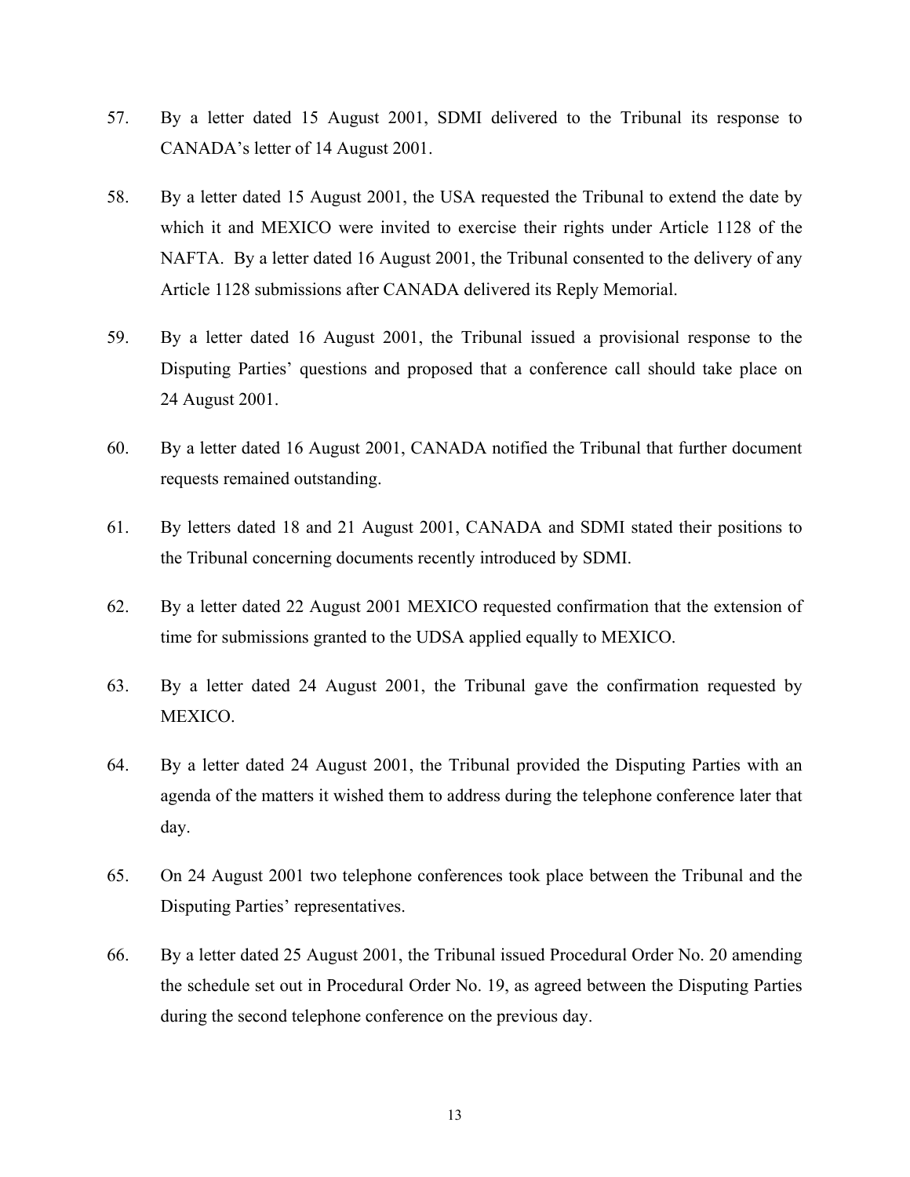57. By a letter dated 15 August 2001, SDMI delivered to the Tribunal its response to CANADA's letter of 14 August 2001.

58. By a letter dated 15 August 2001, the USA requested the Tribunal to extend the date by which it and MEXICO were invited to exercise their rights under Article 1128 of the NAFTA. By a letter dated 16 August 2001, the Tribunal consented to the delivery of any Article 1128 submissions after CANADA delivered its Reply Memorial.

59. By a letter dated 16 August 2001, the Tribunal issued a provisional response to the Disputing Parties' questions and proposed that a conference call should take place on 24 August 2001.

60. By a letter dated 16 August 2001, CANADA notified the Tribunal that further document requests remained outstanding.

61. By letters dated 18 and 21 August 2001, CANADA and SDMI stated their positions to the Tribunal concerning documents recently introduced by SDMI.

62. By a letter dated 22 August 2001 MEXICO requested confirmation that the extension of time for submissions granted to the UDSA applied equally to MEXICO.

63. By a letter dated 24 August 2001, the Tribunal gave the confirmation requested by MEXICO.

64. By a letter dated 24 August 2001, the Tribunal provided the Disputing Parties with an agenda of the matters it wished them to address during the telephone conference later that day.

65. On 24 August 2001 two telephone conferences took place between the Tribunal and the Disputing Parties' representatives.

66. By a letter dated 25 August 2001, the Tribunal issued Procedural Order No. 20 amending the schedule set out in Procedural Order No. 19, as agreed between the Disputing Parties during the second telephone conference on the previous day.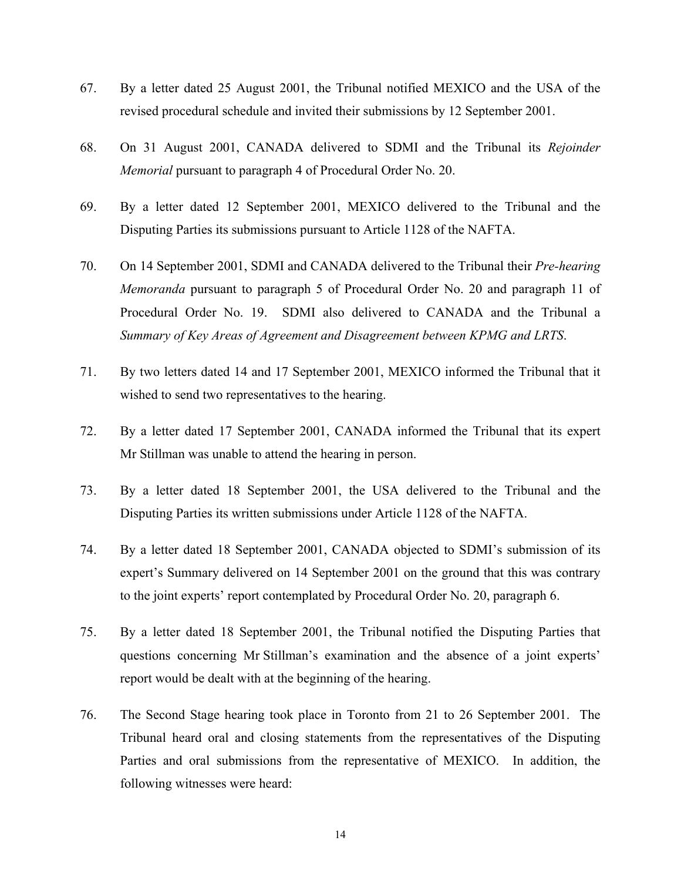67. By a letter dated 25 August 2001, the Tribunal notified MEXICO and the USA of the revised procedural schedule and invited their submissions by 12 September 2001.

68. On 31 August 2001, CANADA delivered to SDMI and the Tribunal its *Rejoinder Memorial* pursuant to paragraph 4 of Procedural Order No. 20.

69. By a letter dated 12 September 2001, MEXICO delivered to the Tribunal and the Disputing Parties its submissions pursuant to Article 1128 of the NAFTA.

70. On 14 September 2001, SDMI and CANADA delivered to the Tribunal their *Pre-hearing Memoranda* pursuant to paragraph 5 of Procedural Order No. 20 and paragraph 11 of Procedural Order No. 19. SDMI also delivered to CANADA and the Tribunal a *Summary of Key Areas of Agreement and Disagreement between KPMG and LRTS*.

71. By two letters dated 14 and 17 September 2001, MEXICO informed the Tribunal that it wished to send two representatives to the hearing.

72. By a letter dated 17 September 2001, CANADA informed the Tribunal that its expert Mr Stillman was unable to attend the hearing in person.

73. By a letter dated 18 September 2001, the USA delivered to the Tribunal and the Disputing Parties its written submissions under Article 1128 of the NAFTA.

74. By a letter dated 18 September 2001, CANADA objected to SDMI's submission of its expert's Summary delivered on 14 September 2001 on the ground that this was contrary to the joint experts' report contemplated by Procedural Order No. 20, paragraph 6.

75. By a letter dated 18 September 2001, the Tribunal notified the Disputing Parties that questions concerning Mr Stillman's examination and the absence of a joint experts' report would be dealt with at the beginning of the hearing.

76. The Second Stage hearing took place in Toronto from 21 to 26 September 2001. The Tribunal heard oral and closing statements from the representatives of the Disputing Parties and oral submissions from the representative of MEXICO. In addition, the following witnesses were heard: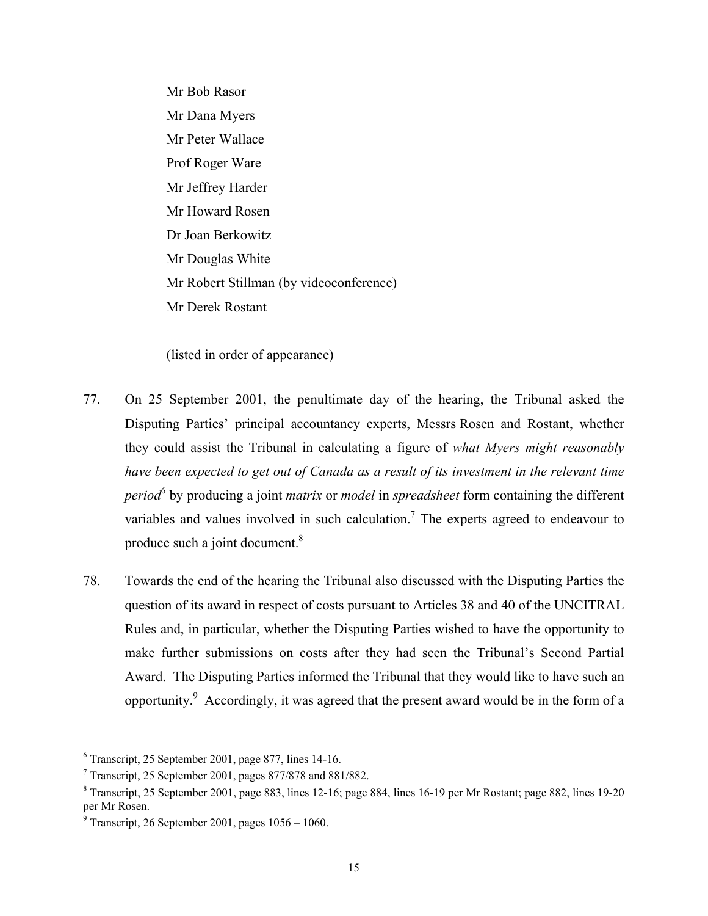Mr Bob Rasor
Mr Dana Myers
Mr Peter Wallace
Prof Roger Ware
Mr Jeffrey Harder
Mr Howard Rosen
Dr Joan Berkowitz
Mr Douglas White
Mr Robert Stillman (by videoconference)
Mr Derek Rostant

(listed in order of appearance)

77. On 25 September 2001, the penultimate day of the hearing, the Tribunal asked the Disputing Parties' principal accountancy experts, Messrs Rosen and Rostant, whether they could assist the Tribunal in calculating a figure of *what Myers might reasonably have been expected to get out of Canada as a result of its investment in the relevant time period*[6] by producing a joint *matrix* or *model* in *spreadsheet* form containing the different variables and values involved in such calculation.[7] The experts agreed to endeavour to produce such a joint document.[8]

78. Towards the end of the hearing the Tribunal also discussed with the Disputing Parties the question of its award in respect of costs pursuant to Articles 38 and 40 of the UNCITRAL Rules and, in particular, whether the Disputing Parties wished to have the opportunity to make further submissions on costs after they had seen the Tribunal's Second Partial Award. The Disputing Parties informed the Tribunal that they would like to have such an opportunity.[9] Accordingly, it was agreed that the present award would be in the form of a

---

[6] Transcript, 25 September 2001, page 877, lines 14-16.

[7] Transcript, 25 September 2001, pages 877/878 and 881/882.

[8] Transcript, 25 September 2001, page 883, lines 12-16; page 884, lines 16-19 per Mr Rostant; page 882, lines 19-20 per Mr Rosen.

[9] Transcript, 26 September 2001, pages 1056 – 1060.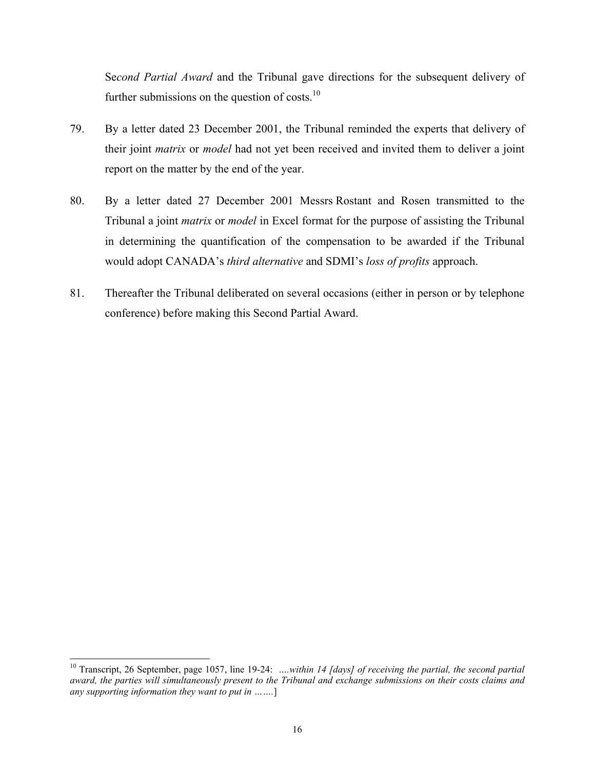Se*cond Partial Award* and the Tribunal gave directions for the subsequent delivery of further submissions on the question of costs.[10]

79. By a letter dated 23 December 2001, the Tribunal reminded the experts that delivery of their joint *matrix* or *model* had not yet been received and invited them to deliver a joint report on the matter by the end of the year.

80. By a letter dated 27 December 2001 Messrs Rostant and Rosen transmitted to the Tribunal a joint *matrix* or *model* in Excel format for the purpose of assisting the Tribunal in determining the quantification of the compensation to be awarded if the Tribunal would adopt CANADA's *third alternative* and SDMI's *loss of profits* approach.

81. Thereafter the Tribunal deliberated on several occasions (either in person or by telephone conference) before making this Second Partial Award.

---

[10] Transcript, 26 September, page 1057, line 19-24: *….within 14 [days] of receiving the partial, the second partial award, the parties will simultaneously present to the Tribunal and exchange submissions on their costs claims and any supporting information they want to put in …….*]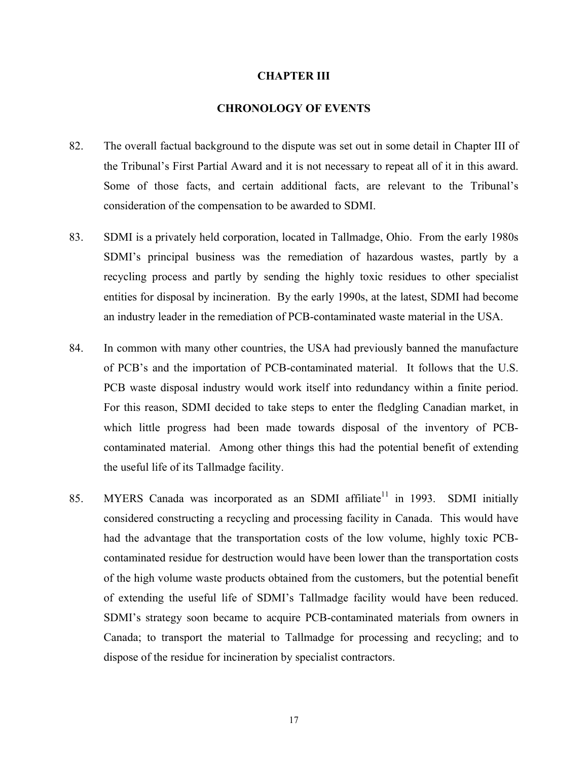# CHAPTER III

## CHRONOLOGY OF EVENTS

82. The overall factual background to the dispute was set out in some detail in Chapter III of the Tribunal's First Partial Award and it is not necessary to repeat all of it in this award. Some of those facts, and certain additional facts, are relevant to the Tribunal's consideration of the compensation to be awarded to SDMI.

83. SDMI is a privately held corporation, located in Tallmadge, Ohio. From the early 1980s SDMI's principal business was the remediation of hazardous wastes, partly by a recycling process and partly by sending the highly toxic residues to other specialist entities for disposal by incineration. By the early 1990s, at the latest, SDMI had become an industry leader in the remediation of PCB-contaminated waste material in the USA.

84. In common with many other countries, the USA had previously banned the manufacture of PCB's and the importation of PCB-contaminated material. It follows that the U.S. PCB waste disposal industry would work itself into redundancy within a finite period. For this reason, SDMI decided to take steps to enter the fledgling Canadian market, in which little progress had been made towards disposal of the inventory of PCB-contaminated material. Among other things this had the potential benefit of extending the useful life of its Tallmadge facility.

85. MYERS Canada was incorporated as an SDMI affiliate[11] in 1993. SDMI initially considered constructing a recycling and processing facility in Canada. This would have had the advantage that the transportation costs of the low volume, highly toxic PCB-contaminated residue for destruction would have been lower than the transportation costs of the high volume waste products obtained from the customers, but the potential benefit of extending the useful life of SDMI's Tallmadge facility would have been reduced. SDMI's strategy soon became to acquire PCB-contaminated materials from owners in Canada; to transport the material to Tallmadge for processing and recycling; and to dispose of the residue for incineration by specialist contractors.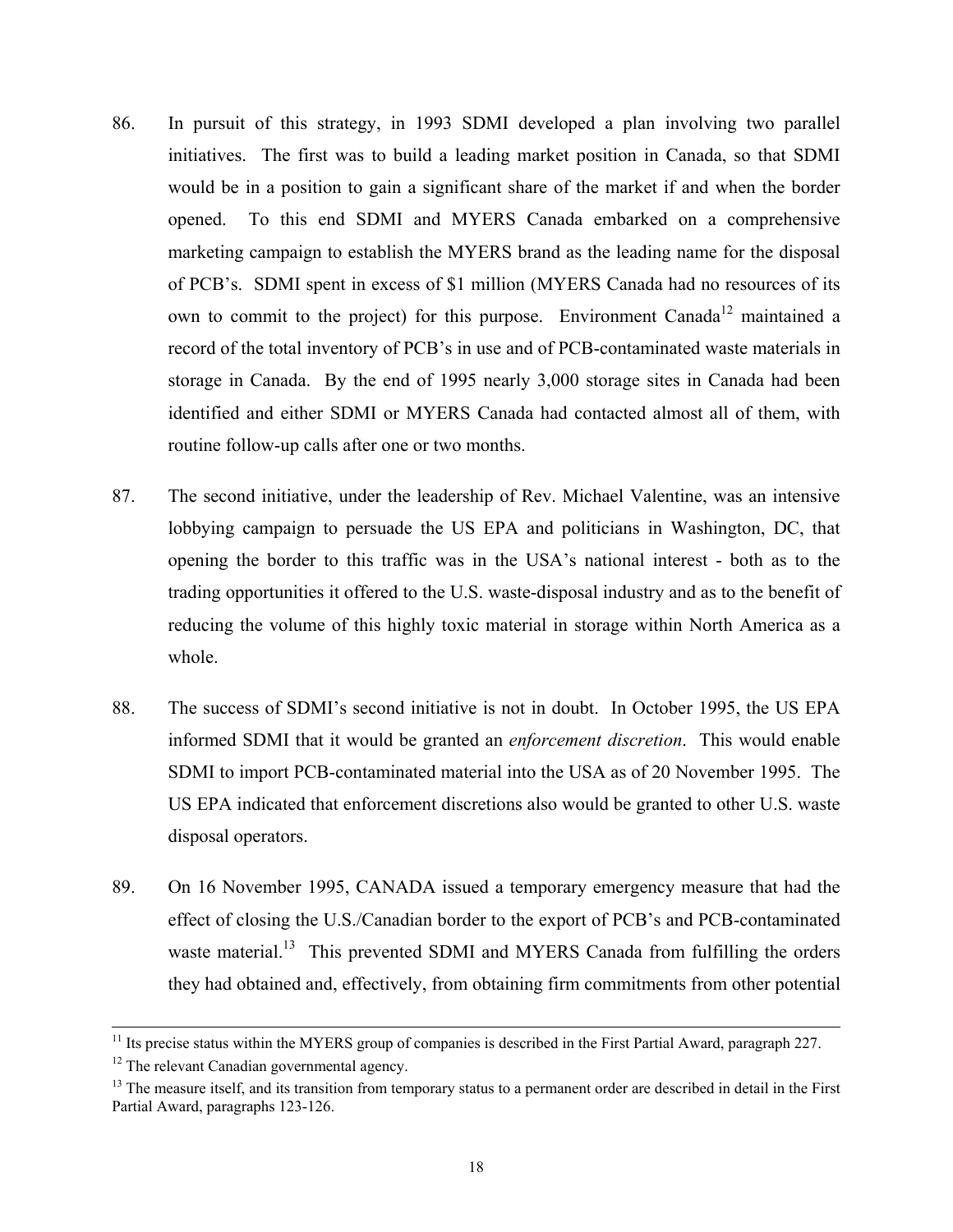86. In pursuit of this strategy, in 1993 SDMI developed a plan involving two parallel initiatives. The first was to build a leading market position in Canada, so that SDMI would be in a position to gain a significant share of the market if and when the border opened. To this end SDMI and MYERS Canada embarked on a comprehensive marketing campaign to establish the MYERS brand as the leading name for the disposal of PCB's. SDMI spent in excess of $1 million (MYERS Canada had no resources of its own to commit to the project) for this purpose. Environment Canada[12] maintained a record of the total inventory of PCB's in use and of PCB-contaminated waste materials in storage in Canada. By the end of 1995 nearly 3,000 storage sites in Canada had been identified and either SDMI or MYERS Canada had contacted almost all of them, with routine follow-up calls after one or two months.

87. The second initiative, under the leadership of Rev. Michael Valentine, was an intensive lobbying campaign to persuade the US EPA and politicians in Washington, DC, that opening the border to this traffic was in the USA's national interest - both as to the trading opportunities it offered to the U.S. waste-disposal industry and as to the benefit of reducing the volume of this highly toxic material in storage within North America as a whole.

88. The success of SDMI's second initiative is not in doubt. In October 1995, the US EPA informed SDMI that it would be granted an *enforcement discretion*. This would enable SDMI to import PCB-contaminated material into the USA as of 20 November 1995. The US EPA indicated that enforcement discretions also would be granted to other U.S. waste disposal operators.

89. On 16 November 1995, CANADA issued a temporary emergency measure that had the effect of closing the U.S./Canadian border to the export of PCB's and PCB-contaminated waste material.[13] This prevented SDMI and MYERS Canada from fulfilling the orders they had obtained and, effectively, from obtaining firm commitments from other potential

---

[11] Its precise status within the MYERS group of companies is described in the First Partial Award, paragraph 227.

[12] The relevant Canadian governmental agency.

[13] The measure itself, and its transition from temporary status to a permanent order are described in detail in the First Partial Award, paragraphs 123-126.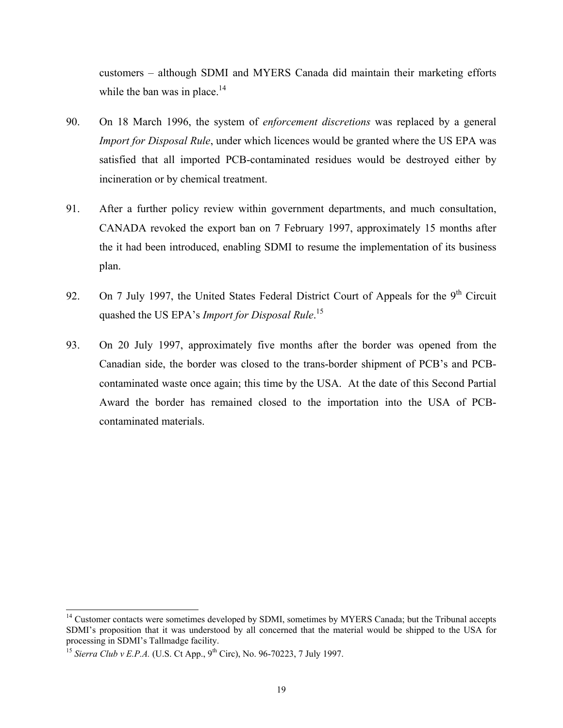customers – although SDMI and MYERS Canada did maintain their marketing efforts while the ban was in place.[14]

90. On 18 March 1996, the system of *enforcement discretions* was replaced by a general *Import for Disposal Rule*, under which licences would be granted where the US EPA was satisfied that all imported PCB-contaminated residues would be destroyed either by incineration or by chemical treatment.

91. After a further policy review within government departments, and much consultation, CANADA revoked the export ban on 7 February 1997, approximately 15 months after the it had been introduced, enabling SDMI to resume the implementation of its business plan.

92. On 7 July 1997, the United States Federal District Court of Appeals for the 9th Circuit quashed the US EPA's *Import for Disposal Rule*.[15]

93. On 20 July 1997, approximately five months after the border was opened from the Canadian side, the border was closed to the trans-border shipment of PCB's and PCB-contaminated waste once again; this time by the USA. At the date of this Second Partial Award the border has remained closed to the importation into the USA of PCB-contaminated materials.

---

[14] Customer contacts were sometimes developed by SDMI, sometimes by MYERS Canada; but the Tribunal accepts SDMI's proposition that it was understood by all concerned that the material would be shipped to the USA for processing in SDMI's Tallmadge facility.

[15] *Sierra Club v E.P.A.* (U.S. Ct App., 9th Circ), No. 96-70223, 7 July 1997.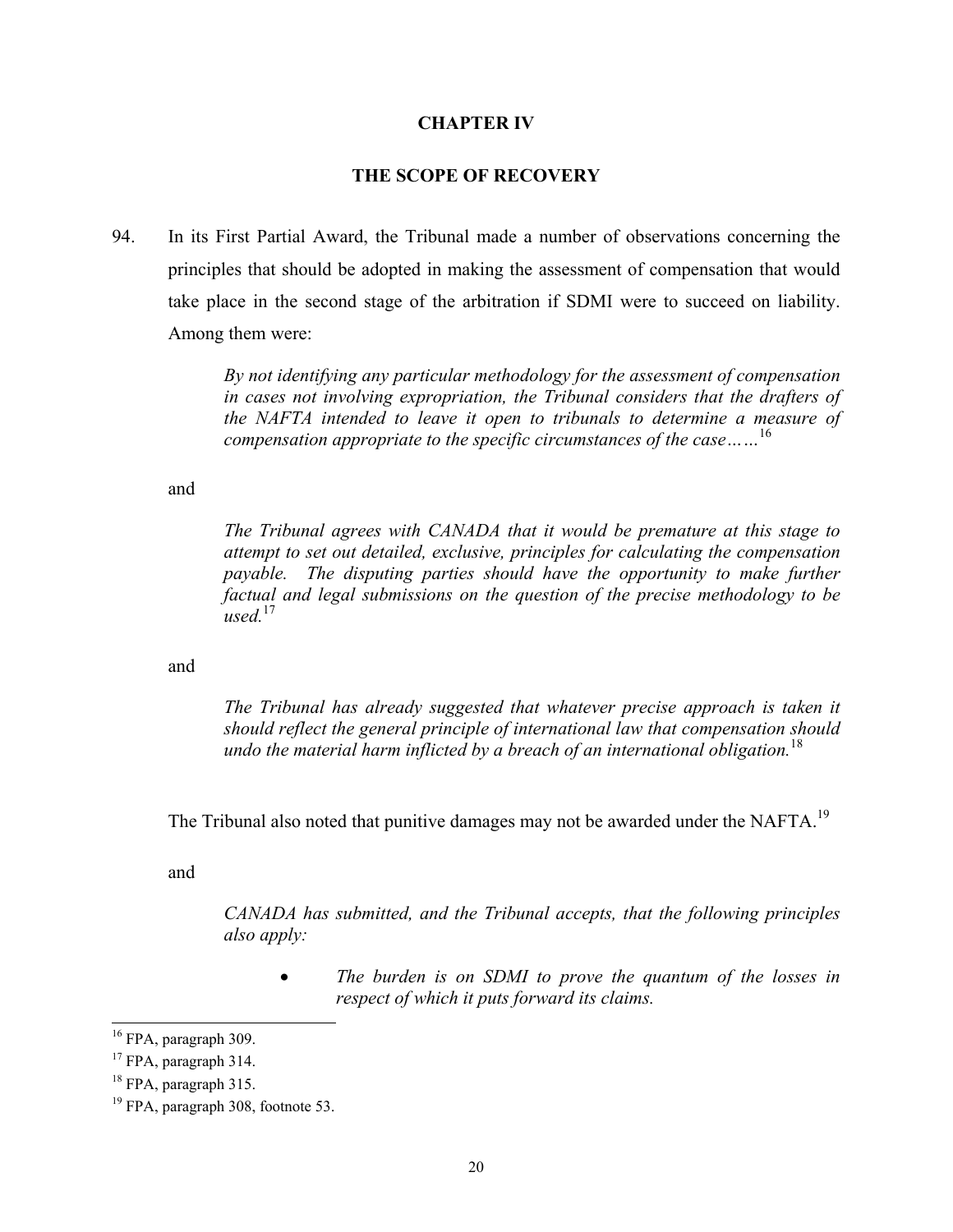# CHAPTER IV

## THE SCOPE OF RECOVERY

94. In its First Partial Award, the Tribunal made a number of observations concerning the principles that should be adopted in making the assessment of compensation that would take place in the second stage of the arbitration if SDMI were to succeed on liability. Among them were:

> *By not identifying any particular methodology for the assessment of compensation in cases not involving expropriation, the Tribunal considers that the drafters of the NAFTA intended to leave it open to tribunals to determine a measure of compensation appropriate to the specific circumstances of the case……*[16]

and

> *The Tribunal agrees with CANADA that it would be premature at this stage to attempt to set out detailed, exclusive, principles for calculating the compensation payable. The disputing parties should have the opportunity to make further factual and legal submissions on the question of the precise methodology to be used.*[17]

and

> *The Tribunal has already suggested that whatever precise approach is taken it should reflect the general principle of international law that compensation should undo the material harm inflicted by a breach of an international obligation.*[18]

The Tribunal also noted that punitive damages may not be awarded under the NAFTA.[19]

and

> *CANADA has submitted, and the Tribunal accepts, that the following principles also apply:*
>
> - *The burden is on SDMI to prove the quantum of the losses in respect of which it puts forward its claims.*

[16] FPA, paragraph 309.

[17] FPA, paragraph 314.

[18] FPA, paragraph 315.

[19] FPA, paragraph 308, footnote 53.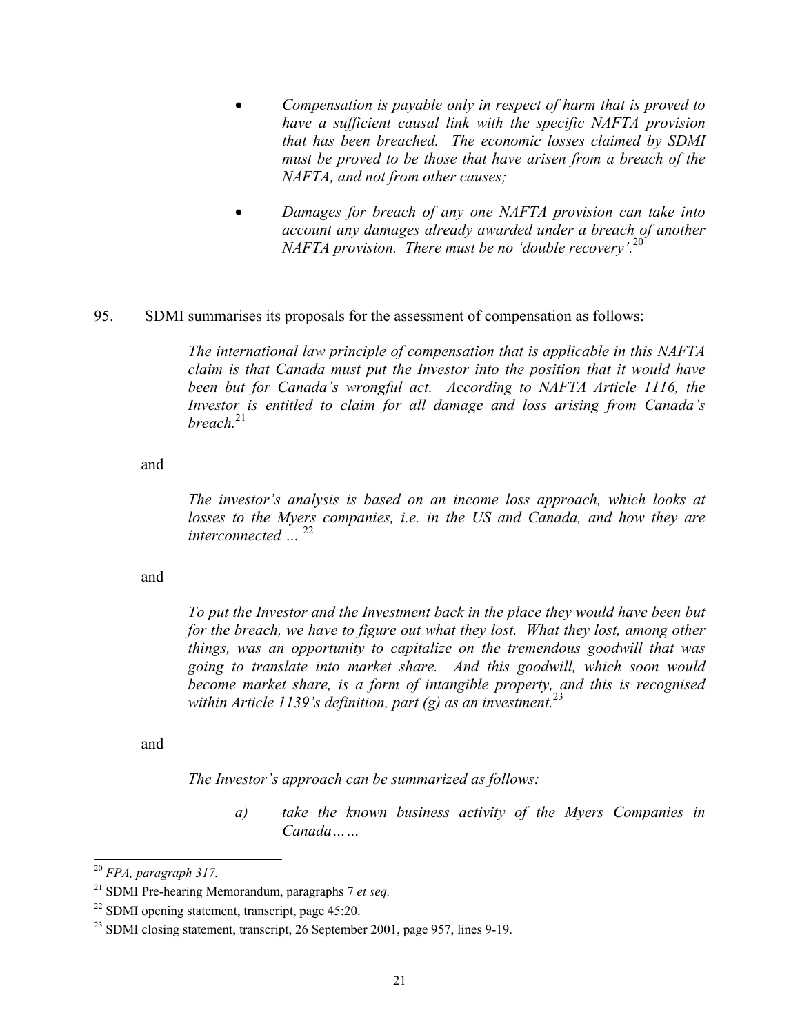- *Compensation is payable only in respect of harm that is proved to have a sufficient causal link with the specific NAFTA provision that has been breached. The economic losses claimed by SDMI must be proved to be those that have arisen from a breach of the NAFTA, and not from other causes;*

- *Damages for breach of any one NAFTA provision can take into account any damages already awarded under a breach of another NAFTA provision. There must be no 'double recovery'.*[20]

95. SDMI summarises its proposals for the assessment of compensation as follows:

> *The international law principle of compensation that is applicable in this NAFTA claim is that Canada must put the Investor into the position that it would have been but for Canada's wrongful act. According to NAFTA Article 1116, the Investor is entitled to claim for all damage and loss arising from Canada's breach.*[21]

and

> *The investor's analysis is based on an income loss approach, which looks at losses to the Myers companies, i.e. in the US and Canada, and how they are interconnected …* [22]

and

> *To put the Investor and the Investment back in the place they would have been but for the breach, we have to figure out what they lost. What they lost, among other things, was an opportunity to capitalize on the tremendous goodwill that was going to translate into market share. And this goodwill, which soon would become market share, is a form of intangible property, and this is recognised within Article 1139's definition, part (g) as an investment.*[23]

and

> *The Investor's approach can be summarized as follows:*
>
> *a) take the known business activity of the Myers Companies in Canada……*

---

[20] *FPA, paragraph 317.*

[21] SDMI Pre-hearing Memorandum, paragraphs 7 *et seq.*

[22] SDMI opening statement, transcript, page 45:20.

[23] SDMI closing statement, transcript, 26 September 2001, page 957, lines 9-19.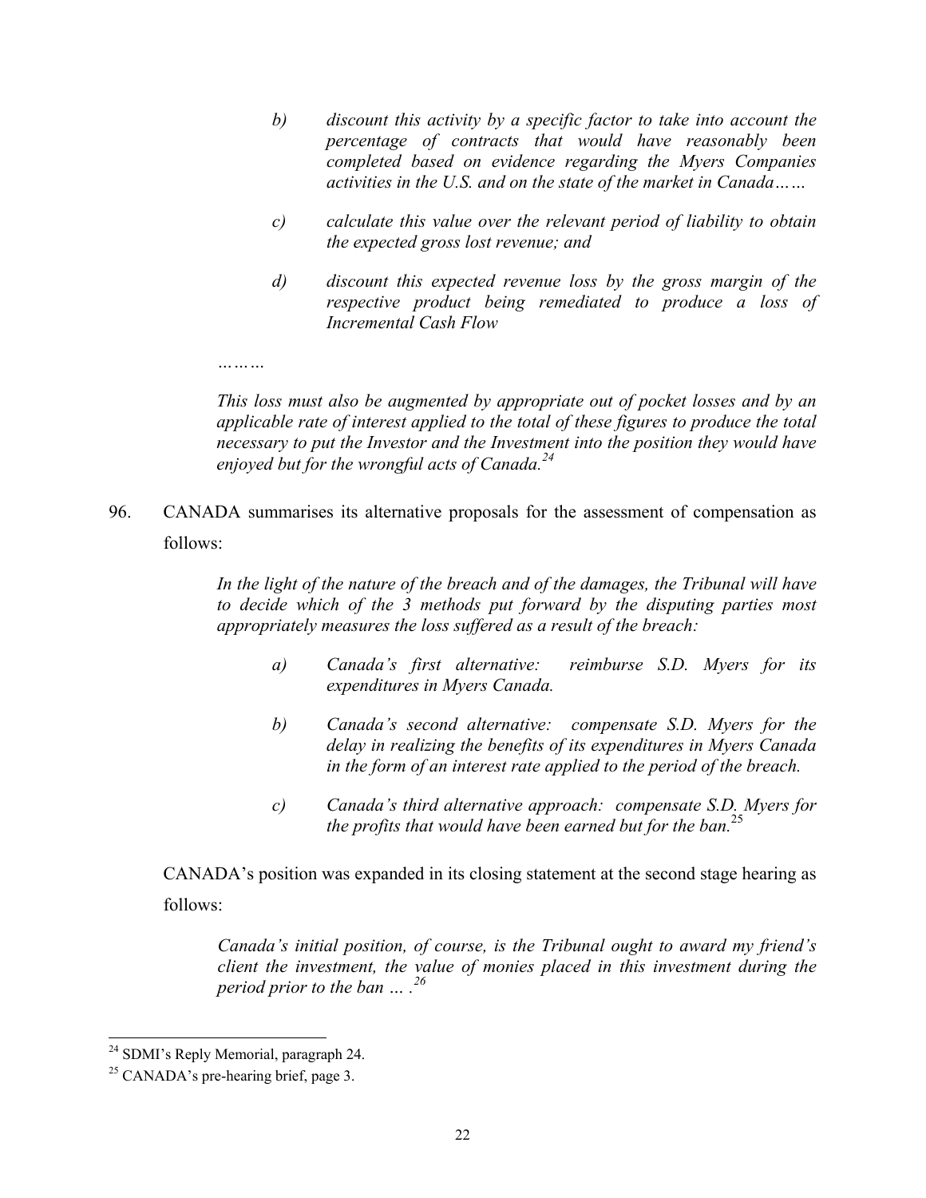> *b) discount this activity by a specific factor to take into account the percentage of contracts that would have reasonably been completed based on evidence regarding the Myers Companies activities in the U.S. and on the state of the market in Canada……*
>
> *c) calculate this value over the relevant period of liability to obtain the expected gross lost revenue; and*
>
> *d) discount this expected revenue loss by the gross margin of the respective product being remediated to produce a loss of Incremental Cash Flow*
>
> *………*
>
> *This loss must also be augmented by appropriate out of pocket losses and by an applicable rate of interest applied to the total of these figures to produce the total necessary to put the Investor and the Investment into the position they would have enjoyed but for the wrongful acts of Canada.*[24]

96. CANADA summarises its alternative proposals for the assessment of compensation as follows:

> *In the light of the nature of the breach and of the damages, the Tribunal will have to decide which of the 3 methods put forward by the disputing parties most appropriately measures the loss suffered as a result of the breach:*
>
> *a) Canada's first alternative: reimburse S.D. Myers for its expenditures in Myers Canada.*
>
> *b) Canada's second alternative: compensate S.D. Myers for the delay in realizing the benefits of its expenditures in Myers Canada in the form of an interest rate applied to the period of the breach.*
>
> *c) Canada's third alternative approach: compensate S.D. Myers for the profits that would have been earned but for the ban.*[25]

CANADA's position was expanded in its closing statement at the second stage hearing as follows:

> *Canada's initial position, of course, is the Tribunal ought to award my friend's client the investment, the value of monies placed in this investment during the period prior to the ban … .*[26]

---

[24] SDMI's Reply Memorial, paragraph 24.

[25] CANADA's pre-hearing brief, page 3.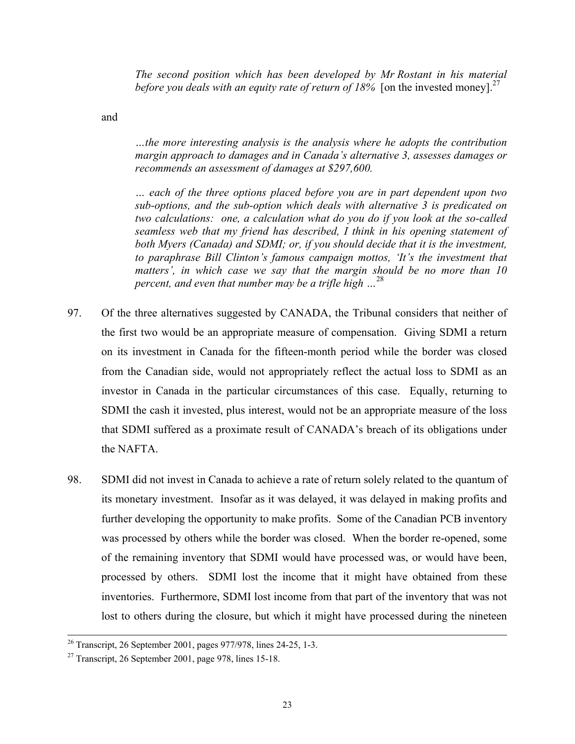> *The second position which has been developed by Mr Rostant in his material before you deals with an equity rate of return of 18%* [on the invested money].[27]

and

> *…the more interesting analysis is the analysis where he adopts the contribution margin approach to damages and in Canada's alternative 3, assesses damages or recommends an assessment of damages at $297,600.*
>
> *… each of the three options placed before you are in part dependent upon two sub-options, and the sub-option which deals with alternative 3 is predicated on two calculations: one, a calculation what do you do if you look at the so-called seamless web that my friend has described, I think in his opening statement of both Myers (Canada) and SDMI; or, if you should decide that it is the investment, to paraphrase Bill Clinton's famous campaign mottos, 'It's the investment that matters', in which case we say that the margin should be no more than 10 percent, and even that number may be a trifle high …*[28]

97. Of the three alternatives suggested by CANADA, the Tribunal considers that neither of the first two would be an appropriate measure of compensation. Giving SDMI a return on its investment in Canada for the fifteen-month period while the border was closed from the Canadian side, would not appropriately reflect the actual loss to SDMI as an investor in Canada in the particular circumstances of this case. Equally, returning to SDMI the cash it invested, plus interest, would not be an appropriate measure of the loss that SDMI suffered as a proximate result of CANADA's breach of its obligations under the NAFTA.

98. SDMI did not invest in Canada to achieve a rate of return solely related to the quantum of its monetary investment. Insofar as it was delayed, it was delayed in making profits and further developing the opportunity to make profits. Some of the Canadian PCB inventory was processed by others while the border was closed. When the border re-opened, some of the remaining inventory that SDMI would have processed was, or would have been, processed by others. SDMI lost the income that it might have obtained from these inventories. Furthermore, SDMI lost income from that part of the inventory that was not lost to others during the closure, but which it might have processed during the nineteen

---

[26] Transcript, 26 September 2001, pages 977/978, lines 24-25, 1-3.

[27] Transcript, 26 September 2001, page 978, lines 15-18.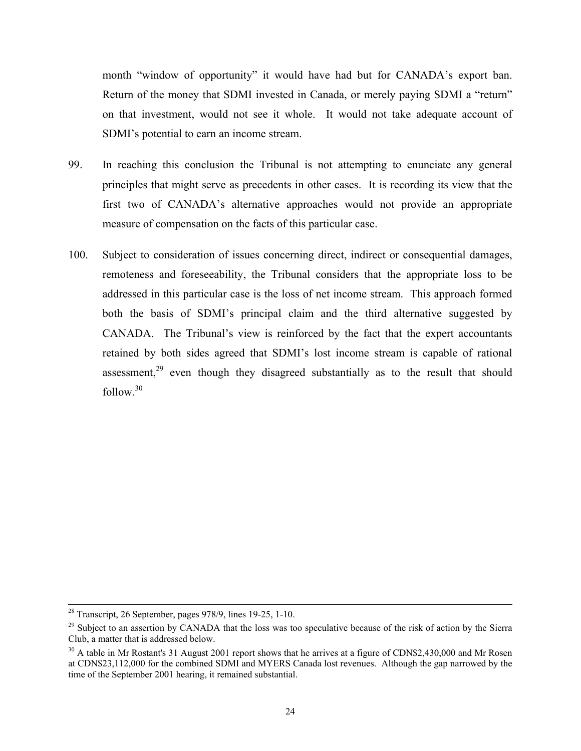month "window of opportunity" it would have had but for CANADA's export ban. Return of the money that SDMI invested in Canada, or merely paying SDMI a "return" on that investment, would not see it whole. It would not take adequate account of SDMI's potential to earn an income stream.

99. In reaching this conclusion the Tribunal is not attempting to enunciate any general principles that might serve as precedents in other cases. It is recording its view that the first two of CANADA's alternative approaches would not provide an appropriate measure of compensation on the facts of this particular case.

100. Subject to consideration of issues concerning direct, indirect or consequential damages, remoteness and foreseeability, the Tribunal considers that the appropriate loss to be addressed in this particular case is the loss of net income stream. This approach formed both the basis of SDMI's principal claim and the third alternative suggested by CANADA. The Tribunal's view is reinforced by the fact that the expert accountants retained by both sides agreed that SDMI's lost income stream is capable of rational assessment,[29] even though they disagreed substantially as to the result that should follow.[30]

---

[28] Transcript, 26 September, pages 978/9, lines 19-25, 1-10.

[29] Subject to an assertion by CANADA that the loss was too speculative because of the risk of action by the Sierra Club, a matter that is addressed below.

[30] A table in Mr Rostant's 31 August 2001 report shows that he arrives at a figure of CDN$2,430,000 and Mr Rosen at CDN$23,112,000 for the combined SDMI and MYERS Canada lost revenues. Although the gap narrowed by the time of the September 2001 hearing, it remained substantial.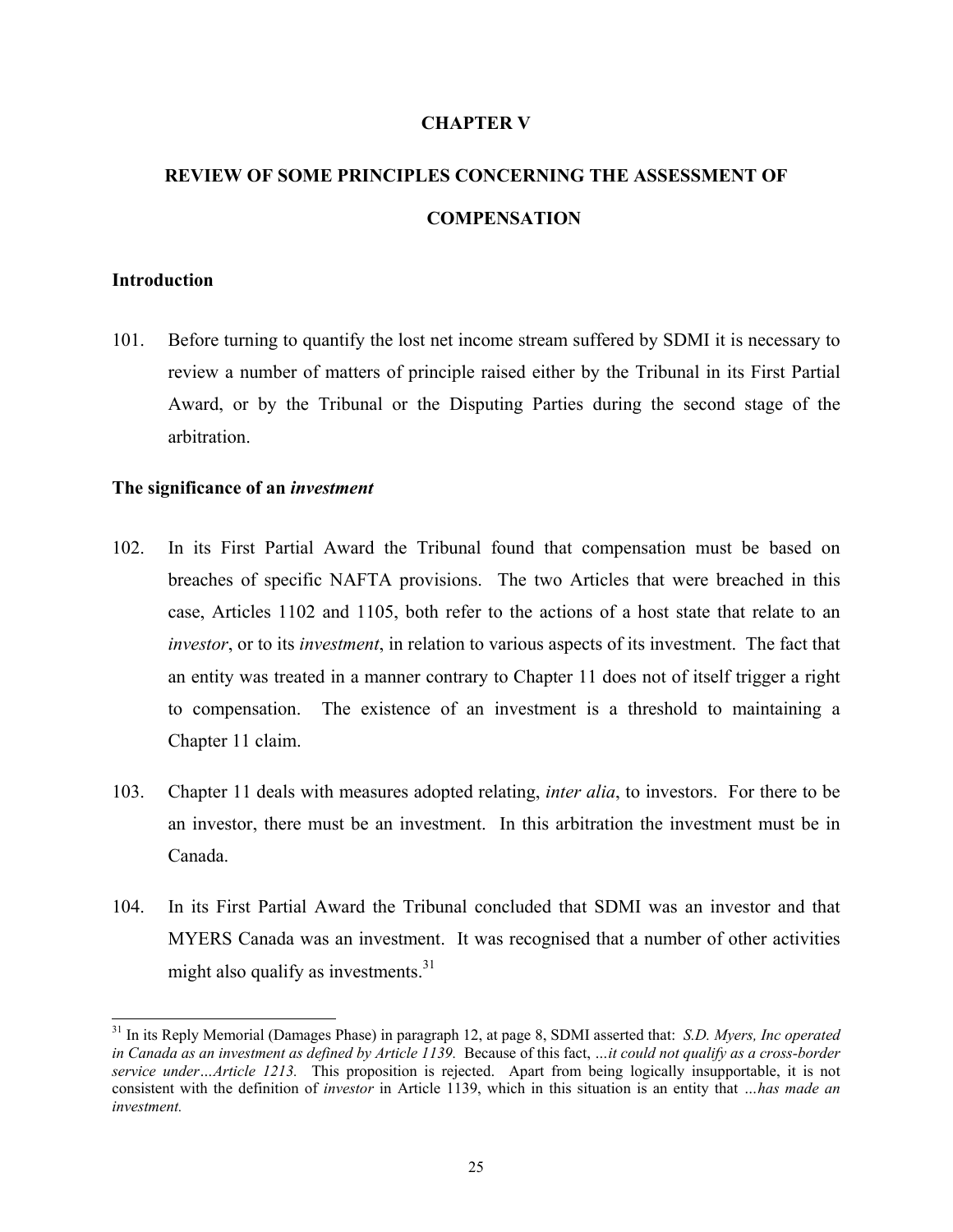# CHAPTER V

# REVIEW OF SOME PRINCIPLES CONCERNING THE ASSESSMENT OF COMPENSATION

## Introduction

101. Before turning to quantify the lost net income stream suffered by SDMI it is necessary to review a number of matters of principle raised either by the Tribunal in its First Partial Award, or by the Tribunal or the Disputing Parties during the second stage of the arbitration.

## The significance of an *investment*

102. In its First Partial Award the Tribunal found that compensation must be based on breaches of specific NAFTA provisions. The two Articles that were breached in this case, Articles 1102 and 1105, both refer to the actions of a host state that relate to an *investor*, or to its *investment*, in relation to various aspects of its investment. The fact that an entity was treated in a manner contrary to Chapter 11 does not of itself trigger a right to compensation. The existence of an investment is a threshold to maintaining a Chapter 11 claim.

103. Chapter 11 deals with measures adopted relating, *inter alia*, to investors. For there to be an investor, there must be an investment. In this arbitration the investment must be in Canada.

104. In its First Partial Award the Tribunal concluded that SDMI was an investor and that MYERS Canada was an investment. It was recognised that a number of other activities might also qualify as investments.[31]

---

[31] In its Reply Memorial (Damages Phase) in paragraph 12, at page 8, SDMI asserted that: *S.D. Myers, Inc operated in Canada as an investment as defined by Article 1139.* Because of this fact, *…it could not qualify as a cross-border service under…Article 1213.* This proposition is rejected. Apart from being logically insupportable, it is not consistent with the definition of *investor* in Article 1139, which in this situation is an entity that *…has made an investment.*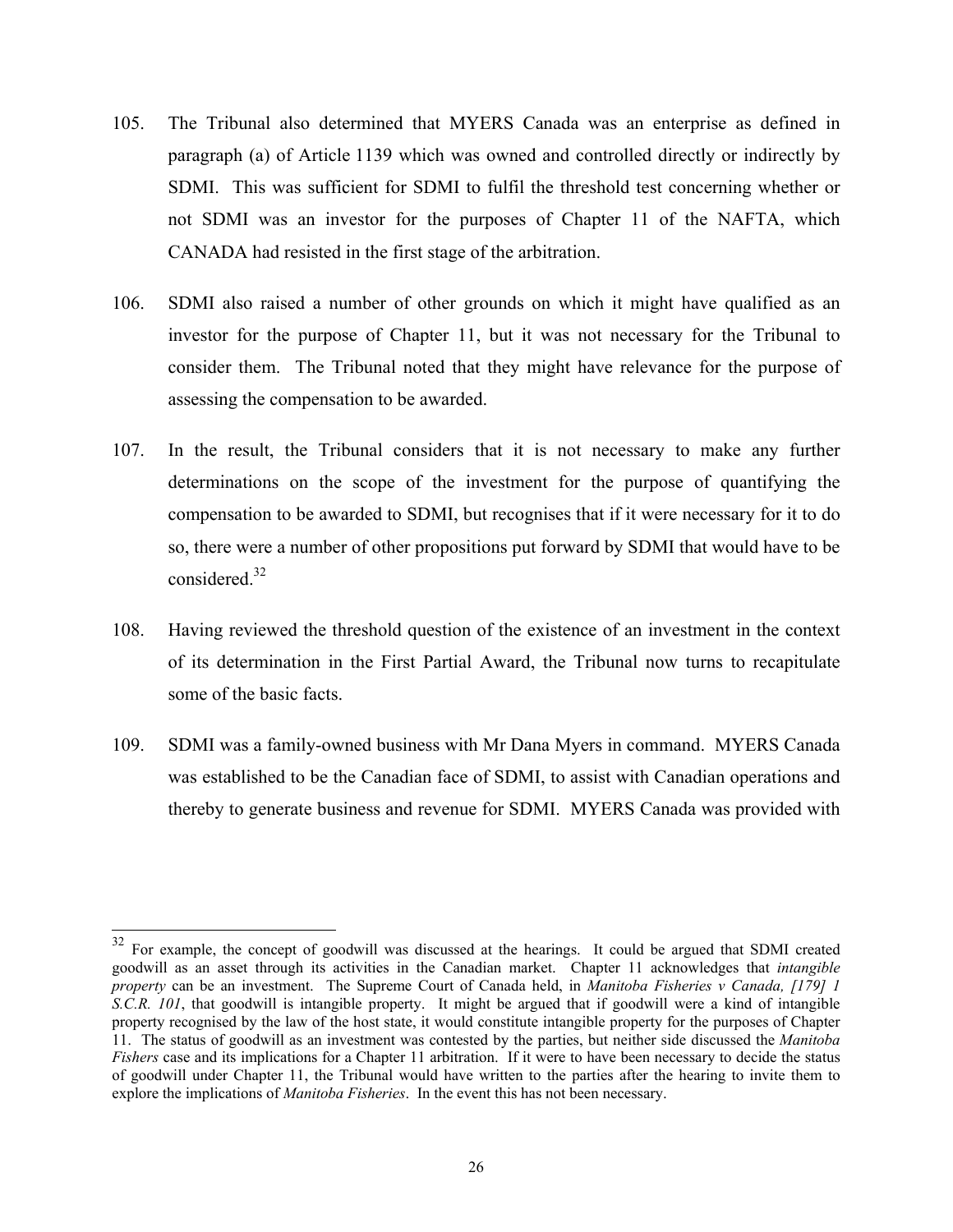105. The Tribunal also determined that MYERS Canada was an enterprise as defined in paragraph (a) of Article 1139 which was owned and controlled directly or indirectly by SDMI. This was sufficient for SDMI to fulfil the threshold test concerning whether or not SDMI was an investor for the purposes of Chapter 11 of the NAFTA, which CANADA had resisted in the first stage of the arbitration.

106. SDMI also raised a number of other grounds on which it might have qualified as an investor for the purpose of Chapter 11, but it was not necessary for the Tribunal to consider them. The Tribunal noted that they might have relevance for the purpose of assessing the compensation to be awarded.

107. In the result, the Tribunal considers that it is not necessary to make any further determinations on the scope of the investment for the purpose of quantifying the compensation to be awarded to SDMI, but recognises that if it were necessary for it to do so, there were a number of other propositions put forward by SDMI that would have to be considered.[32]

108. Having reviewed the threshold question of the existence of an investment in the context of its determination in the First Partial Award, the Tribunal now turns to recapitulate some of the basic facts.

109. SDMI was a family-owned business with Mr Dana Myers in command. MYERS Canada was established to be the Canadian face of SDMI, to assist with Canadian operations and thereby to generate business and revenue for SDMI. MYERS Canada was provided with

---

[32] For example, the concept of goodwill was discussed at the hearings. It could be argued that SDMI created goodwill as an asset through its activities in the Canadian market. Chapter 11 acknowledges that *intangible property* can be an investment. The Supreme Court of Canada held, in *Manitoba Fisheries v Canada, [179] 1 S.C.R. 101*, that goodwill is intangible property. It might be argued that if goodwill were a kind of intangible property recognised by the law of the host state, it would constitute intangible property for the purposes of Chapter 11. The status of goodwill as an investment was contested by the parties, but neither side discussed the *Manitoba Fishers* case and its implications for a Chapter 11 arbitration. If it were to have been necessary to decide the status of goodwill under Chapter 11, the Tribunal would have written to the parties after the hearing to invite them to explore the implications of *Manitoba Fisheries*. In the event this has not been necessary.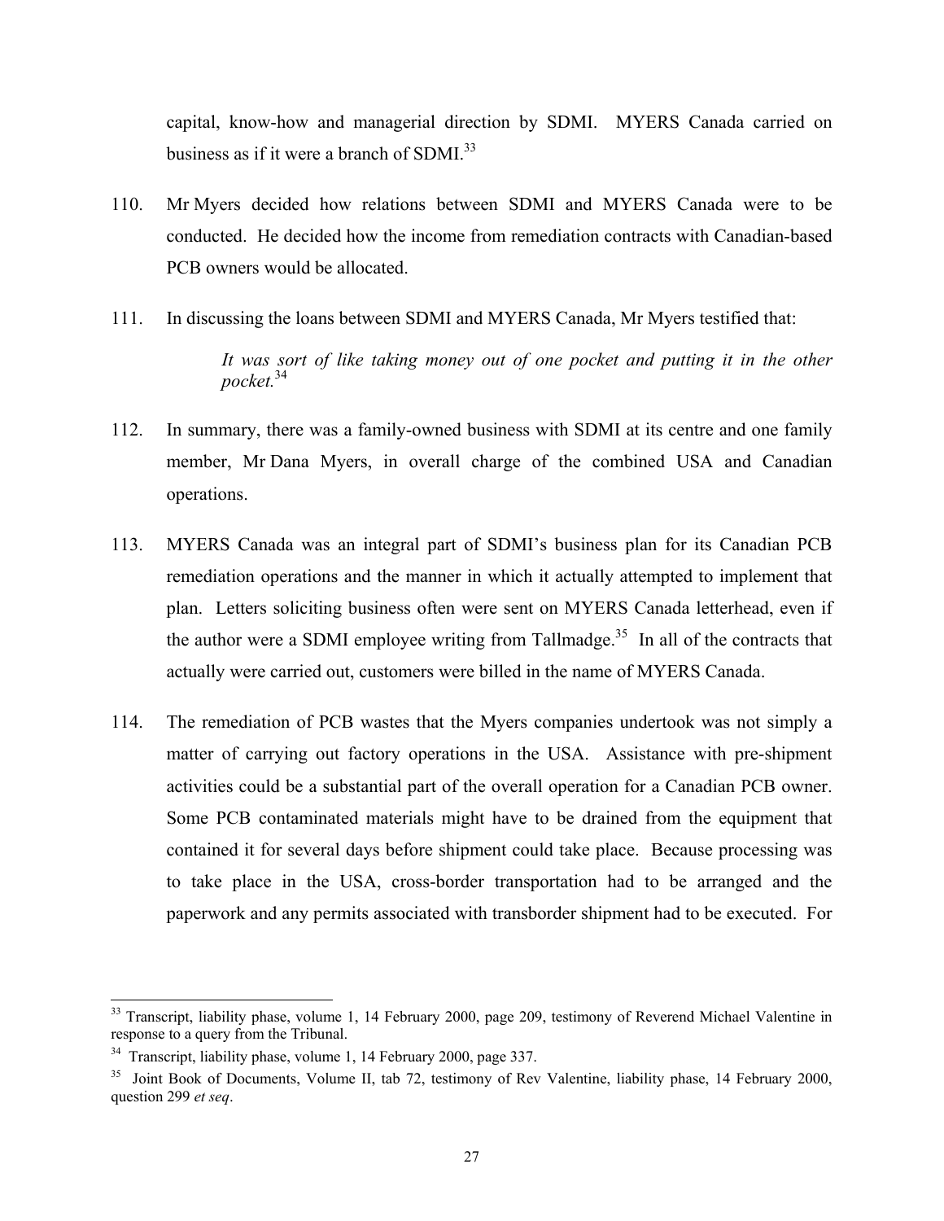capital, know-how and managerial direction by SDMI. MYERS Canada carried on business as if it were a branch of SDMI.[33]

110. Mr Myers decided how relations between SDMI and MYERS Canada were to be conducted. He decided how the income from remediation contracts with Canadian-based PCB owners would be allocated.

111. In discussing the loans between SDMI and MYERS Canada, Mr Myers testified that:

> *It was sort of like taking money out of one pocket and putting it in the other pocket.*[34]

112. In summary, there was a family-owned business with SDMI at its centre and one family member, Mr Dana Myers, in overall charge of the combined USA and Canadian operations.

113. MYERS Canada was an integral part of SDMI's business plan for its Canadian PCB remediation operations and the manner in which it actually attempted to implement that plan. Letters soliciting business often were sent on MYERS Canada letterhead, even if the author were a SDMI employee writing from Tallmadge.[35] In all of the contracts that actually were carried out, customers were billed in the name of MYERS Canada.

114. The remediation of PCB wastes that the Myers companies undertook was not simply a matter of carrying out factory operations in the USA. Assistance with pre-shipment activities could be a substantial part of the overall operation for a Canadian PCB owner. Some PCB contaminated materials might have to be drained from the equipment that contained it for several days before shipment could take place. Because processing was to take place in the USA, cross-border transportation had to be arranged and the paperwork and any permits associated with transborder shipment had to be executed. For

---

[33] Transcript, liability phase, volume 1, 14 February 2000, page 209, testimony of Reverend Michael Valentine in response to a query from the Tribunal.

[34] Transcript, liability phase, volume 1, 14 February 2000, page 337.

[35] Joint Book of Documents, Volume II, tab 72, testimony of Rev Valentine, liability phase, 14 February 2000, question 299 *et seq*.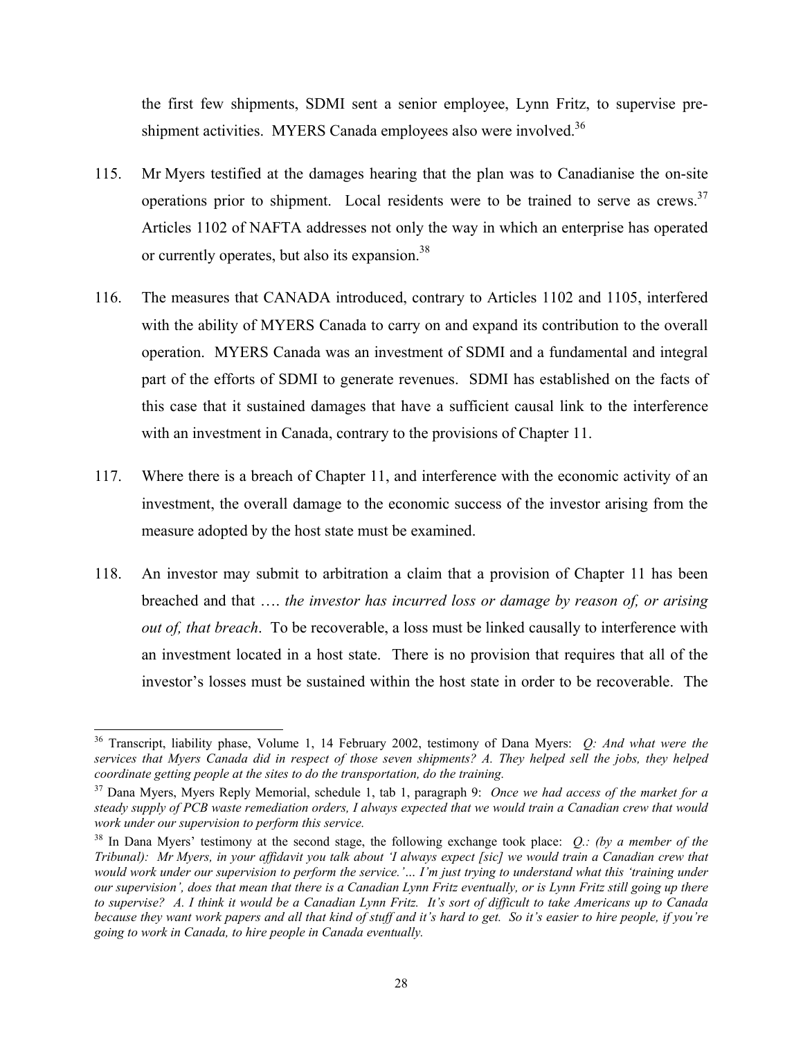the first few shipments, SDMI sent a senior employee, Lynn Fritz, to supervise pre-shipment activities. MYERS Canada employees also were involved.[36]

115. Mr Myers testified at the damages hearing that the plan was to Canadianise the on-site operations prior to shipment. Local residents were to be trained to serve as crews.[37] Articles 1102 of NAFTA addresses not only the way in which an enterprise has operated or currently operates, but also its expansion.[38]

116. The measures that CANADA introduced, contrary to Articles 1102 and 1105, interfered with the ability of MYERS Canada to carry on and expand its contribution to the overall operation. MYERS Canada was an investment of SDMI and a fundamental and integral part of the efforts of SDMI to generate revenues. SDMI has established on the facts of this case that it sustained damages that have a sufficient causal link to the interference with an investment in Canada, contrary to the provisions of Chapter 11.

117. Where there is a breach of Chapter 11, and interference with the economic activity of an investment, the overall damage to the economic success of the investor arising from the measure adopted by the host state must be examined.

118. An investor may submit to arbitration a claim that a provision of Chapter 11 has been breached and that …. *the investor has incurred loss or damage by reason of, or arising out of, that breach*. To be recoverable, a loss must be linked causally to interference with an investment located in a host state. There is no provision that requires that all of the investor's losses must be sustained within the host state in order to be recoverable. The

---

[36] Transcript, liability phase, Volume 1, 14 February 2002, testimony of Dana Myers: *Q: And what were the services that Myers Canada did in respect of those seven shipments? A. They helped sell the jobs, they helped coordinate getting people at the sites to do the transportation, do the training.*

[37] Dana Myers, Myers Reply Memorial, schedule 1, tab 1, paragraph 9: *Once we had access of the market for a steady supply of PCB waste remediation orders, I always expected that we would train a Canadian crew that would work under our supervision to perform this service.*

[38] In Dana Myers' testimony at the second stage, the following exchange took place: *Q.: (by a member of the Tribunal): Mr Myers, in your affidavit you talk about 'I always expect [sic] we would train a Canadian crew that would work under our supervision to perform the service.'… I'm just trying to understand what this 'training under our supervision', does that mean that there is a Canadian Lynn Fritz eventually, or is Lynn Fritz still going up there to supervise? A. I think it would be a Canadian Lynn Fritz. It's sort of difficult to take Americans up to Canada because they want work papers and all that kind of stuff and it's hard to get. So it's easier to hire people, if you're going to work in Canada, to hire people in Canada eventually.*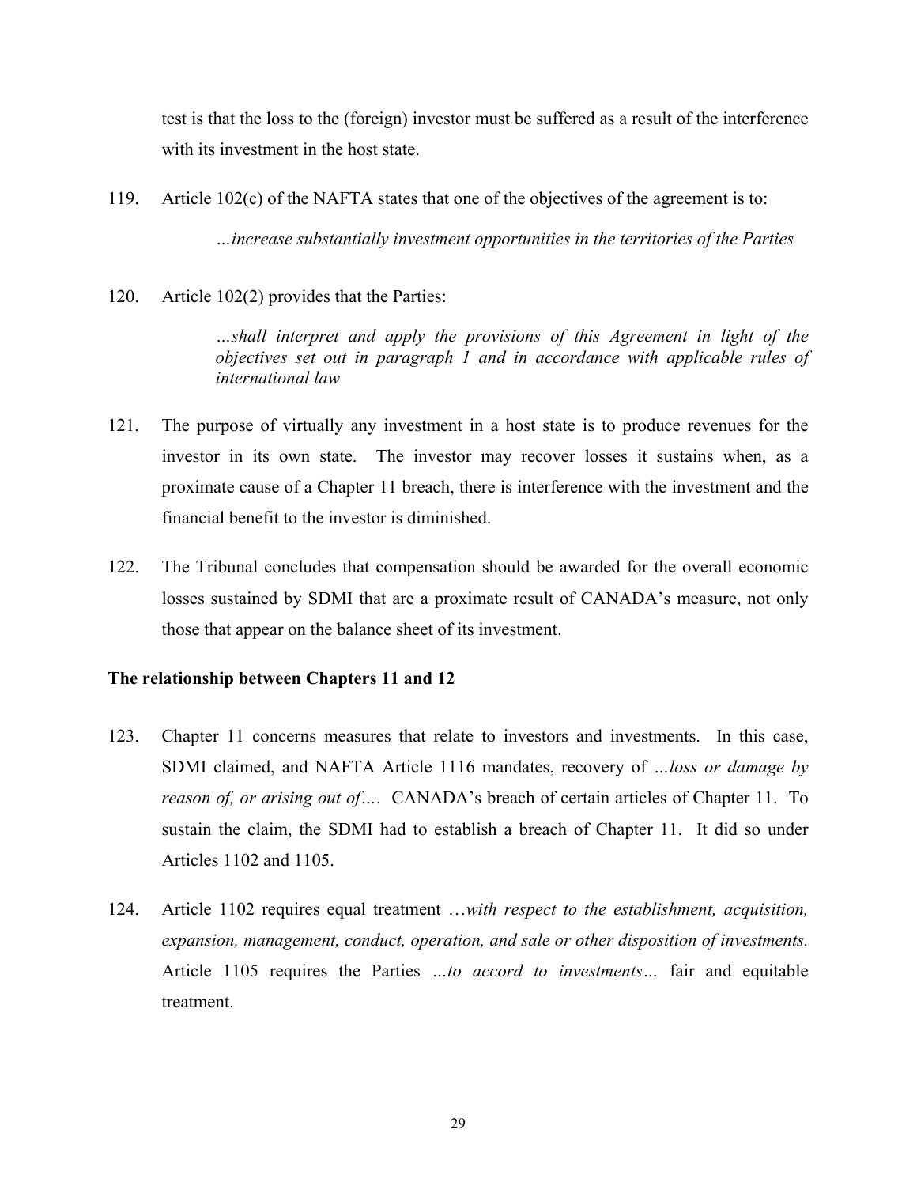test is that the loss to the (foreign) investor must be suffered as a result of the interference with its investment in the host state.

119. Article 102(c) of the NAFTA states that one of the objectives of the agreement is to:

> *…increase substantially investment opportunities in the territories of the Parties*

120. Article 102(2) provides that the Parties:

> *…shall interpret and apply the provisions of this Agreement in light of the objectives set out in paragraph 1 and in accordance with applicable rules of international law*

121. The purpose of virtually any investment in a host state is to produce revenues for the investor in its own state. The investor may recover losses it sustains when, as a proximate cause of a Chapter 11 breach, there is interference with the investment and the financial benefit to the investor is diminished.

122. The Tribunal concludes that compensation should be awarded for the overall economic losses sustained by SDMI that are a proximate result of CANADA's measure, not only those that appear on the balance sheet of its investment.

**The relationship between Chapters 11 and 12**

123. Chapter 11 concerns measures that relate to investors and investments. In this case, SDMI claimed, and NAFTA Article 1116 mandates, recovery of *…loss or damage by reason of, or arising out of…*. CANADA's breach of certain articles of Chapter 11. To sustain the claim, the SDMI had to establish a breach of Chapter 11. It did so under Articles 1102 and 1105.

124. Article 1102 requires equal treatment *…with respect to the establishment, acquisition, expansion, management, conduct, operation, and sale or other disposition of investments.* Article 1105 requires the Parties *…to accord to investments…* fair and equitable treatment.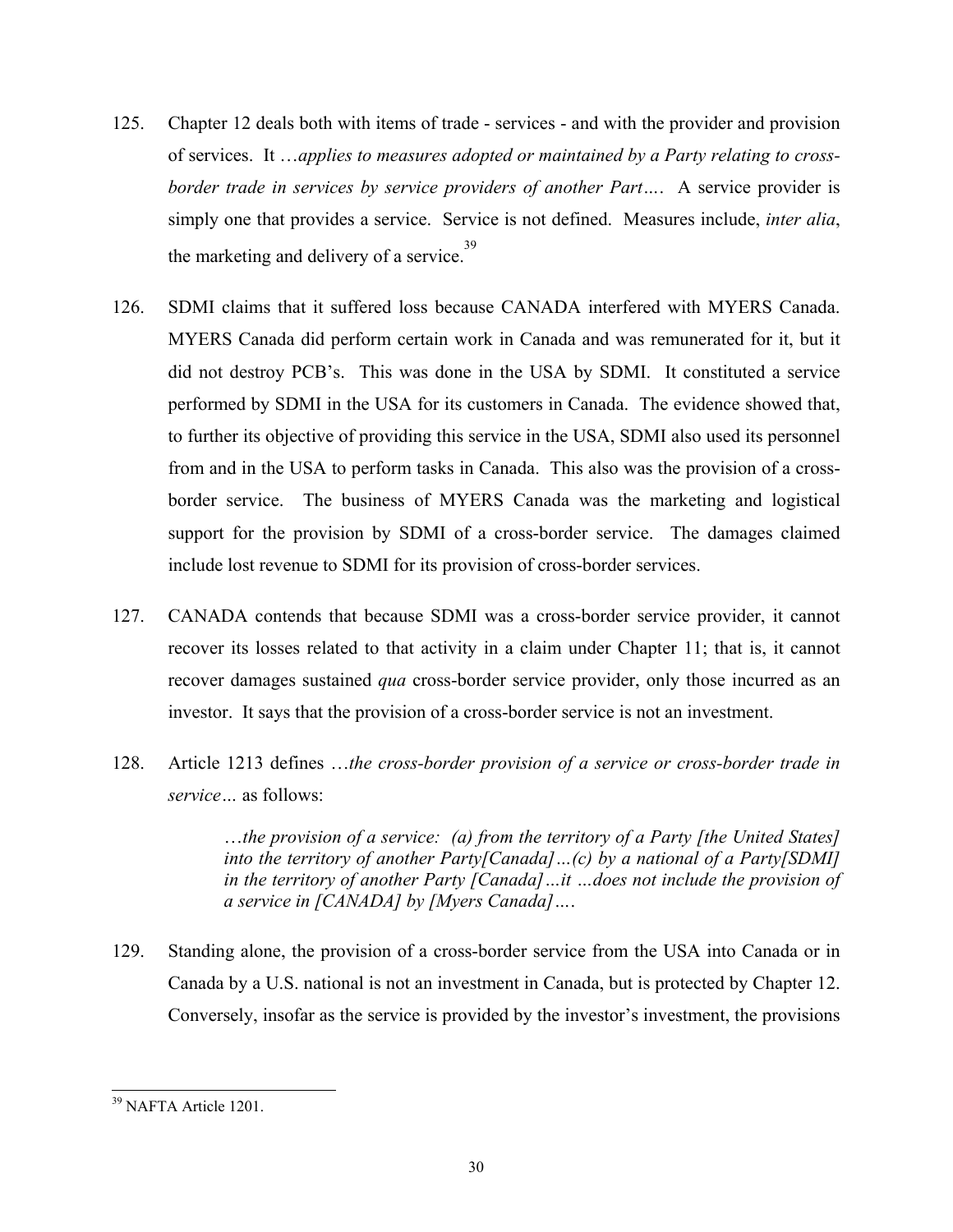125. Chapter 12 deals both with items of trade - services - and with the provider and provision of services. It …*applies to measures adopted or maintained by a Party relating to cross-border trade in services by service providers of another Part…*. A service provider is simply one that provides a service. Service is not defined. Measures include, *inter alia*, the marketing and delivery of a service.[39]

126. SDMI claims that it suffered loss because CANADA interfered with MYERS Canada. MYERS Canada did perform certain work in Canada and was remunerated for it, but it did not destroy PCB's. This was done in the USA by SDMI. It constituted a service performed by SDMI in the USA for its customers in Canada. The evidence showed that, to further its objective of providing this service in the USA, SDMI also used its personnel from and in the USA to perform tasks in Canada. This also was the provision of a cross-border service. The business of MYERS Canada was the marketing and logistical support for the provision by SDMI of a cross-border service. The damages claimed include lost revenue to SDMI for its provision of cross-border services.

127. CANADA contends that because SDMI was a cross-border service provider, it cannot recover its losses related to that activity in a claim under Chapter 11; that is, it cannot recover damages sustained *qua* cross-border service provider, only those incurred as an investor. It says that the provision of a cross-border service is not an investment.

128. Article 1213 defines …*the cross-border provision of a service or cross-border trade in service…* as follows:

> *…the provision of a service: (a) from the territory of a Party [the United States] into the territory of another Party[Canada]…(c) by a national of a Party[SDMI] in the territory of another Party [Canada]…it …does not include the provision of a service in [CANADA] by [Myers Canada]….*

129. Standing alone, the provision of a cross-border service from the USA into Canada or in Canada by a U.S. national is not an investment in Canada, but is protected by Chapter 12. Conversely, insofar as the service is provided by the investor's investment, the provisions

[39] NAFTA Article 1201.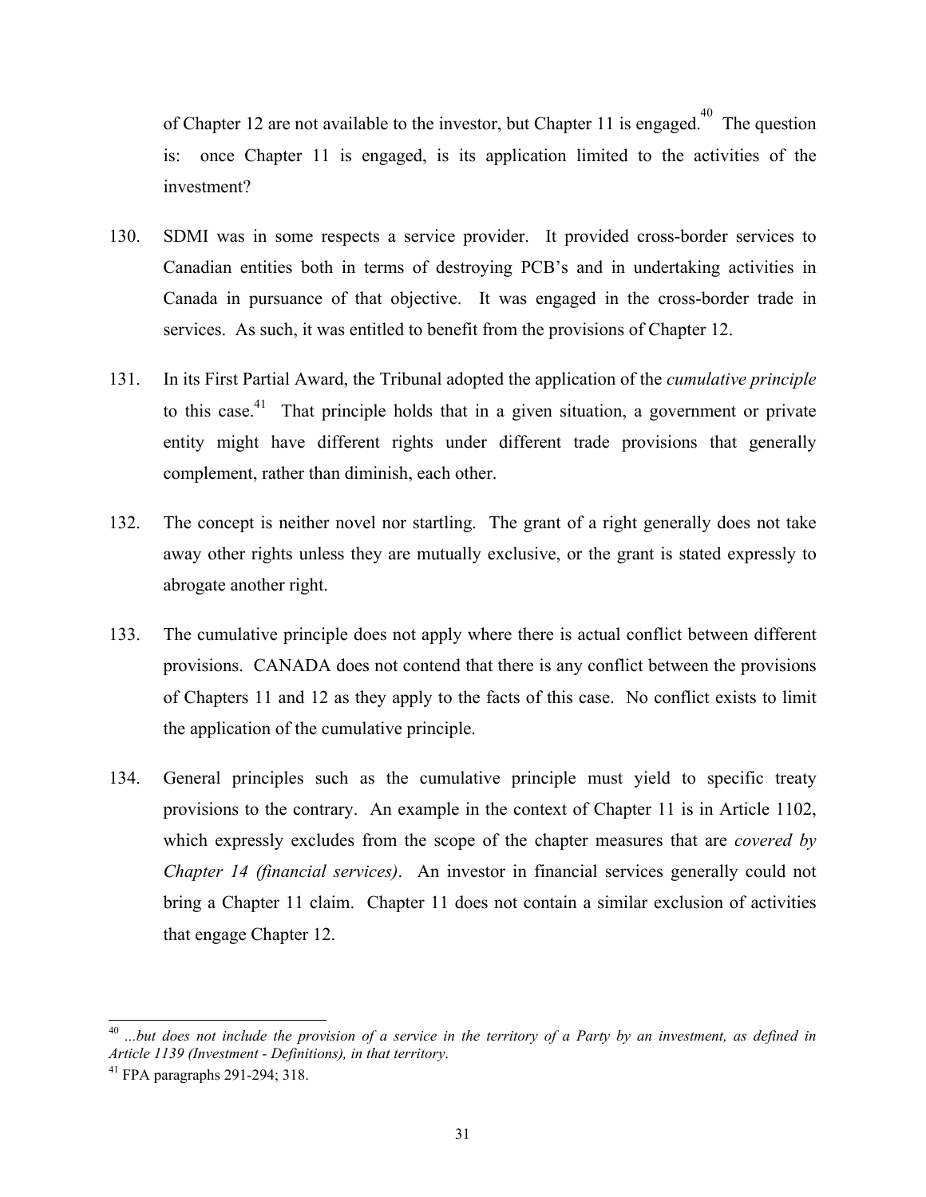of Chapter 12 are not available to the investor, but Chapter 11 is engaged.[40] The question is: once Chapter 11 is engaged, is its application limited to the activities of the investment?

130. SDMI was in some respects a service provider. It provided cross-border services to Canadian entities both in terms of destroying PCB's and in undertaking activities in Canada in pursuance of that objective. It was engaged in the cross-border trade in services. As such, it was entitled to benefit from the provisions of Chapter 12.

131. In its First Partial Award, the Tribunal adopted the application of the *cumulative principle* to this case.[41] That principle holds that in a given situation, a government or private entity might have different rights under different trade provisions that generally complement, rather than diminish, each other.

132. The concept is neither novel nor startling. The grant of a right generally does not take away other rights unless they are mutually exclusive, or the grant is stated expressly to abrogate another right.

133. The cumulative principle does not apply where there is actual conflict between different provisions. CANADA does not contend that there is any conflict between the provisions of Chapters 11 and 12 as they apply to the facts of this case. No conflict exists to limit the application of the cumulative principle.

134. General principles such as the cumulative principle must yield to specific treaty provisions to the contrary. An example in the context of Chapter 11 is in Article 1102, which expressly excludes from the scope of the chapter measures that are *covered by Chapter 14 (financial services)*. An investor in financial services generally could not bring a Chapter 11 claim. Chapter 11 does not contain a similar exclusion of activities that engage Chapter 12.

---

[40] *...but does not include the provision of a service in the territory of a Party by an investment, as defined in Article 1139 (Investment - Definitions), in that territory*.

[41] FPA paragraphs 291-294; 318.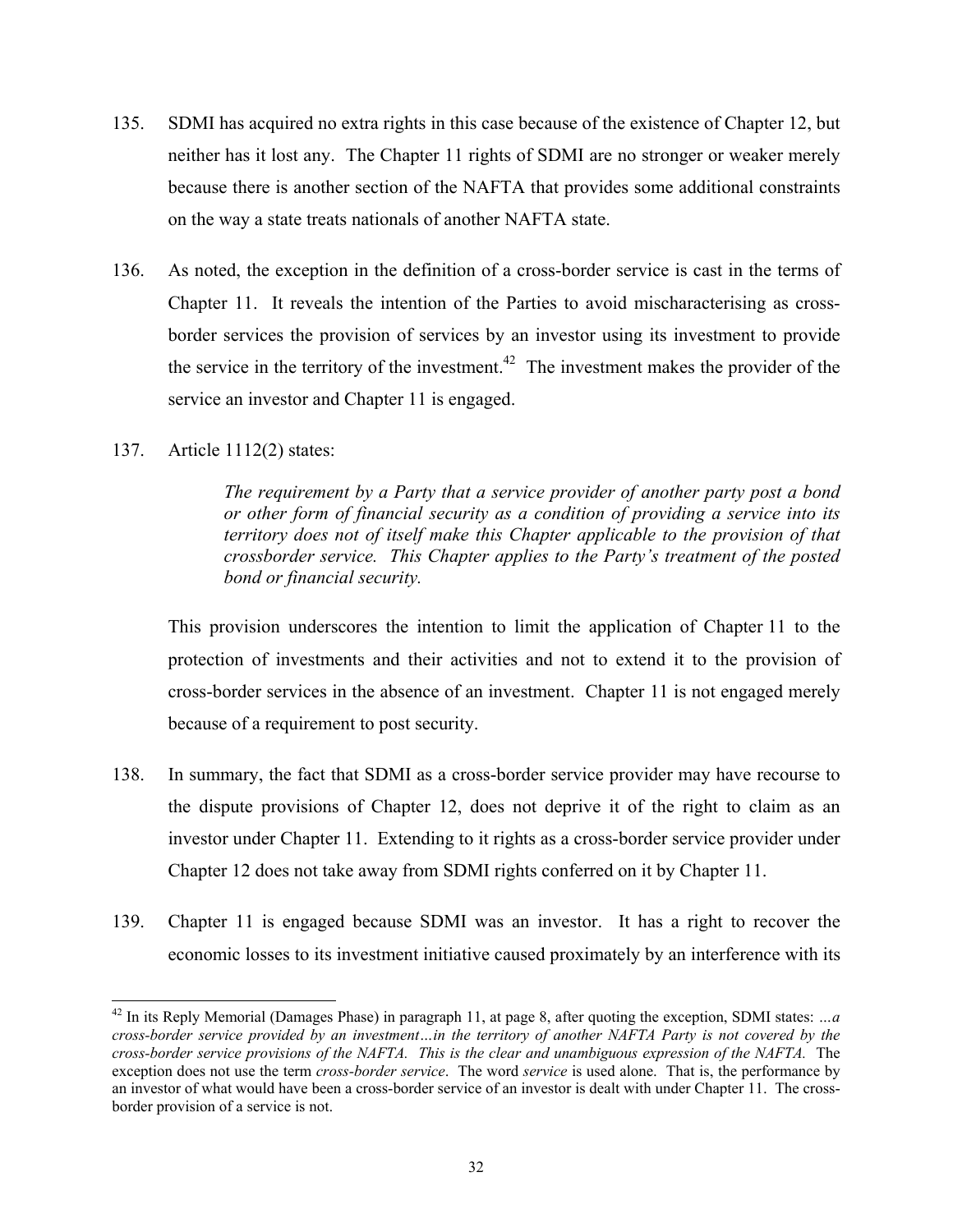135. SDMI has acquired no extra rights in this case because of the existence of Chapter 12, but neither has it lost any. The Chapter 11 rights of SDMI are no stronger or weaker merely because there is another section of the NAFTA that provides some additional constraints on the way a state treats nationals of another NAFTA state.

136. As noted, the exception in the definition of a cross-border service is cast in the terms of Chapter 11. It reveals the intention of the Parties to avoid mischaracterising as cross-border services the provision of services by an investor using its investment to provide the service in the territory of the investment.[42] The investment makes the provider of the service an investor and Chapter 11 is engaged.

137. Article 1112(2) states:

> *The requirement by a Party that a service provider of another party post a bond or other form of financial security as a condition of providing a service into its territory does not of itself make this Chapter applicable to the provision of that crossborder service. This Chapter applies to the Party's treatment of the posted bond or financial security.*

This provision underscores the intention to limit the application of Chapter 11 to the protection of investments and their activities and not to extend it to the provision of cross-border services in the absence of an investment. Chapter 11 is not engaged merely because of a requirement to post security.

138. In summary, the fact that SDMI as a cross-border service provider may have recourse to the dispute provisions of Chapter 12, does not deprive it of the right to claim as an investor under Chapter 11. Extending to it rights as a cross-border service provider under Chapter 12 does not take away from SDMI rights conferred on it by Chapter 11.

139. Chapter 11 is engaged because SDMI was an investor. It has a right to recover the economic losses to its investment initiative caused proximately by an interference with its

---

[42] In its Reply Memorial (Damages Phase) in paragraph 11, at page 8, after quoting the exception, SDMI states: *…a cross-border service provided by an investment…in the territory of another NAFTA Party is not covered by the cross-border service provisions of the NAFTA. This is the clear and unambiguous expression of the NAFTA.* The exception does not use the term *cross-border service*. The word *service* is used alone. That is, the performance by an investor of what would have been a cross-border service of an investor is dealt with under Chapter 11. The cross-border provision of a service is not.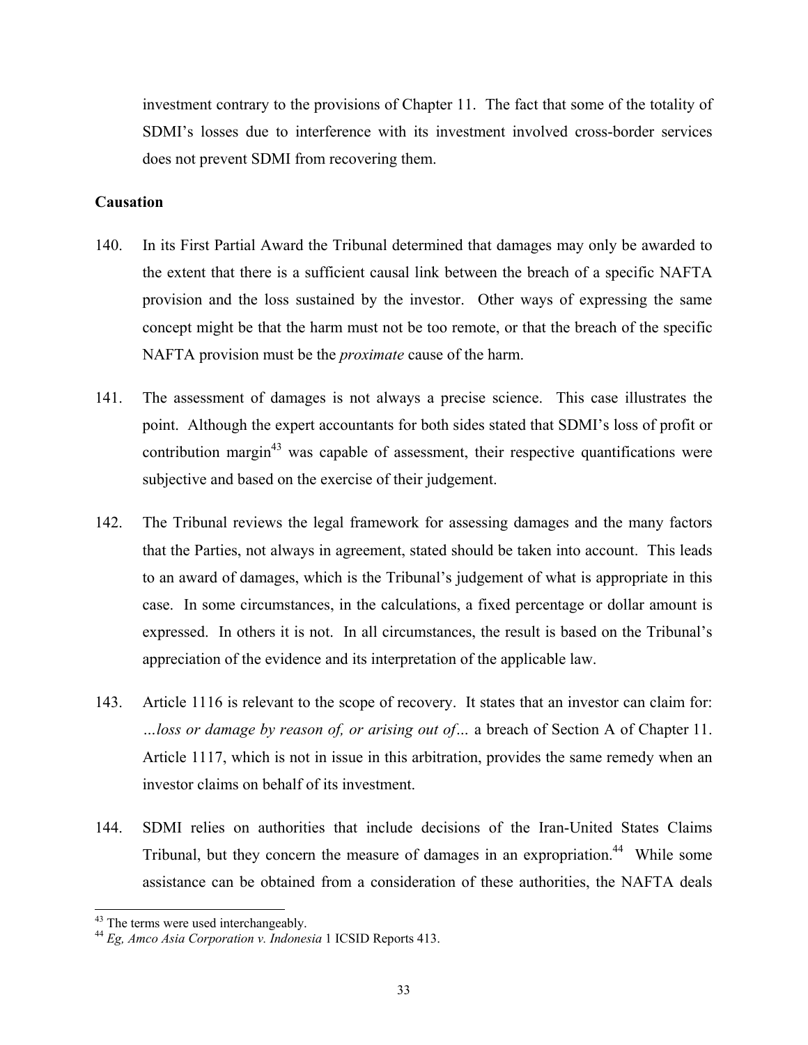investment contrary to the provisions of Chapter 11. The fact that some of the totality of SDMI's losses due to interference with its investment involved cross-border services does not prevent SDMI from recovering them.

**Causation**

140. In its First Partial Award the Tribunal determined that damages may only be awarded to the extent that there is a sufficient causal link between the breach of a specific NAFTA provision and the loss sustained by the investor. Other ways of expressing the same concept might be that the harm must not be too remote, or that the breach of the specific NAFTA provision must be the *proximate* cause of the harm.

141. The assessment of damages is not always a precise science. This case illustrates the point. Although the expert accountants for both sides stated that SDMI's loss of profit or contribution margin[43] was capable of assessment, their respective quantifications were subjective and based on the exercise of their judgement.

142. The Tribunal reviews the legal framework for assessing damages and the many factors that the Parties, not always in agreement, stated should be taken into account. This leads to an award of damages, which is the Tribunal's judgement of what is appropriate in this case. In some circumstances, in the calculations, a fixed percentage or dollar amount is expressed. In others it is not. In all circumstances, the result is based on the Tribunal's appreciation of the evidence and its interpretation of the applicable law.

143. Article 1116 is relevant to the scope of recovery. It states that an investor can claim for: *…loss or damage by reason of, or arising out of…* a breach of Section A of Chapter 11. Article 1117, which is not in issue in this arbitration, provides the same remedy when an investor claims on behalf of its investment.

144. SDMI relies on authorities that include decisions of the Iran-United States Claims Tribunal, but they concern the measure of damages in an expropriation.[44] While some assistance can be obtained from a consideration of these authorities, the NAFTA deals

---

[43] The terms were used interchangeably.

[44] *Eg, Amco Asia Corporation v. Indonesia* 1 ICSID Reports 413.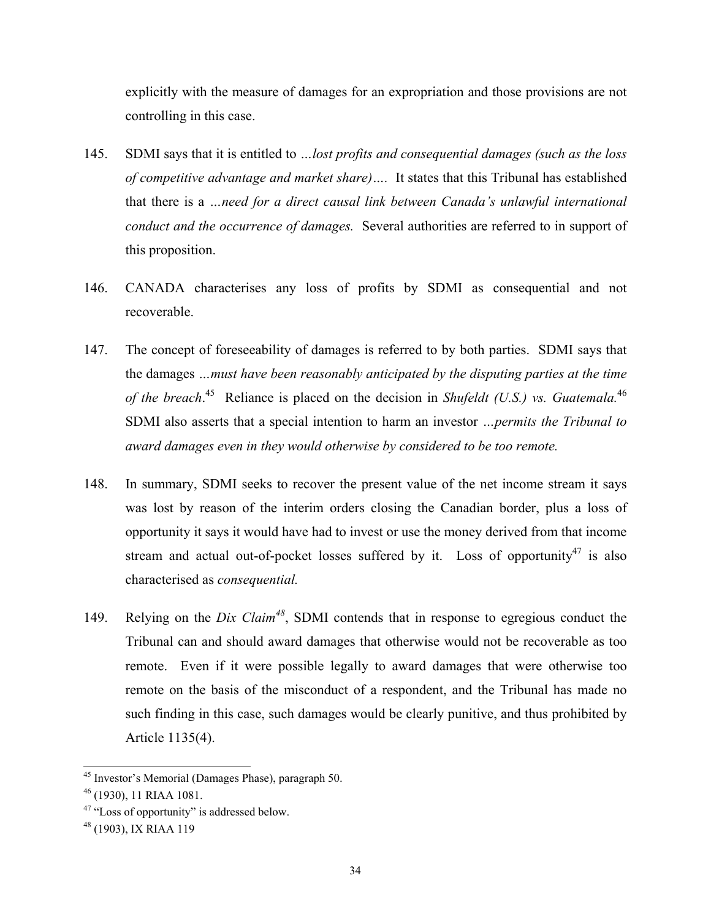explicitly with the measure of damages for an expropriation and those provisions are not controlling in this case.

145. SDMI says that it is entitled to *…lost profits and consequential damages (such as the loss of competitive advantage and market share)….* It states that this Tribunal has established that there is a *…need for a direct causal link between Canada's unlawful international conduct and the occurrence of damages.* Several authorities are referred to in support of this proposition.

146. CANADA characterises any loss of profits by SDMI as consequential and not recoverable.

147. The concept of foreseeability of damages is referred to by both parties. SDMI says that the damages *…must have been reasonably anticipated by the disputing parties at the time of the breach*.[45] Reliance is placed on the decision in *Shufeldt (U.S.) vs. Guatemala.*[46] SDMI also asserts that a special intention to harm an investor *…permits the Tribunal to award damages even in they would otherwise by considered to be too remote.*

148. In summary, SDMI seeks to recover the present value of the net income stream it says was lost by reason of the interim orders closing the Canadian border, plus a loss of opportunity it says it would have had to invest or use the money derived from that income stream and actual out-of-pocket losses suffered by it. Loss of opportunity[47] is also characterised as *consequential.*

149. Relying on the *Dix Claim*[48], SDMI contends that in response to egregious conduct the Tribunal can and should award damages that otherwise would not be recoverable as too remote. Even if it were possible legally to award damages that were otherwise too remote on the basis of the misconduct of a respondent, and the Tribunal has made no such finding in this case, such damages would be clearly punitive, and thus prohibited by Article 1135(4).

---

[45] Investor's Memorial (Damages Phase), paragraph 50.

[46] (1930), 11 RIAA 1081.

[47] "Loss of opportunity" is addressed below.

[48] (1903), IX RIAA 119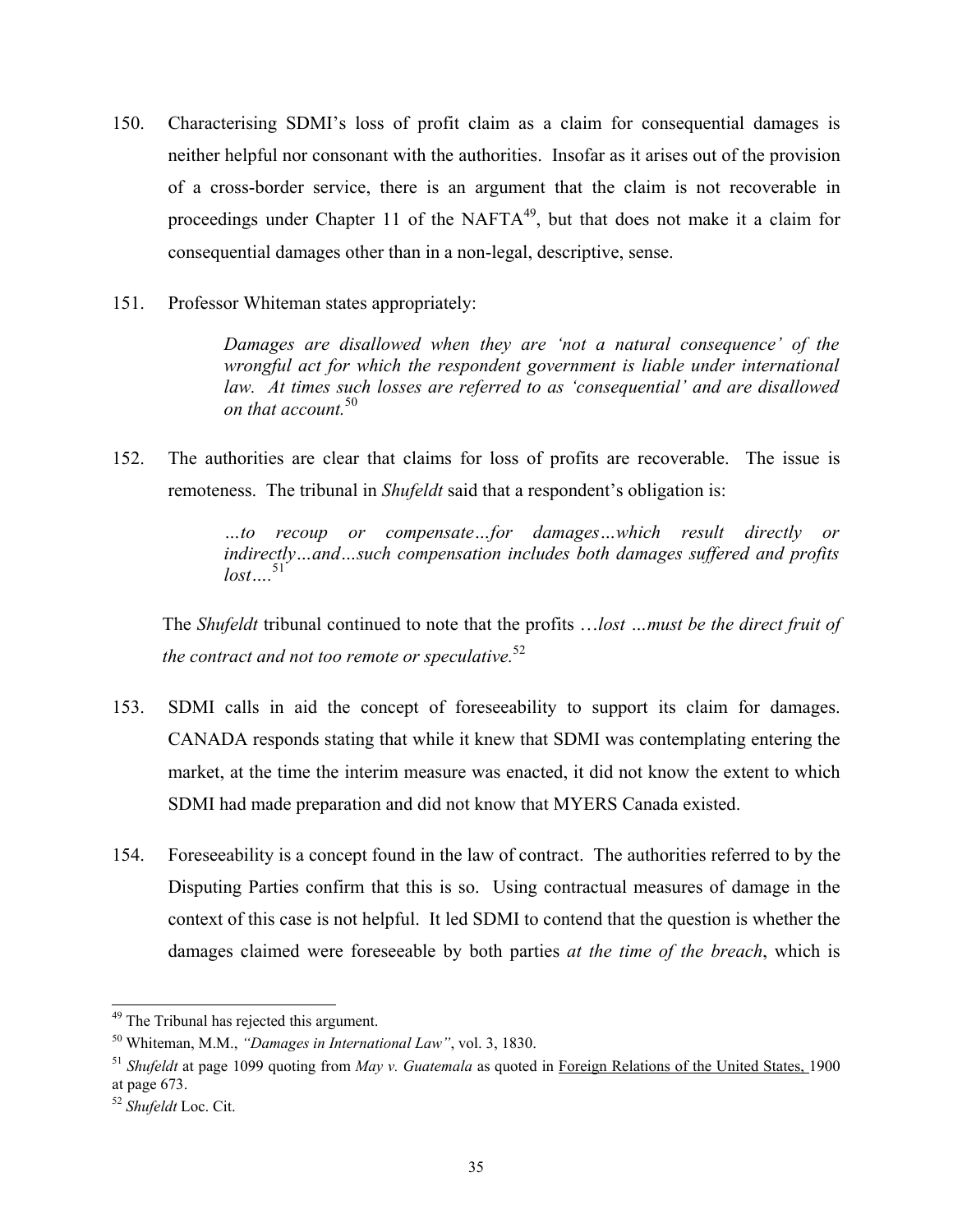150. Characterising SDMI's loss of profit claim as a claim for consequential damages is neither helpful nor consonant with the authorities. Insofar as it arises out of the provision of a cross-border service, there is an argument that the claim is not recoverable in proceedings under Chapter 11 of the NAFTA[49], but that does not make it a claim for consequential damages other than in a non-legal, descriptive, sense.

151. Professor Whiteman states appropriately:

> *Damages are disallowed when they are 'not a natural consequence' of the wrongful act for which the respondent government is liable under international law. At times such losses are referred to as 'consequential' and are disallowed on that account.*[50]

152. The authorities are clear that claims for loss of profits are recoverable. The issue is remoteness. The tribunal in *Shufeldt* said that a respondent's obligation is:

> *…to recoup or compensate…for damages…which result directly or indirectly…and…such compensation includes both damages suffered and profits lost….*[51]

The *Shufeldt* tribunal continued to note that the profits …*lost …must be the direct fruit of the contract and not too remote or speculative.*[52]

153. SDMI calls in aid the concept of foreseeability to support its claim for damages. CANADA responds stating that while it knew that SDMI was contemplating entering the market, at the time the interim measure was enacted, it did not know the extent to which SDMI had made preparation and did not know that MYERS Canada existed.

154. Foreseeability is a concept found in the law of contract. The authorities referred to by the Disputing Parties confirm that this is so. Using contractual measures of damage in the context of this case is not helpful. It led SDMI to contend that the question is whether the damages claimed were foreseeable by both parties *at the time of the breach*, which is

---

[49] The Tribunal has rejected this argument.

[50] Whiteman, M.M., *"Damages in International Law"*, vol. 3, 1830.

[51] *Shufeldt* at page 1099 quoting from *May v. Guatemala* as quoted in Foreign Relations of the United States, 1900 at page 673.

[52] *Shufeldt* Loc. Cit.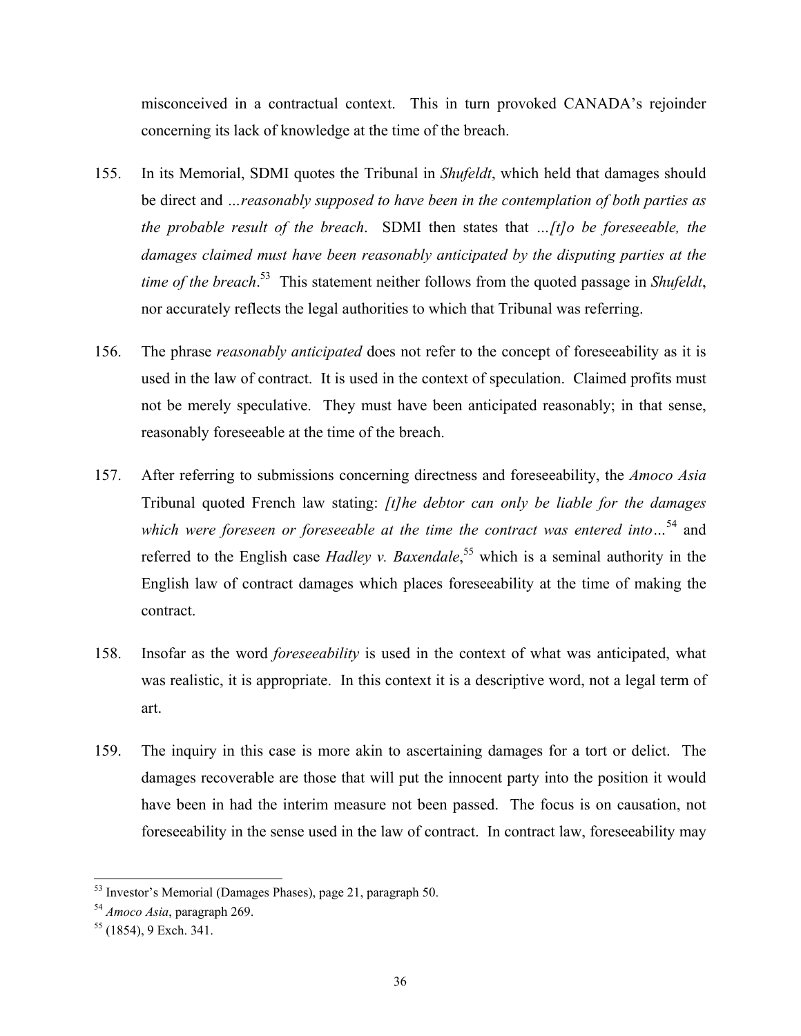misconceived in a contractual context. This in turn provoked CANADA's rejoinder concerning its lack of knowledge at the time of the breach.

155. In its Memorial, SDMI quotes the Tribunal in *Shufeldt*, which held that damages should be direct and *…reasonably supposed to have been in the contemplation of both parties as the probable result of the breach*. SDMI then states that *…[t]o be foreseeable, the damages claimed must have been reasonably anticipated by the disputing parties at the time of the breach*.[53] This statement neither follows from the quoted passage in *Shufeldt*, nor accurately reflects the legal authorities to which that Tribunal was referring.

156. The phrase *reasonably anticipated* does not refer to the concept of foreseeability as it is used in the law of contract. It is used in the context of speculation. Claimed profits must not be merely speculative. They must have been anticipated reasonably; in that sense, reasonably foreseeable at the time of the breach.

157. After referring to submissions concerning directness and foreseeability, the *Amoco Asia* Tribunal quoted French law stating: *[t]he debtor can only be liable for the damages which were foreseen or foreseeable at the time the contract was entered into…*[54] and referred to the English case *Hadley v. Baxendale*,[55] which is a seminal authority in the English law of contract damages which places foreseeability at the time of making the contract.

158. Insofar as the word *foreseeability* is used in the context of what was anticipated, what was realistic, it is appropriate. In this context it is a descriptive word, not a legal term of art.

159. The inquiry in this case is more akin to ascertaining damages for a tort or delict. The damages recoverable are those that will put the innocent party into the position it would have been in had the interim measure not been passed. The focus is on causation, not foreseeability in the sense used in the law of contract. In contract law, foreseeability may

---

[53] Investor's Memorial (Damages Phases), page 21, paragraph 50.

[54] *Amoco Asia*, paragraph 269.

[55] (1854), 9 Exch. 341.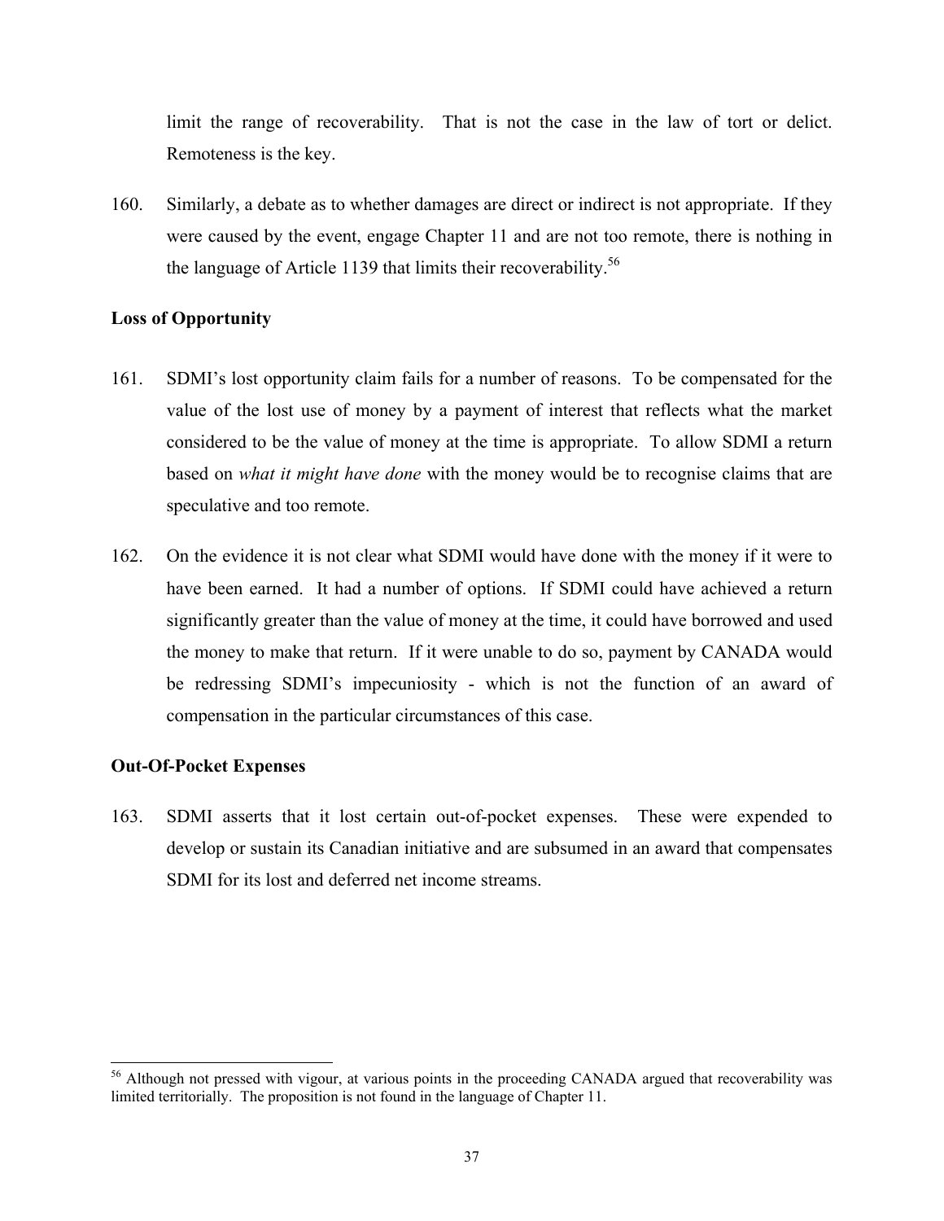limit the range of recoverability. That is not the case in the law of tort or delict. Remoteness is the key.

160. Similarly, a debate as to whether damages are direct or indirect is not appropriate. If they were caused by the event, engage Chapter 11 and are not too remote, there is nothing in the language of Article 1139 that limits their recoverability.[56]

**Loss of Opportunity**

161. SDMI's lost opportunity claim fails for a number of reasons. To be compensated for the value of the lost use of money by a payment of interest that reflects what the market considered to be the value of money at the time is appropriate. To allow SDMI a return based on *what it might have done* with the money would be to recognise claims that are speculative and too remote.

162. On the evidence it is not clear what SDMI would have done with the money if it were to have been earned. It had a number of options. If SDMI could have achieved a return significantly greater than the value of money at the time, it could have borrowed and used the money to make that return. If it were unable to do so, payment by CANADA would be redressing SDMI's impecuniosity - which is not the function of an award of compensation in the particular circumstances of this case.

**Out-Of-Pocket Expenses**

163. SDMI asserts that it lost certain out-of-pocket expenses. These were expended to develop or sustain its Canadian initiative and are subsumed in an award that compensates SDMI for its lost and deferred net income streams.

---

[56] Although not pressed with vigour, at various points in the proceeding CANADA argued that recoverability was limited territorially. The proposition is not found in the language of Chapter 11.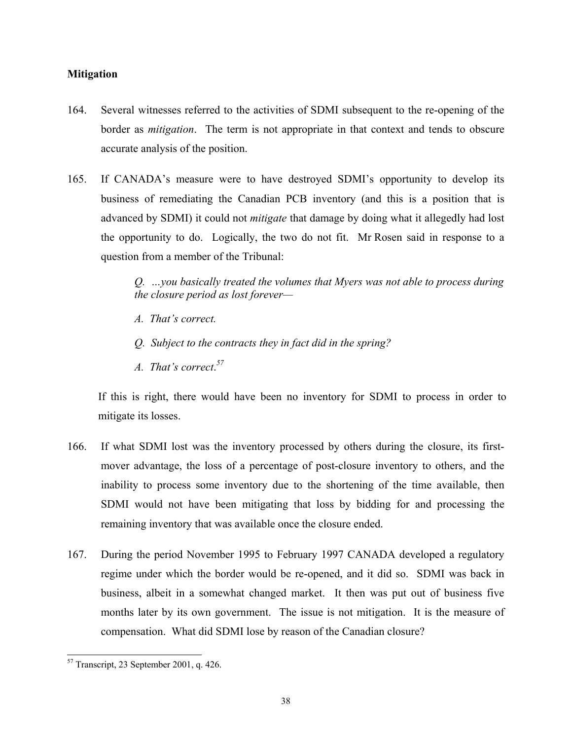**Mitigation**

164. Several witnesses referred to the activities of SDMI subsequent to the re-opening of the border as *mitigation*. The term is not appropriate in that context and tends to obscure accurate analysis of the position.

165. If CANADA's measure were to have destroyed SDMI's opportunity to develop its business of remediating the Canadian PCB inventory (and this is a position that is advanced by SDMI) it could not *mitigate* that damage by doing what it allegedly had lost the opportunity to do. Logically, the two do not fit. Mr Rosen said in response to a question from a member of the Tribunal:

> *Q. …you basically treated the volumes that Myers was not able to process during the closure period as lost forever—*
>
> *A. That's correct.*
>
> *Q. Subject to the contracts they in fact did in the spring?*
>
> *A. That's correct.*[57]

If this is right, there would have been no inventory for SDMI to process in order to mitigate its losses.

166. If what SDMI lost was the inventory processed by others during the closure, its first-mover advantage, the loss of a percentage of post-closure inventory to others, and the inability to process some inventory due to the shortening of the time available, then SDMI would not have been mitigating that loss by bidding for and processing the remaining inventory that was available once the closure ended.

167. During the period November 1995 to February 1997 CANADA developed a regulatory regime under which the border would be re-opened, and it did so. SDMI was back in business, albeit in a somewhat changed market. It then was put out of business five months later by its own government. The issue is not mitigation. It is the measure of compensation. What did SDMI lose by reason of the Canadian closure?

---

[57] Transcript, 23 September 2001, q. 426.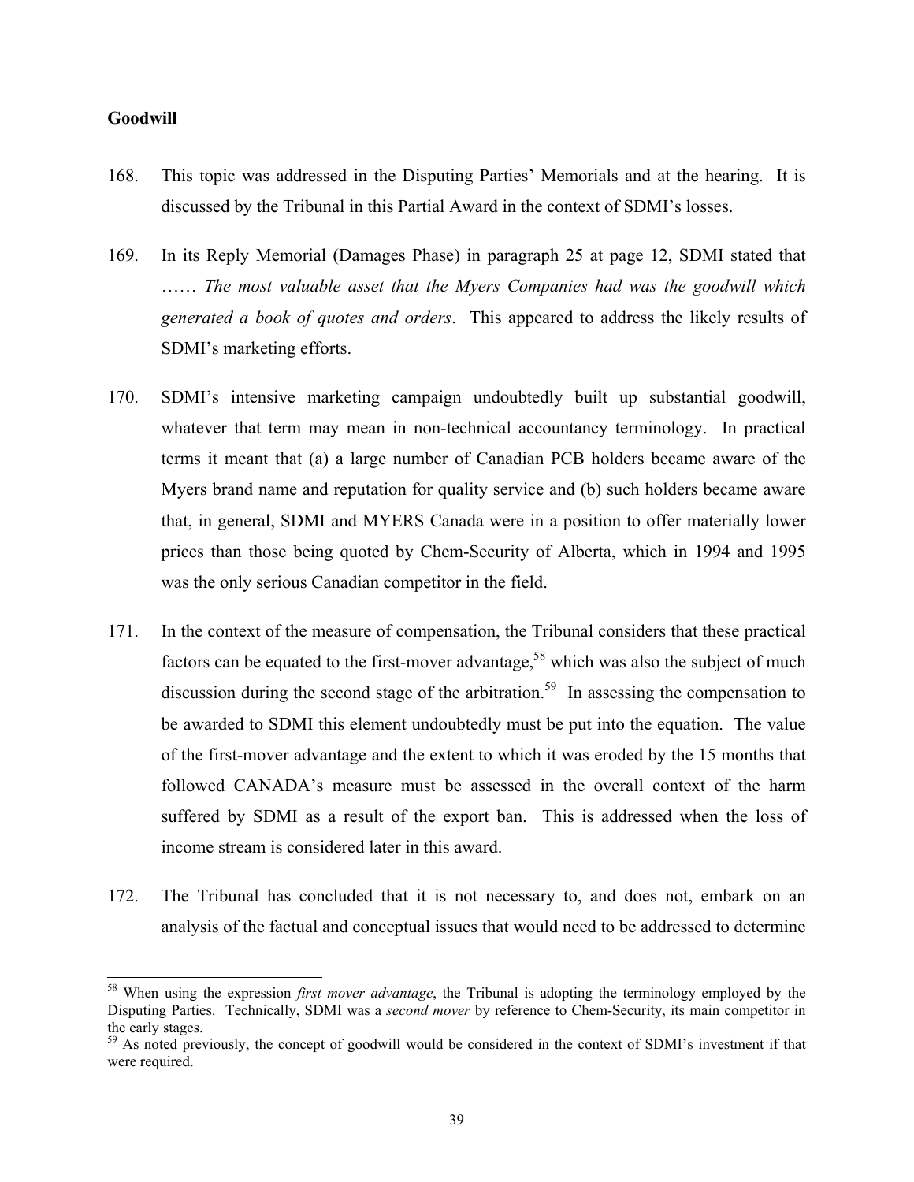**Goodwill**

168. This topic was addressed in the Disputing Parties' Memorials and at the hearing. It is discussed by the Tribunal in this Partial Award in the context of SDMI's losses.

169. In its Reply Memorial (Damages Phase) in paragraph 25 at page 12, SDMI stated that …… *The most valuable asset that the Myers Companies had was the goodwill which generated a book of quotes and orders*. This appeared to address the likely results of SDMI's marketing efforts.

170. SDMI's intensive marketing campaign undoubtedly built up substantial goodwill, whatever that term may mean in non-technical accountancy terminology. In practical terms it meant that (a) a large number of Canadian PCB holders became aware of the Myers brand name and reputation for quality service and (b) such holders became aware that, in general, SDMI and MYERS Canada were in a position to offer materially lower prices than those being quoted by Chem-Security of Alberta, which in 1994 and 1995 was the only serious Canadian competitor in the field.

171. In the context of the measure of compensation, the Tribunal considers that these practical factors can be equated to the first-mover advantage,[58] which was also the subject of much discussion during the second stage of the arbitration.[59] In assessing the compensation to be awarded to SDMI this element undoubtedly must be put into the equation. The value of the first-mover advantage and the extent to which it was eroded by the 15 months that followed CANADA's measure must be assessed in the overall context of the harm suffered by SDMI as a result of the export ban. This is addressed when the loss of income stream is considered later in this award.

172. The Tribunal has concluded that it is not necessary to, and does not, embark on an analysis of the factual and conceptual issues that would need to be addressed to determine

---

[58] When using the expression *first mover advantage*, the Tribunal is adopting the terminology employed by the Disputing Parties. Technically, SDMI was a *second mover* by reference to Chem-Security, its main competitor in the early stages.

[59] As noted previously, the concept of goodwill would be considered in the context of SDMI's investment if that were required.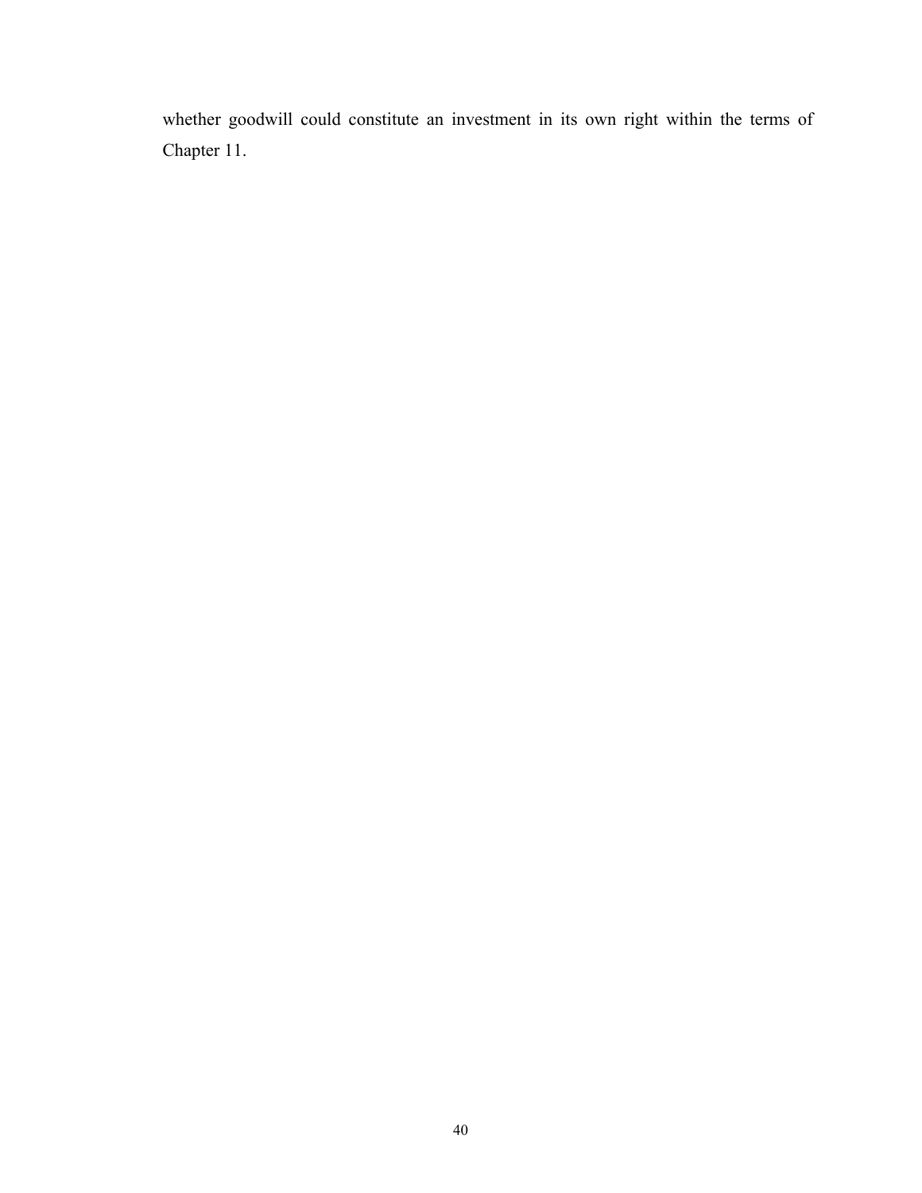whether goodwill could constitute an investment in its own right within the terms of Chapter 11.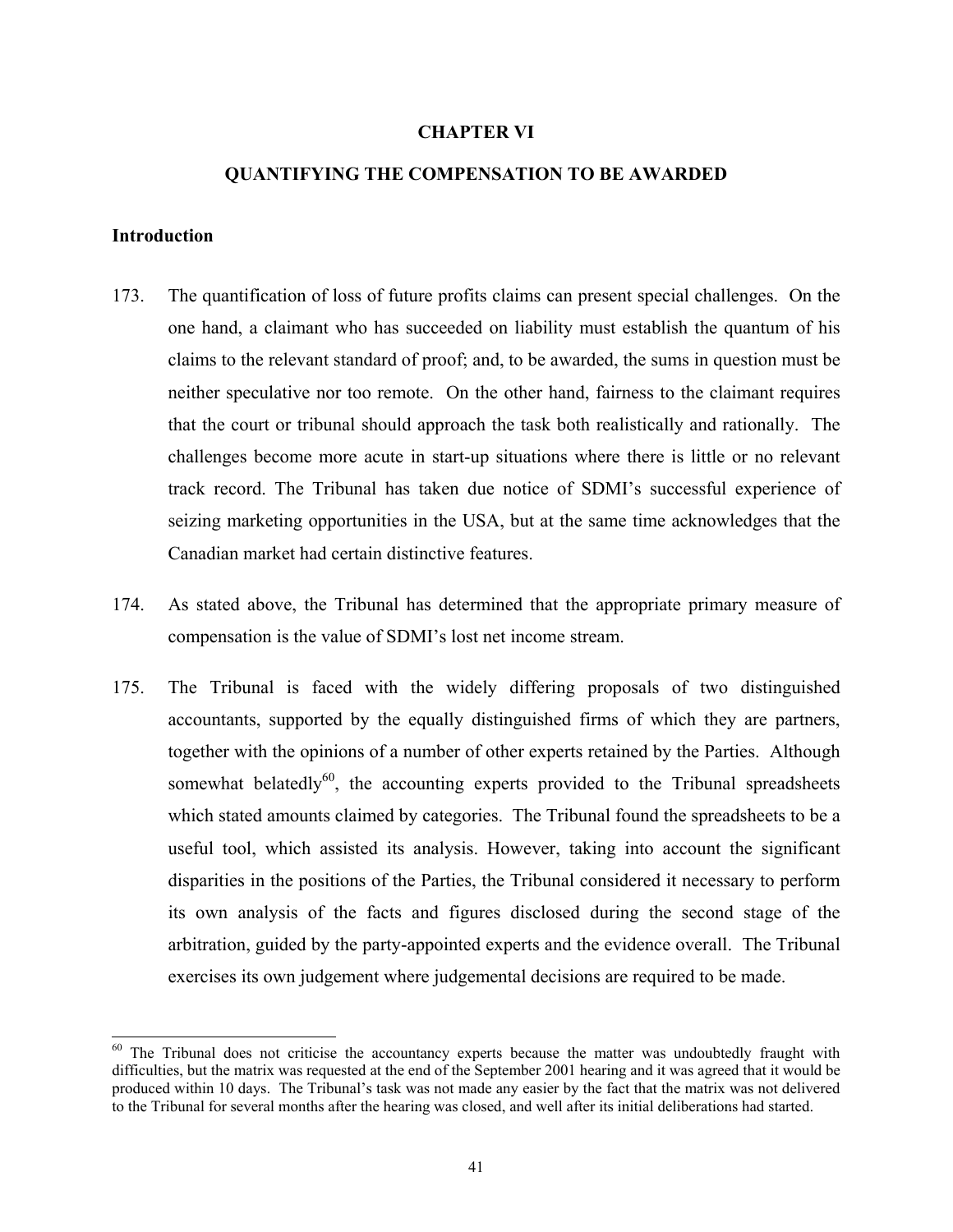## CHAPTER VI

## QUANTIFYING THE COMPENSATION TO BE AWARDED

### Introduction

173. The quantification of loss of future profits claims can present special challenges. On the one hand, a claimant who has succeeded on liability must establish the quantum of his claims to the relevant standard of proof; and, to be awarded, the sums in question must be neither speculative nor too remote. On the other hand, fairness to the claimant requires that the court or tribunal should approach the task both realistically and rationally. The challenges become more acute in start-up situations where there is little or no relevant track record. The Tribunal has taken due notice of SDMI's successful experience of seizing marketing opportunities in the USA, but at the same time acknowledges that the Canadian market had certain distinctive features.

174. As stated above, the Tribunal has determined that the appropriate primary measure of compensation is the value of SDMI's lost net income stream.

175. The Tribunal is faced with the widely differing proposals of two distinguished accountants, supported by the equally distinguished firms of which they are partners, together with the opinions of a number of other experts retained by the Parties. Although somewhat belatedly[60], the accounting experts provided to the Tribunal spreadsheets which stated amounts claimed by categories. The Tribunal found the spreadsheets to be a useful tool, which assisted its analysis. However, taking into account the significant disparities in the positions of the Parties, the Tribunal considered it necessary to perform its own analysis of the facts and figures disclosed during the second stage of the arbitration, guided by the party-appointed experts and the evidence overall. The Tribunal exercises its own judgement where judgemental decisions are required to be made.

---

[60] The Tribunal does not criticise the accountancy experts because the matter was undoubtedly fraught with difficulties, but the matrix was requested at the end of the September 2001 hearing and it was agreed that it would be produced within 10 days. The Tribunal's task was not made any easier by the fact that the matrix was not delivered to the Tribunal for several months after the hearing was closed, and well after its initial deliberations had started.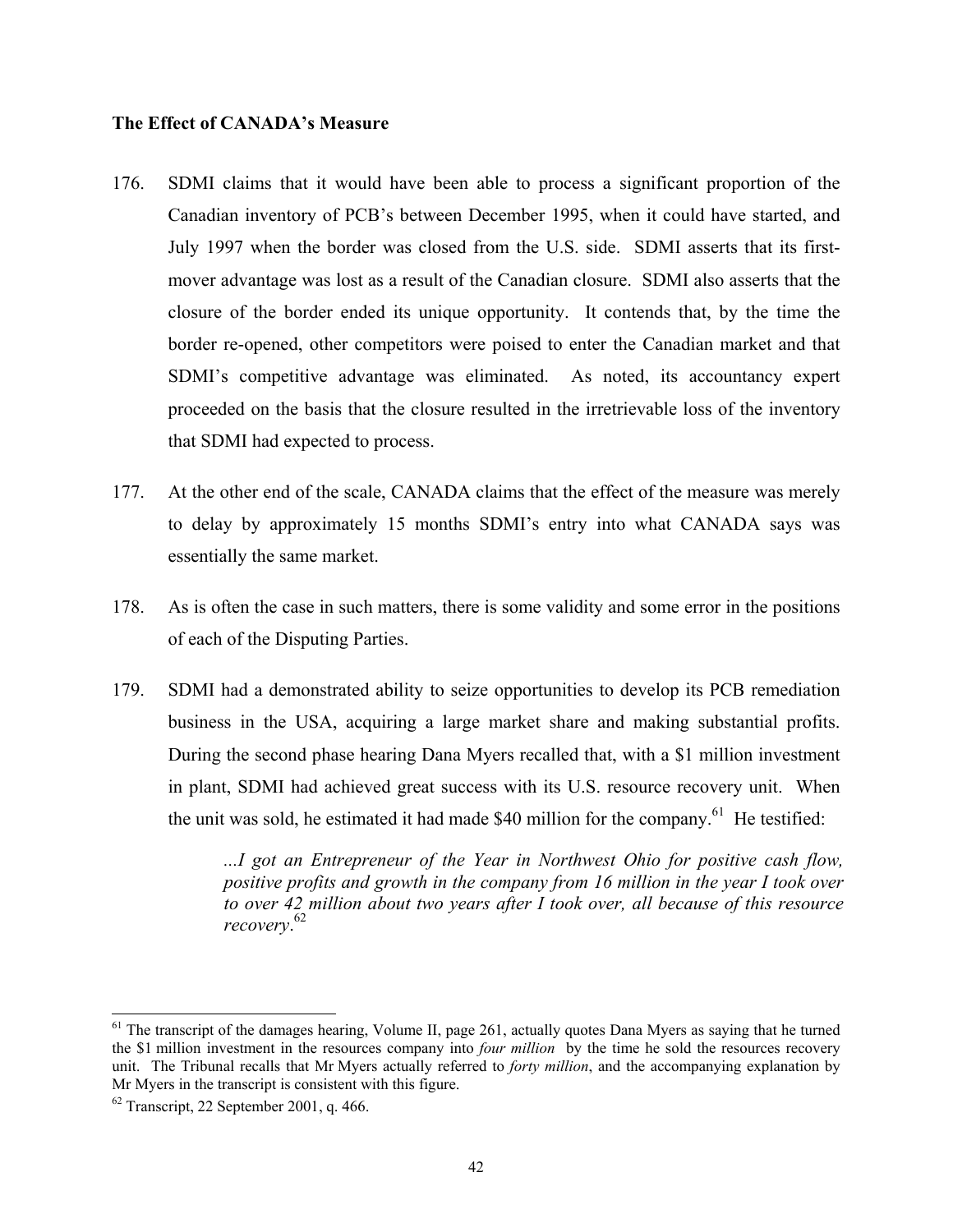**The Effect of CANADA's Measure**

176. SDMI claims that it would have been able to process a significant proportion of the Canadian inventory of PCB's between December 1995, when it could have started, and July 1997 when the border was closed from the U.S. side. SDMI asserts that its first-mover advantage was lost as a result of the Canadian closure. SDMI also asserts that the closure of the border ended its unique opportunity. It contends that, by the time the border re-opened, other competitors were poised to enter the Canadian market and that SDMI's competitive advantage was eliminated. As noted, its accountancy expert proceeded on the basis that the closure resulted in the irretrievable loss of the inventory that SDMI had expected to process.

177. At the other end of the scale, CANADA claims that the effect of the measure was merely to delay by approximately 15 months SDMI's entry into what CANADA says was essentially the same market.

178. As is often the case in such matters, there is some validity and some error in the positions of each of the Disputing Parties.

179. SDMI had a demonstrated ability to seize opportunities to develop its PCB remediation business in the USA, acquiring a large market share and making substantial profits. During the second phase hearing Dana Myers recalled that, with a \$1 million investment in plant, SDMI had achieved great success with its U.S. resource recovery unit. When the unit was sold, he estimated it had made \$40 million for the company.[61] He testified:

> *...I got an Entrepreneur of the Year in Northwest Ohio for positive cash flow, positive profits and growth in the company from 16 million in the year I took over to over 42 million about two years after I took over, all because of this resource recovery*.[62]

---

[61] The transcript of the damages hearing, Volume II, page 261, actually quotes Dana Myers as saying that he turned the \$1 million investment in the resources company into *four million* by the time he sold the resources recovery unit. The Tribunal recalls that Mr Myers actually referred to *forty million*, and the accompanying explanation by Mr Myers in the transcript is consistent with this figure.

[62] Transcript, 22 September 2001, q. 466.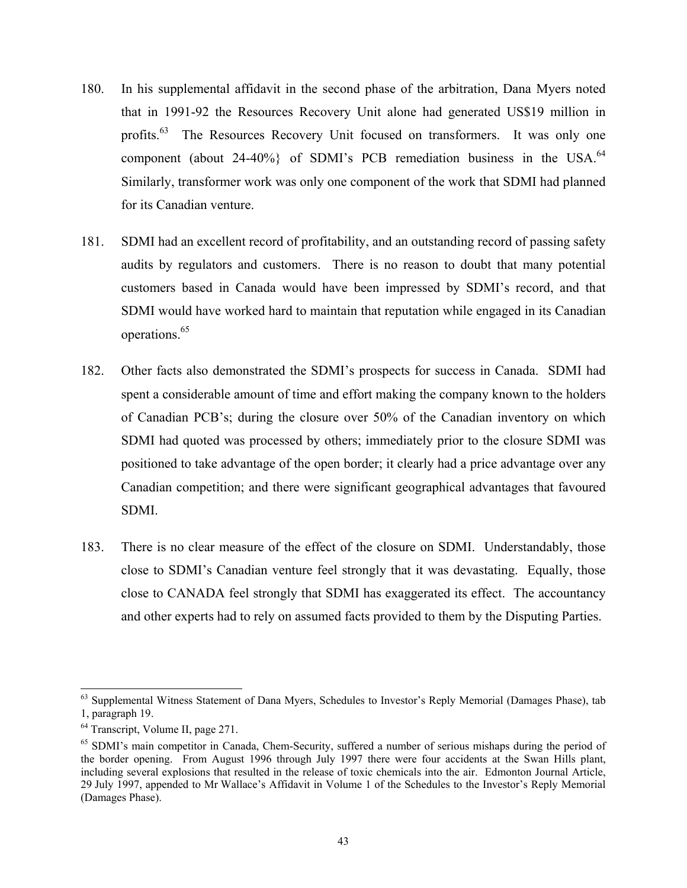180. In his supplemental affidavit in the second phase of the arbitration, Dana Myers noted that in 1991-92 the Resources Recovery Unit alone had generated US$19 million in profits.[63] The Resources Recovery Unit focused on transformers. It was only one component (about 24-40%} of SDMI's PCB remediation business in the USA.[64] Similarly, transformer work was only one component of the work that SDMI had planned for its Canadian venture.

181. SDMI had an excellent record of profitability, and an outstanding record of passing safety audits by regulators and customers. There is no reason to doubt that many potential customers based in Canada would have been impressed by SDMI's record, and that SDMI would have worked hard to maintain that reputation while engaged in its Canadian operations.[65]

182. Other facts also demonstrated the SDMI's prospects for success in Canada. SDMI had spent a considerable amount of time and effort making the company known to the holders of Canadian PCB's; during the closure over 50% of the Canadian inventory on which SDMI had quoted was processed by others; immediately prior to the closure SDMI was positioned to take advantage of the open border; it clearly had a price advantage over any Canadian competition; and there were significant geographical advantages that favoured SDMI.

183. There is no clear measure of the effect of the closure on SDMI. Understandably, those close to SDMI's Canadian venture feel strongly that it was devastating. Equally, those close to CANADA feel strongly that SDMI has exaggerated its effect. The accountancy and other experts had to rely on assumed facts provided to them by the Disputing Parties.

---

[63] Supplemental Witness Statement of Dana Myers, Schedules to Investor's Reply Memorial (Damages Phase), tab 1, paragraph 19.

[64] Transcript, Volume II, page 271.

[65] SDMI's main competitor in Canada, Chem-Security, suffered a number of serious mishaps during the period of the border opening. From August 1996 through July 1997 there were four accidents at the Swan Hills plant, including several explosions that resulted in the release of toxic chemicals into the air. Edmonton Journal Article, 29 July 1997, appended to Mr Wallace's Affidavit in Volume 1 of the Schedules to the Investor's Reply Memorial (Damages Phase).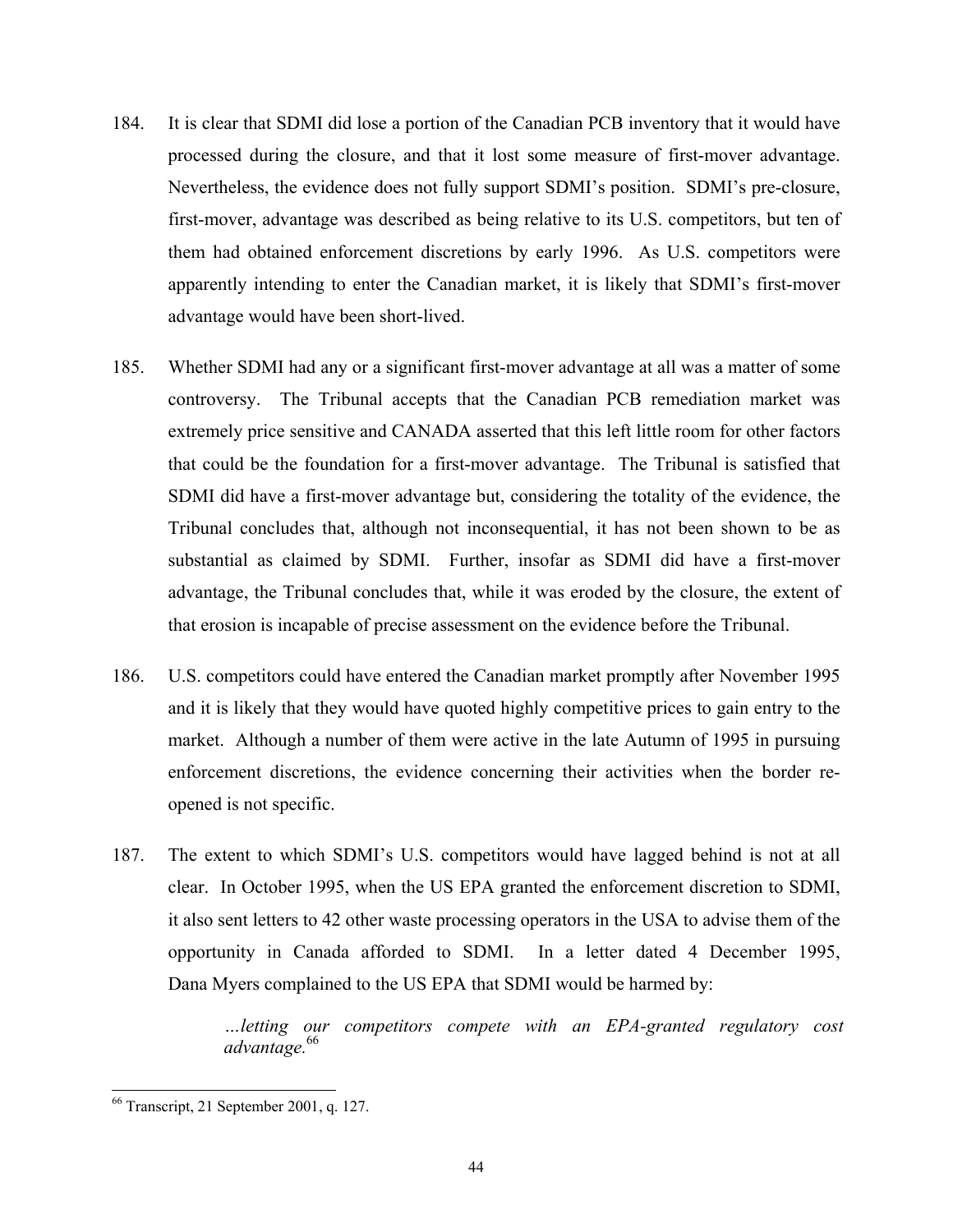184. It is clear that SDMI did lose a portion of the Canadian PCB inventory that it would have processed during the closure, and that it lost some measure of first-mover advantage. Nevertheless, the evidence does not fully support SDMI's position. SDMI's pre-closure, first-mover, advantage was described as being relative to its U.S. competitors, but ten of them had obtained enforcement discretions by early 1996. As U.S. competitors were apparently intending to enter the Canadian market, it is likely that SDMI's first-mover advantage would have been short-lived.

185. Whether SDMI had any or a significant first-mover advantage at all was a matter of some controversy. The Tribunal accepts that the Canadian PCB remediation market was extremely price sensitive and CANADA asserted that this left little room for other factors that could be the foundation for a first-mover advantage. The Tribunal is satisfied that SDMI did have a first-mover advantage but, considering the totality of the evidence, the Tribunal concludes that, although not inconsequential, it has not been shown to be as substantial as claimed by SDMI. Further, insofar as SDMI did have a first-mover advantage, the Tribunal concludes that, while it was eroded by the closure, the extent of that erosion is incapable of precise assessment on the evidence before the Tribunal.

186. U.S. competitors could have entered the Canadian market promptly after November 1995 and it is likely that they would have quoted highly competitive prices to gain entry to the market. Although a number of them were active in the late Autumn of 1995 in pursuing enforcement discretions, the evidence concerning their activities when the border re-opened is not specific.

187. The extent to which SDMI's U.S. competitors would have lagged behind is not at all clear. In October 1995, when the US EPA granted the enforcement discretion to SDMI, it also sent letters to 42 other waste processing operators in the USA to advise them of the opportunity in Canada afforded to SDMI. In a letter dated 4 December 1995, Dana Myers complained to the US EPA that SDMI would be harmed by:

> *…letting our competitors compete with an EPA-granted regulatory cost advantage.*[66]

[66] Transcript, 21 September 2001, q. 127.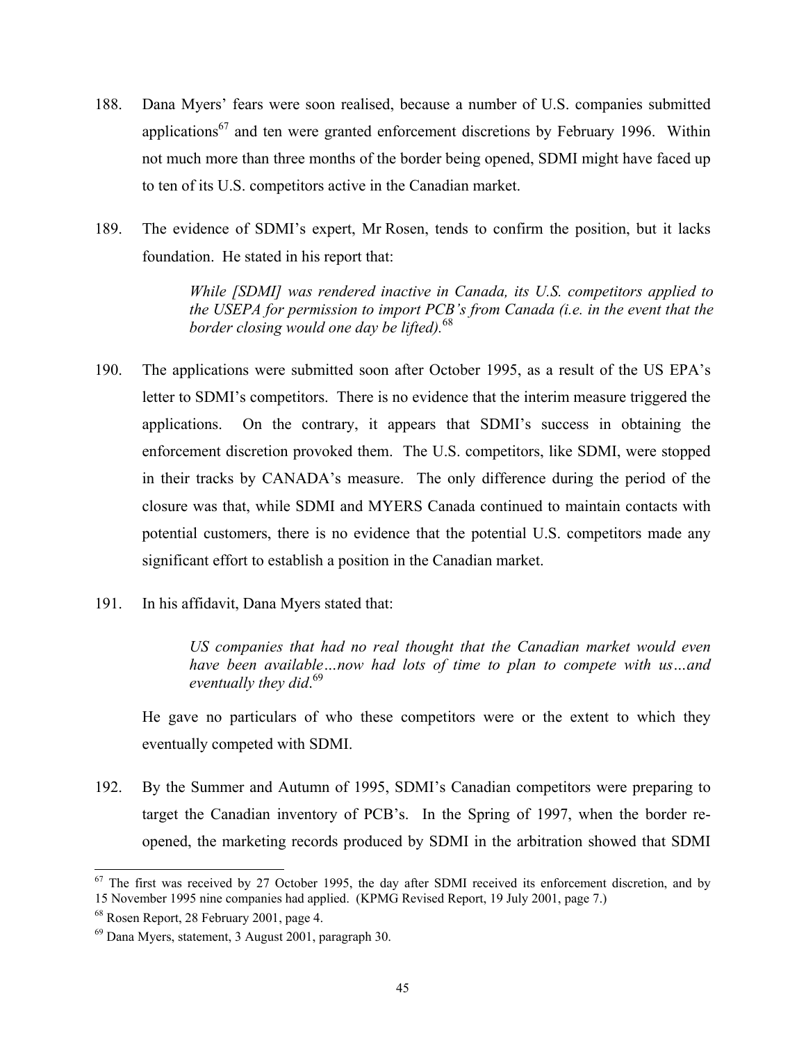188. Dana Myers' fears were soon realised, because a number of U.S. companies submitted applications[67] and ten were granted enforcement discretions by February 1996. Within not much more than three months of the border being opened, SDMI might have faced up to ten of its U.S. competitors active in the Canadian market.

189. The evidence of SDMI's expert, Mr Rosen, tends to confirm the position, but it lacks foundation. He stated in his report that:

> *While [SDMI] was rendered inactive in Canada, its U.S. competitors applied to the USEPA for permission to import PCB's from Canada (i.e. in the event that the border closing would one day be lifted).*[68]

190. The applications were submitted soon after October 1995, as a result of the US EPA's letter to SDMI's competitors. There is no evidence that the interim measure triggered the applications. On the contrary, it appears that SDMI's success in obtaining the enforcement discretion provoked them. The U.S. competitors, like SDMI, were stopped in their tracks by CANADA's measure. The only difference during the period of the closure was that, while SDMI and MYERS Canada continued to maintain contacts with potential customers, there is no evidence that the potential U.S. competitors made any significant effort to establish a position in the Canadian market.

191. In his affidavit, Dana Myers stated that:

> *US companies that had no real thought that the Canadian market would even have been available…now had lots of time to plan to compete with us…and eventually they did*.[69]

He gave no particulars of who these competitors were or the extent to which they eventually competed with SDMI.

192. By the Summer and Autumn of 1995, SDMI's Canadian competitors were preparing to target the Canadian inventory of PCB's. In the Spring of 1997, when the border re-opened, the marketing records produced by SDMI in the arbitration showed that SDMI

---

[67] The first was received by 27 October 1995, the day after SDMI received its enforcement discretion, and by 15 November 1995 nine companies had applied. (KPMG Revised Report, 19 July 2001, page 7.)

[68] Rosen Report, 28 February 2001, page 4.

[69] Dana Myers, statement, 3 August 2001, paragraph 30.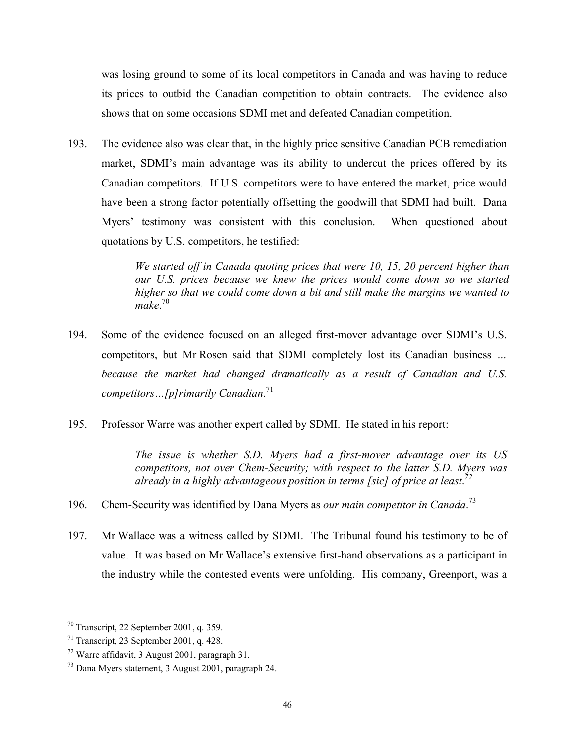was losing ground to some of its local competitors in Canada and was having to reduce its prices to outbid the Canadian competition to obtain contracts. The evidence also shows that on some occasions SDMI met and defeated Canadian competition.

193. The evidence also was clear that, in the highly price sensitive Canadian PCB remediation market, SDMI's main advantage was its ability to undercut the prices offered by its Canadian competitors. If U.S. competitors were to have entered the market, price would have been a strong factor potentially offsetting the goodwill that SDMI had built. Dana Myers' testimony was consistent with this conclusion. When questioned about quotations by U.S. competitors, he testified:

> *We started off in Canada quoting prices that were 10, 15, 20 percent higher than our U.S. prices because we knew the prices would come down so we started higher so that we could come down a bit and still make the margins we wanted to make*.[70]

194. Some of the evidence focused on an alleged first-mover advantage over SDMI's U.S. competitors, but Mr Rosen said that SDMI completely lost its Canadian business ... *because the market had changed dramatically as a result of Canadian and U.S. competitors…[p]rimarily Canadian*.[71]

195. Professor Warre was another expert called by SDMI. He stated in his report:

> *The issue is whether S.D. Myers had a first-mover advantage over its US competitors, not over Chem-Security; with respect to the latter S.D. Myers was already in a highly advantageous position in terms [sic] of price at least*.[72]

196. Chem-Security was identified by Dana Myers as *our main competitor in Canada*.[73]

197. Mr Wallace was a witness called by SDMI. The Tribunal found his testimony to be of value. It was based on Mr Wallace's extensive first-hand observations as a participant in the industry while the contested events were unfolding. His company, Greenport, was a

---

[70] Transcript, 22 September 2001, q. 359.

[71] Transcript, 23 September 2001, q. 428.

[72] Warre affidavit, 3 August 2001, paragraph 31.

[73] Dana Myers statement, 3 August 2001, paragraph 24.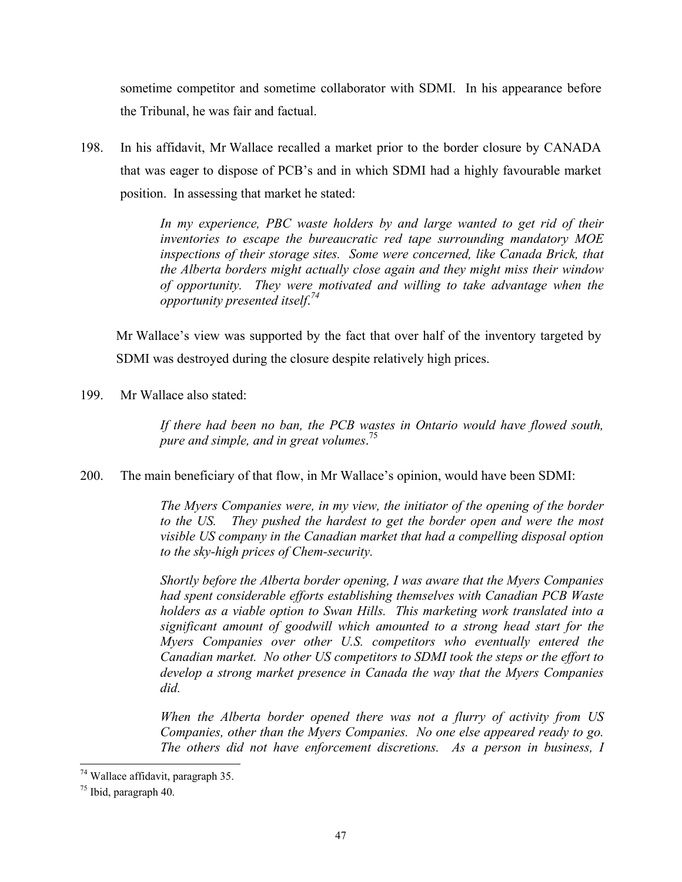sometime competitor and sometime collaborator with SDMI. In his appearance before the Tribunal, he was fair and factual.

198. In his affidavit, Mr Wallace recalled a market prior to the border closure by CANADA that was eager to dispose of PCB's and in which SDMI had a highly favourable market position. In assessing that market he stated:

> *In my experience, PBC waste holders by and large wanted to get rid of their inventories to escape the bureaucratic red tape surrounding mandatory MOE inspections of their storage sites. Some were concerned, like Canada Brick, that the Alberta borders might actually close again and they might miss their window of opportunity. They were motivated and willing to take advantage when the opportunity presented itself.*[74]

Mr Wallace's view was supported by the fact that over half of the inventory targeted by SDMI was destroyed during the closure despite relatively high prices.

199. Mr Wallace also stated:

> *If there had been no ban, the PCB wastes in Ontario would have flowed south, pure and simple, and in great volumes*.[75]

200. The main beneficiary of that flow, in Mr Wallace's opinion, would have been SDMI:

> *The Myers Companies were, in my view, the initiator of the opening of the border to the US. They pushed the hardest to get the border open and were the most visible US company in the Canadian market that had a compelling disposal option to the sky-high prices of Chem-security.*
>
> *Shortly before the Alberta border opening, I was aware that the Myers Companies had spent considerable efforts establishing themselves with Canadian PCB Waste holders as a viable option to Swan Hills. This marketing work translated into a significant amount of goodwill which amounted to a strong head start for the Myers Companies over other U.S. competitors who eventually entered the Canadian market. No other US competitors to SDMI took the steps or the effort to develop a strong market presence in Canada the way that the Myers Companies did.*
>
> *When the Alberta border opened there was not a flurry of activity from US Companies, other than the Myers Companies. No one else appeared ready to go. The others did not have enforcement discretions. As a person in business, I*

---

[74] Wallace affidavit, paragraph 35.

[75] Ibid, paragraph 40.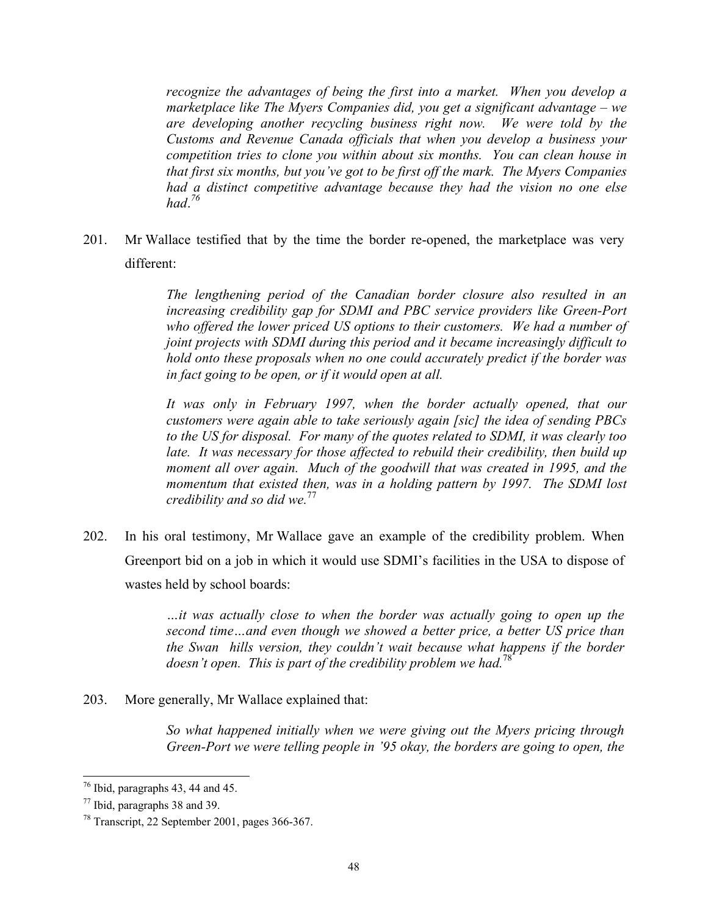> *recognize the advantages of being the first into a market. When you develop a marketplace like The Myers Companies did, you get a significant advantage – we are developing another recycling business right now. We were told by the Customs and Revenue Canada officials that when you develop a business your competition tries to clone you within about six months. You can clean house in that first six months, but you've got to be first off the mark. The Myers Companies had a distinct competitive advantage because they had the vision no one else had.*[76]

201. Mr Wallace testified that by the time the border re-opened, the marketplace was very different:

> *The lengthening period of the Canadian border closure also resulted in an increasing credibility gap for SDMI and PBC service providers like Green-Port who offered the lower priced US options to their customers. We had a number of joint projects with SDMI during this period and it became increasingly difficult to hold onto these proposals when no one could accurately predict if the border was in fact going to be open, or if it would open at all.*
>
> *It was only in February 1997, when the border actually opened, that our customers were again able to take seriously again [sic] the idea of sending PBCs to the US for disposal. For many of the quotes related to SDMI, it was clearly too late. It was necessary for those affected to rebuild their credibility, then build up moment all over again. Much of the goodwill that was created in 1995, and the momentum that existed then, was in a holding pattern by 1997. The SDMI lost credibility and so did we.*[77]

202. In his oral testimony, Mr Wallace gave an example of the credibility problem. When Greenport bid on a job in which it would use SDMI's facilities in the USA to dispose of wastes held by school boards:

> *…it was actually close to when the border was actually going to open up the second time…and even though we showed a better price, a better US price than the Swan hills version, they couldn't wait because what happens if the border doesn't open. This is part of the credibility problem we had.*[78]

203. More generally, Mr Wallace explained that:

> *So what happened initially when we were giving out the Myers pricing through Green-Port we were telling people in '95 okay, the borders are going to open, the*

---

[76] Ibid, paragraphs 43, 44 and 45.

[77] Ibid, paragraphs 38 and 39.

[78] Transcript, 22 September 2001, pages 366-367.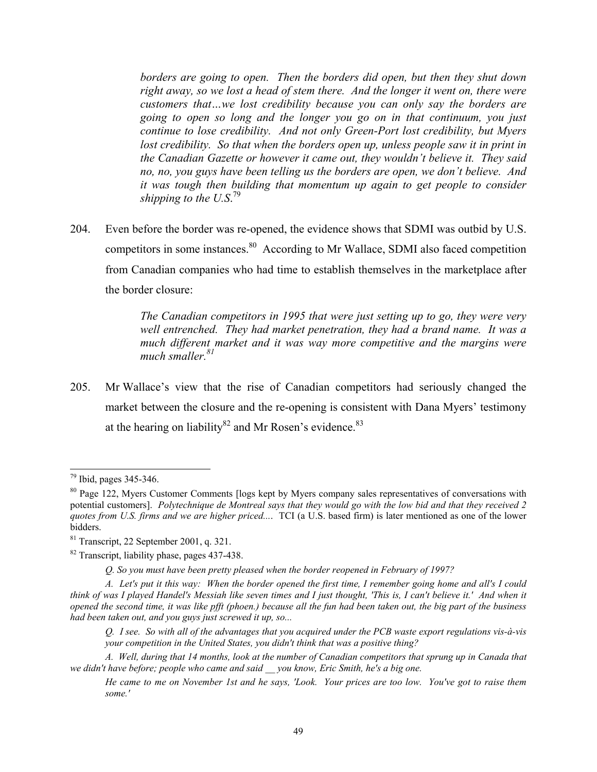> *borders are going to open. Then the borders did open, but then they shut down right away, so we lost a head of stem there. And the longer it went on, there were customers that…we lost credibility because you can only say the borders are going to open so long and the longer you go on in that continuum, you just continue to lose credibility. And not only Green-Port lost credibility, but Myers lost credibility. So that when the borders open up, unless people saw it in print in the Canadian Gazette or however it came out, they wouldn't believe it. They said no, no, you guys have been telling us the borders are open, we don't believe. And it was tough then building that momentum up again to get people to consider shipping to the U.S.*[79]

204. Even before the border was re-opened, the evidence shows that SDMI was outbid by U.S. competitors in some instances.[80] According to Mr Wallace, SDMI also faced competition from Canadian companies who had time to establish themselves in the marketplace after the border closure:

> *The Canadian competitors in 1995 that were just setting up to go, they were very well entrenched. They had market penetration, they had a brand name. It was a much different market and it was way more competitive and the margins were much smaller.*[81]

205. Mr Wallace's view that the rise of Canadian competitors had seriously changed the market between the closure and the re-opening is consistent with Dana Myers' testimony at the hearing on liability[82] and Mr Rosen's evidence.[83]

---

[79] Ibid, pages 345-346.

[80] Page 122, Myers Customer Comments [logs kept by Myers company sales representatives of conversations with potential customers]. *Polytechnique de Montreal says that they would go with the low bid and that they received 2 quotes from U.S. firms and we are higher priced....* TCI (a U.S. based firm) is later mentioned as one of the lower bidders.

[81] Transcript, 22 September 2001, q. 321.

[82] Transcript, liability phase, pages 437-438.

> *Q. So you must have been pretty pleased when the border reopened in February of 1997?*

*A. Let's put it this way: When the border opened the first time, I remember going home and all's I could think of was I played Handel's Messiah like seven times and I just thought, 'This is, I can't believe it.' And when it opened the second time, it was like pfft (phoen.) because all the fun had been taken out, the big part of the business had been taken out, and you guys just screwed it up, so...*

> *Q. I see. So with all of the advantages that you acquired under the PCB waste export regulations vis-à-vis your competition in the United States, you didn't think that was a positive thing?*

*A. Well, during that 14 months, look at the number of Canadian competitors that sprung up in Canada that we didn't have before; people who came and said \_\_ you know, Eric Smith, he's a big one.*

> *He came to me on November 1st and he says, 'Look. Your prices are too low. You've got to raise them some.'*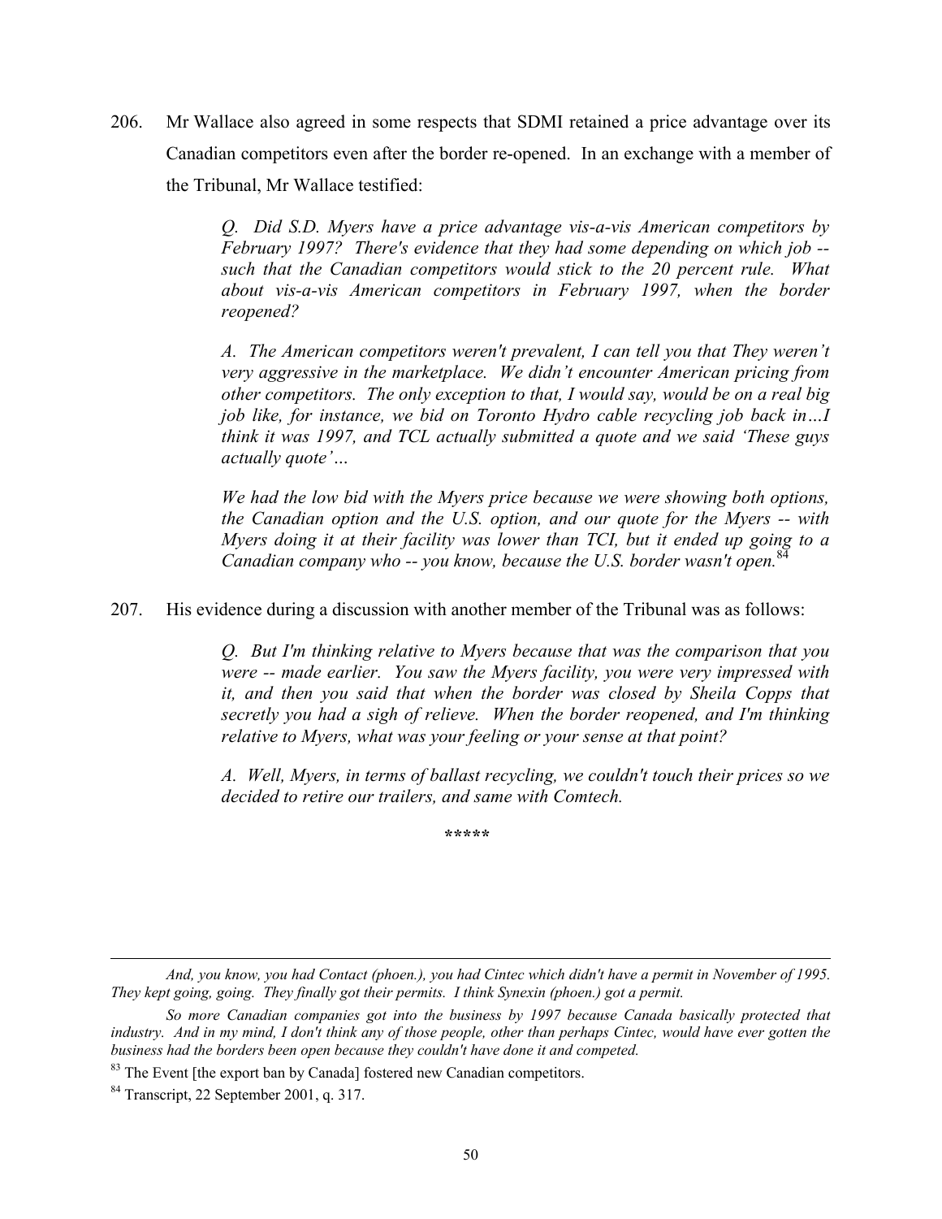206. Mr Wallace also agreed in some respects that SDMI retained a price advantage over its Canadian competitors even after the border re-opened. In an exchange with a member of the Tribunal, Mr Wallace testified:

> *Q. Did S.D. Myers have a price advantage vis-a-vis American competitors by February 1997? There's evidence that they had some depending on which job -- such that the Canadian competitors would stick to the 20 percent rule. What about vis-a-vis American competitors in February 1997, when the border reopened?*
>
> *A. The American competitors weren't prevalent, I can tell you that They weren't very aggressive in the marketplace. We didn't encounter American pricing from other competitors. The only exception to that, I would say, would be on a real big job like, for instance, we bid on Toronto Hydro cable recycling job back in…I think it was 1997, and TCL actually submitted a quote and we said 'These guys actually quote'…*
>
> *We had the low bid with the Myers price because we were showing both options, the Canadian option and the U.S. option, and our quote for the Myers -- with Myers doing it at their facility was lower than TCI, but it ended up going to a Canadian company who -- you know, because the U.S. border wasn't open.*[84]

207. His evidence during a discussion with another member of the Tribunal was as follows:

> *Q. But I'm thinking relative to Myers because that was the comparison that you were -- made earlier. You saw the Myers facility, you were very impressed with it, and then you said that when the border was closed by Sheila Copps that secretly you had a sigh of relieve. When the border reopened, and I'm thinking relative to Myers, what was your feeling or your sense at that point?*
>
> *A. Well, Myers, in terms of ballast recycling, we couldn't touch their prices so we decided to retire our trailers, and same with Comtech.*

\*\*\*\*\*

---

*And, you know, you had Contact (phoen.), you had Cintec which didn't have a permit in November of 1995. They kept going, going. They finally got their permits. I think Synexin (phoen.) got a permit.*

*So more Canadian companies got into the business by 1997 because Canada basically protected that industry. And in my mind, I don't think any of those people, other than perhaps Cintec, would have ever gotten the business had the borders been open because they couldn't have done it and competed.*

[83] The Event [the export ban by Canada] fostered new Canadian competitors.

[84] Transcript, 22 September 2001, q. 317.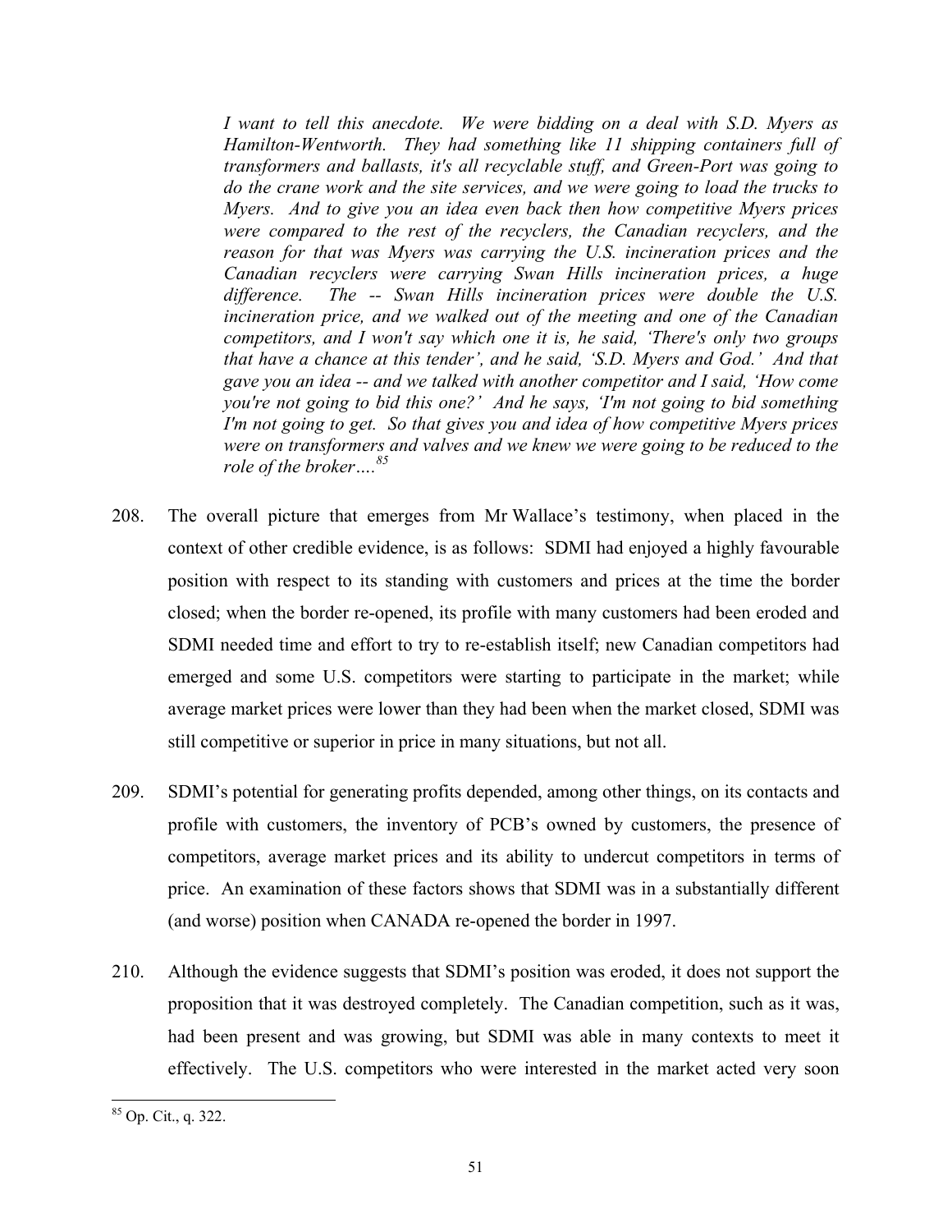> *I want to tell this anecdote. We were bidding on a deal with S.D. Myers as Hamilton-Wentworth. They had something like 11 shipping containers full of transformers and ballasts, it's all recyclable stuff, and Green-Port was going to do the crane work and the site services, and we were going to load the trucks to Myers. And to give you an idea even back then how competitive Myers prices were compared to the rest of the recyclers, the Canadian recyclers, and the reason for that was Myers was carrying the U.S. incineration prices and the Canadian recyclers were carrying Swan Hills incineration prices, a huge difference. The -- Swan Hills incineration prices were double the U.S. incineration price, and we walked out of the meeting and one of the Canadian competitors, and I won't say which one it is, he said, 'There's only two groups that have a chance at this tender', and he said, 'S.D. Myers and God.' And that gave you an idea -- and we talked with another competitor and I said, 'How come you're not going to bid this one?' And he says, 'I'm not going to bid something I'm not going to get. So that gives you and idea of how competitive Myers prices were on transformers and valves and we knew we were going to be reduced to the role of the broker….*[85]

208. The overall picture that emerges from Mr Wallace's testimony, when placed in the context of other credible evidence, is as follows: SDMI had enjoyed a highly favourable position with respect to its standing with customers and prices at the time the border closed; when the border re-opened, its profile with many customers had been eroded and SDMI needed time and effort to try to re-establish itself; new Canadian competitors had emerged and some U.S. competitors were starting to participate in the market; while average market prices were lower than they had been when the market closed, SDMI was still competitive or superior in price in many situations, but not all.

209. SDMI's potential for generating profits depended, among other things, on its contacts and profile with customers, the inventory of PCB's owned by customers, the presence of competitors, average market prices and its ability to undercut competitors in terms of price. An examination of these factors shows that SDMI was in a substantially different (and worse) position when CANADA re-opened the border in 1997.

210. Although the evidence suggests that SDMI's position was eroded, it does not support the proposition that it was destroyed completely. The Canadian competition, such as it was, had been present and was growing, but SDMI was able in many contexts to meet it effectively. The U.S. competitors who were interested in the market acted very soon

[85] Op. Cit., q. 322.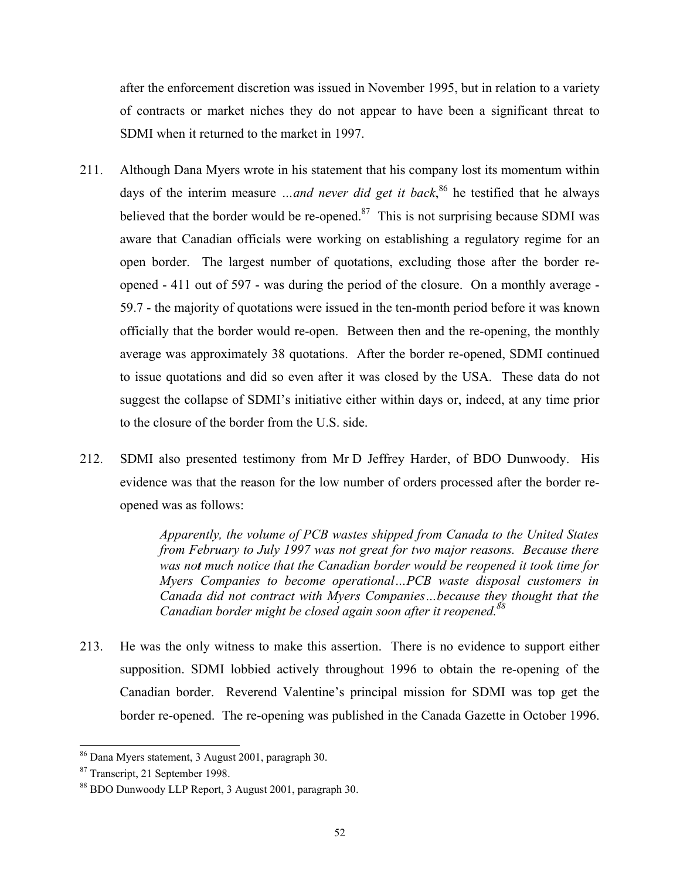after the enforcement discretion was issued in November 1995, but in relation to a variety of contracts or market niches they do not appear to have been a significant threat to SDMI when it returned to the market in 1997.

211. Although Dana Myers wrote in his statement that his company lost its momentum within days of the interim measure *...and never did get it back*,[86] he testified that he always believed that the border would be re-opened.[87] This is not surprising because SDMI was aware that Canadian officials were working on establishing a regulatory regime for an open border. The largest number of quotations, excluding those after the border re-opened - 411 out of 597 - was during the period of the closure. On a monthly average - 59.7 - the majority of quotations were issued in the ten-month period before it was known officially that the border would re-open. Between then and the re-opening, the monthly average was approximately 38 quotations. After the border re-opened, SDMI continued to issue quotations and did so even after it was closed by the USA. These data do not suggest the collapse of SDMI's initiative either within days or, indeed, at any time prior to the closure of the border from the U.S. side.

212. SDMI also presented testimony from Mr D Jeffrey Harder, of BDO Dunwoody. His evidence was that the reason for the low number of orders processed after the border re-opened was as follows:

> *Apparently, the volume of PCB wastes shipped from Canada to the United States from February to July 1997 was not great for two major reasons. Because there was no**t** much notice that the Canadian border would be reopened it took time for Myers Companies to become operational…PCB waste disposal customers in Canada did not contract with Myers Companies…because they thought that the Canadian border might be closed again soon after it reopened.*[88]

213. He was the only witness to make this assertion. There is no evidence to support either supposition. SDMI lobbied actively throughout 1996 to obtain the re-opening of the Canadian border. Reverend Valentine's principal mission for SDMI was top get the border re-opened. The re-opening was published in the Canada Gazette in October 1996.

---

[86] Dana Myers statement, 3 August 2001, paragraph 30.

[87] Transcript, 21 September 1998.

[88] BDO Dunwoody LLP Report, 3 August 2001, paragraph 30.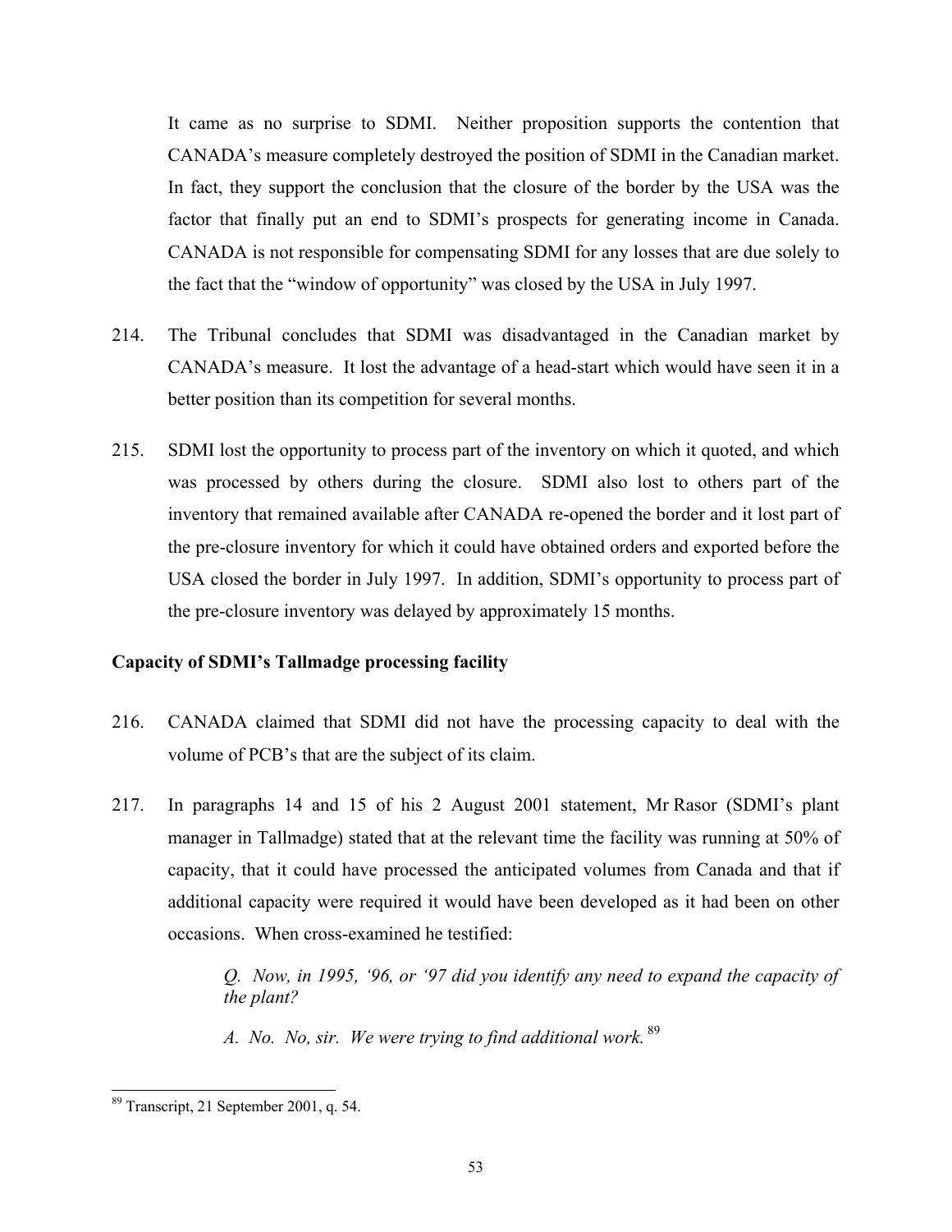It came as no surprise to SDMI. Neither proposition supports the contention that CANADA's measure completely destroyed the position of SDMI in the Canadian market. In fact, they support the conclusion that the closure of the border by the USA was the factor that finally put an end to SDMI's prospects for generating income in Canada. CANADA is not responsible for compensating SDMI for any losses that are due solely to the fact that the "window of opportunity" was closed by the USA in July 1997.

214. The Tribunal concludes that SDMI was disadvantaged in the Canadian market by CANADA's measure. It lost the advantage of a head-start which would have seen it in a better position than its competition for several months.

215. SDMI lost the opportunity to process part of the inventory on which it quoted, and which was processed by others during the closure. SDMI also lost to others part of the inventory that remained available after CANADA re-opened the border and it lost part of the pre-closure inventory for which it could have obtained orders and exported before the USA closed the border in July 1997. In addition, SDMI's opportunity to process part of the pre-closure inventory was delayed by approximately 15 months.

**Capacity of SDMI's Tallmadge processing facility**

216. CANADA claimed that SDMI did not have the processing capacity to deal with the volume of PCB's that are the subject of its claim.

217. In paragraphs 14 and 15 of his 2 August 2001 statement, Mr Rasor (SDMI's plant manager in Tallmadge) stated that at the relevant time the facility was running at 50% of capacity, that it could have processed the anticipated volumes from Canada and that if additional capacity were required it would have been developed as it had been on other occasions. When cross-examined he testified:

> *Q. Now, in 1995, '96, or '97 did you identify any need to expand the capacity of the plant?*
>
> *A. No. No, sir. We were trying to find additional work.* [89]

---

[89] Transcript, 21 September 2001, q. 54.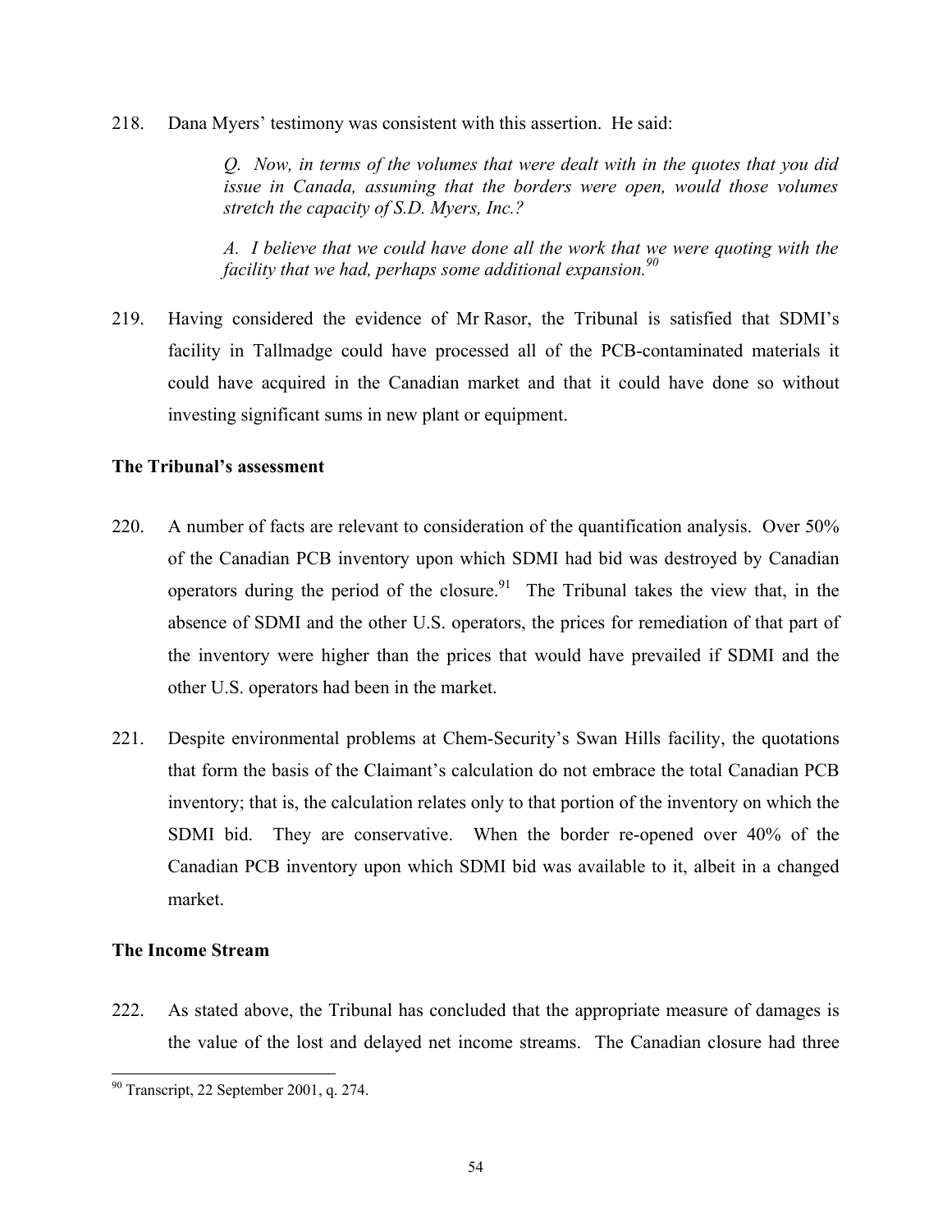218. Dana Myers' testimony was consistent with this assertion. He said:

> *Q. Now, in terms of the volumes that were dealt with in the quotes that you did issue in Canada, assuming that the borders were open, would those volumes stretch the capacity of S.D. Myers, Inc.?*
>
> *A. I believe that we could have done all the work that we were quoting with the facility that we had, perhaps some additional expansion.*[90]

219. Having considered the evidence of Mr Rasor, the Tribunal is satisfied that SDMI's facility in Tallmadge could have processed all of the PCB-contaminated materials it could have acquired in the Canadian market and that it could have done so without investing significant sums in new plant or equipment.

**The Tribunal's assessment**

220. A number of facts are relevant to consideration of the quantification analysis. Over 50% of the Canadian PCB inventory upon which SDMI had bid was destroyed by Canadian operators during the period of the closure.[91] The Tribunal takes the view that, in the absence of SDMI and the other U.S. operators, the prices for remediation of that part of the inventory were higher than the prices that would have prevailed if SDMI and the other U.S. operators had been in the market.

221. Despite environmental problems at Chem-Security's Swan Hills facility, the quotations that form the basis of the Claimant's calculation do not embrace the total Canadian PCB inventory; that is, the calculation relates only to that portion of the inventory on which the SDMI bid. They are conservative. When the border re-opened over 40% of the Canadian PCB inventory upon which SDMI bid was available to it, albeit in a changed market.

**The Income Stream**

222. As stated above, the Tribunal has concluded that the appropriate measure of damages is the value of the lost and delayed net income streams. The Canadian closure had three

---

[90] Transcript, 22 September 2001, q. 274.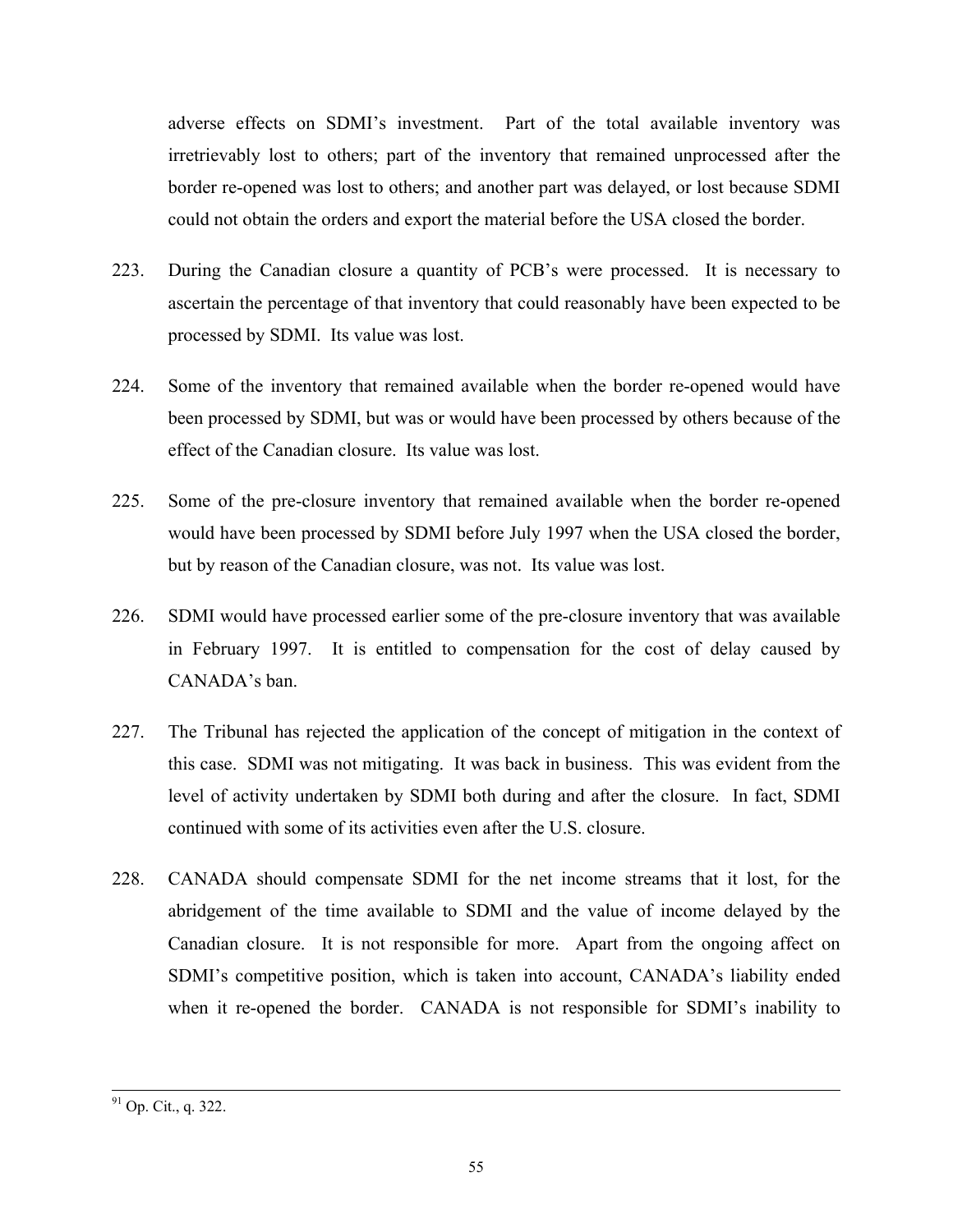adverse effects on SDMI's investment. Part of the total available inventory was irretrievably lost to others; part of the inventory that remained unprocessed after the border re-opened was lost to others; and another part was delayed, or lost because SDMI could not obtain the orders and export the material before the USA closed the border.

223. During the Canadian closure a quantity of PCB's were processed. It is necessary to ascertain the percentage of that inventory that could reasonably have been expected to be processed by SDMI. Its value was lost.

224. Some of the inventory that remained available when the border re-opened would have been processed by SDMI, but was or would have been processed by others because of the effect of the Canadian closure. Its value was lost.

225. Some of the pre-closure inventory that remained available when the border re-opened would have been processed by SDMI before July 1997 when the USA closed the border, but by reason of the Canadian closure, was not. Its value was lost.

226. SDMI would have processed earlier some of the pre-closure inventory that was available in February 1997. It is entitled to compensation for the cost of delay caused by CANADA's ban.

227. The Tribunal has rejected the application of the concept of mitigation in the context of this case. SDMI was not mitigating. It was back in business. This was evident from the level of activity undertaken by SDMI both during and after the closure. In fact, SDMI continued with some of its activities even after the U.S. closure.

228. CANADA should compensate SDMI for the net income streams that it lost, for the abridgement of the time available to SDMI and the value of income delayed by the Canadian closure. It is not responsible for more. Apart from the ongoing affect on SDMI's competitive position, which is taken into account, CANADA's liability ended when it re-opened the border. CANADA is not responsible for SDMI's inability to

---

[91] Op. Cit., q. 322.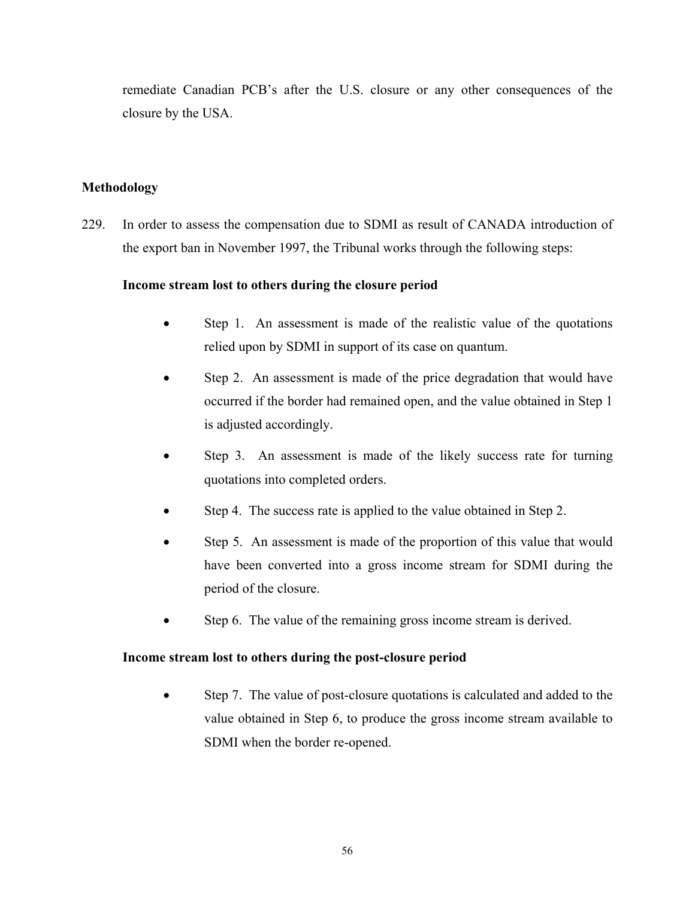remediate Canadian PCB's after the U.S. closure or any other consequences of the closure by the USA.

## Methodology

229. In order to assess the compensation due to SDMI as result of CANADA introduction of the export ban in November 1997, the Tribunal works through the following steps:

**Income stream lost to others during the closure period**

- Step 1. An assessment is made of the realistic value of the quotations relied upon by SDMI in support of its case on quantum.
- Step 2. An assessment is made of the price degradation that would have occurred if the border had remained open, and the value obtained in Step 1 is adjusted accordingly.
- Step 3. An assessment is made of the likely success rate for turning quotations into completed orders.
- Step 4. The success rate is applied to the value obtained in Step 2.
- Step 5. An assessment is made of the proportion of this value that would have been converted into a gross income stream for SDMI during the period of the closure.
- Step 6. The value of the remaining gross income stream is derived.

**Income stream lost to others during the post-closure period**

- Step 7. The value of post-closure quotations is calculated and added to the value obtained in Step 6, to produce the gross income stream available to SDMI when the border re-opened.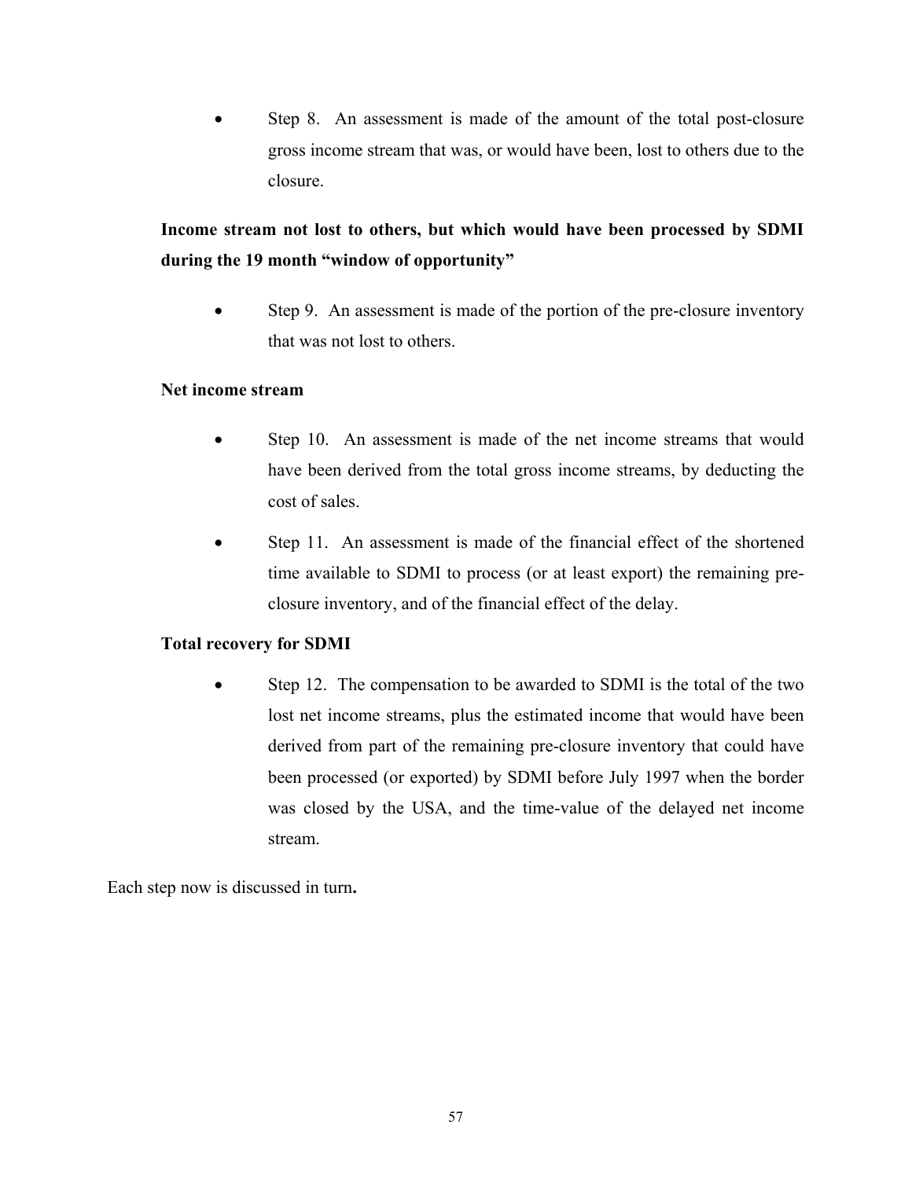- Step 8. An assessment is made of the amount of the total post-closure gross income stream that was, or would have been, lost to others due to the closure.

**Income stream not lost to others, but which would have been processed by SDMI during the 19 month "window of opportunity"**

- Step 9. An assessment is made of the portion of the pre-closure inventory that was not lost to others.

**Net income stream**

- Step 10. An assessment is made of the net income streams that would have been derived from the total gross income streams, by deducting the cost of sales.
- Step 11. An assessment is made of the financial effect of the shortened time available to SDMI to process (or at least export) the remaining pre-closure inventory, and of the financial effect of the delay.

**Total recovery for SDMI**

- Step 12. The compensation to be awarded to SDMI is the total of the two lost net income streams, plus the estimated income that would have been derived from part of the remaining pre-closure inventory that could have been processed (or exported) by SDMI before July 1997 when the border was closed by the USA, and the time-value of the delayed net income stream.

Each step now is discussed in turn**.**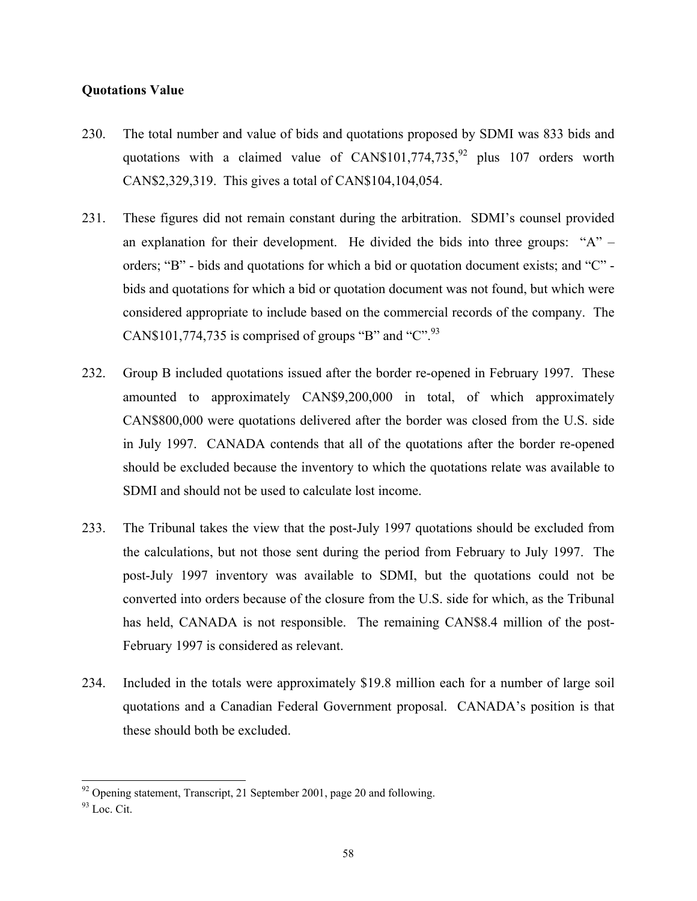**Quotations Value**

230. The total number and value of bids and quotations proposed by SDMI was 833 bids and quotations with a claimed value of CAN$101,774,735,[92] plus 107 orders worth CAN$2,329,319. This gives a total of CAN$104,104,054.

231. These figures did not remain constant during the arbitration. SDMI's counsel provided an explanation for their development. He divided the bids into three groups: "A" – orders; "B" - bids and quotations for which a bid or quotation document exists; and "C" - bids and quotations for which a bid or quotation document was not found, but which were considered appropriate to include based on the commercial records of the company. The CAN$101,774,735 is comprised of groups "B" and "C".[93]

232. Group B included quotations issued after the border re-opened in February 1997. These amounted to approximately CAN$9,200,000 in total, of which approximately CAN$800,000 were quotations delivered after the border was closed from the U.S. side in July 1997. CANADA contends that all of the quotations after the border re-opened should be excluded because the inventory to which the quotations relate was available to SDMI and should not be used to calculate lost income.

233. The Tribunal takes the view that the post-July 1997 quotations should be excluded from the calculations, but not those sent during the period from February to July 1997. The post-July 1997 inventory was available to SDMI, but the quotations could not be converted into orders because of the closure from the U.S. side for which, as the Tribunal has held, CANADA is not responsible. The remaining CAN$8.4 million of the post-February 1997 is considered as relevant.

234. Included in the totals were approximately $19.8 million each for a number of large soil quotations and a Canadian Federal Government proposal. CANADA's position is that these should both be excluded.

---

[92] Opening statement, Transcript, 21 September 2001, page 20 and following.

[93] Loc. Cit.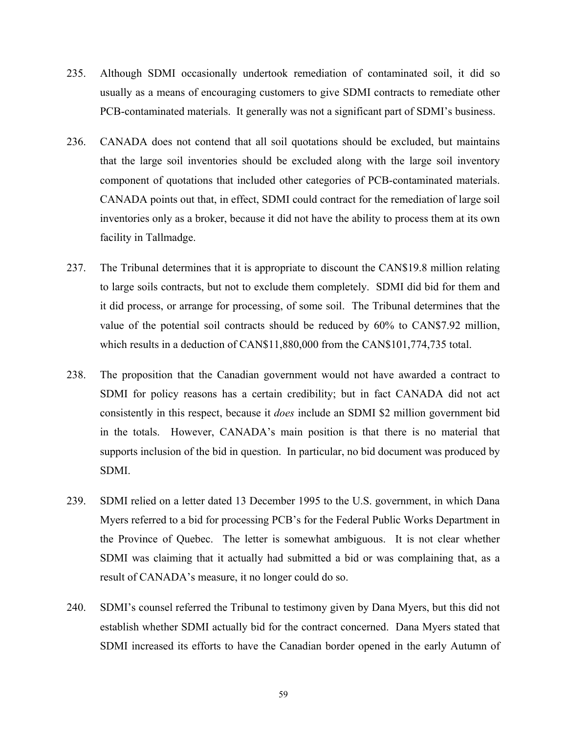235. Although SDMI occasionally undertook remediation of contaminated soil, it did so usually as a means of encouraging customers to give SDMI contracts to remediate other PCB-contaminated materials. It generally was not a significant part of SDMI's business.

236. CANADA does not contend that all soil quotations should be excluded, but maintains that the large soil inventories should be excluded along with the large soil inventory component of quotations that included other categories of PCB-contaminated materials. CANADA points out that, in effect, SDMI could contract for the remediation of large soil inventories only as a broker, because it did not have the ability to process them at its own facility in Tallmadge.

237. The Tribunal determines that it is appropriate to discount the CAN$19.8 million relating to large soils contracts, but not to exclude them completely. SDMI did bid for them and it did process, or arrange for processing, of some soil. The Tribunal determines that the value of the potential soil contracts should be reduced by 60% to CAN$7.92 million, which results in a deduction of CAN$11,880,000 from the CAN$101,774,735 total.

238. The proposition that the Canadian government would not have awarded a contract to SDMI for policy reasons has a certain credibility; but in fact CANADA did not act consistently in this respect, because it *does* include an SDMI $2 million government bid in the totals. However, CANADA's main position is that there is no material that supports inclusion of the bid in question. In particular, no bid document was produced by SDMI.

239. SDMI relied on a letter dated 13 December 1995 to the U.S. government, in which Dana Myers referred to a bid for processing PCB's for the Federal Public Works Department in the Province of Quebec. The letter is somewhat ambiguous. It is not clear whether SDMI was claiming that it actually had submitted a bid or was complaining that, as a result of CANADA's measure, it no longer could do so.

240. SDMI's counsel referred the Tribunal to testimony given by Dana Myers, but this did not establish whether SDMI actually bid for the contract concerned. Dana Myers stated that SDMI increased its efforts to have the Canadian border opened in the early Autumn of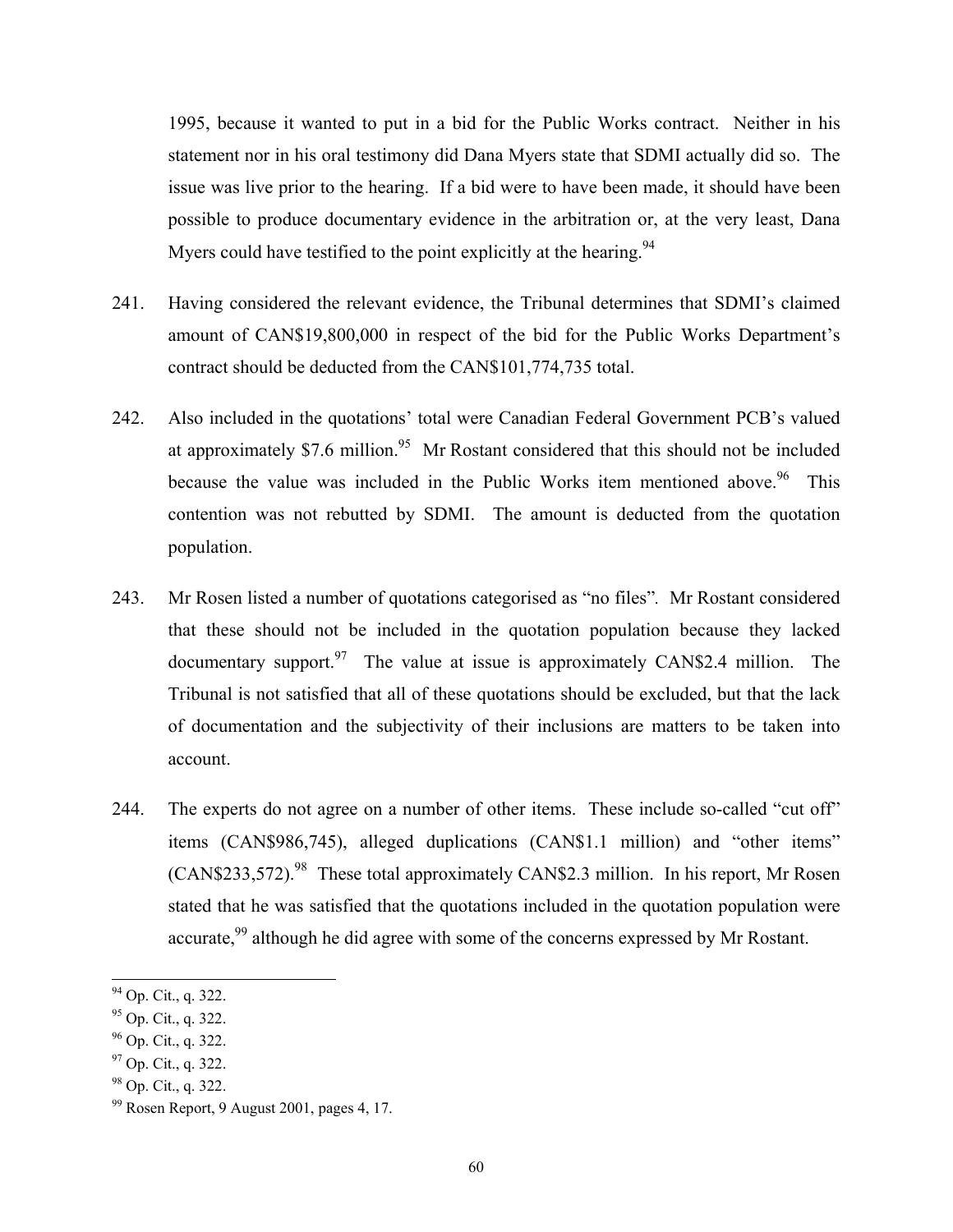1995, because it wanted to put in a bid for the Public Works contract. Neither in his statement nor in his oral testimony did Dana Myers state that SDMI actually did so. The issue was live prior to the hearing. If a bid were to have been made, it should have been possible to produce documentary evidence in the arbitration or, at the very least, Dana Myers could have testified to the point explicitly at the hearing.[94]

241. Having considered the relevant evidence, the Tribunal determines that SDMI's claimed amount of CAN$19,800,000 in respect of the bid for the Public Works Department's contract should be deducted from the CAN$101,774,735 total.

242. Also included in the quotations' total were Canadian Federal Government PCB's valued at approximately $7.6 million.[95] Mr Rostant considered that this should not be included because the value was included in the Public Works item mentioned above.[96] This contention was not rebutted by SDMI. The amount is deducted from the quotation population.

243. Mr Rosen listed a number of quotations categorised as "no files". Mr Rostant considered that these should not be included in the quotation population because they lacked documentary support.[97] The value at issue is approximately CAN$2.4 million. The Tribunal is not satisfied that all of these quotations should be excluded, but that the lack of documentation and the subjectivity of their inclusions are matters to be taken into account.

244. The experts do not agree on a number of other items. These include so-called "cut off" items (CAN$986,745), alleged duplications (CAN$1.1 million) and "other items" (CAN$233,572).[98] These total approximately CAN$2.3 million. In his report, Mr Rosen stated that he was satisfied that the quotations included in the quotation population were accurate,[99] although he did agree with some of the concerns expressed by Mr Rostant.

---

[94] Op. Cit., q. 322.

[95] Op. Cit., q. 322.

[96] Op. Cit., q. 322.

[97] Op. Cit., q. 322.

[98] Op. Cit., q. 322.

[99] Rosen Report, 9 August 2001, pages 4, 17.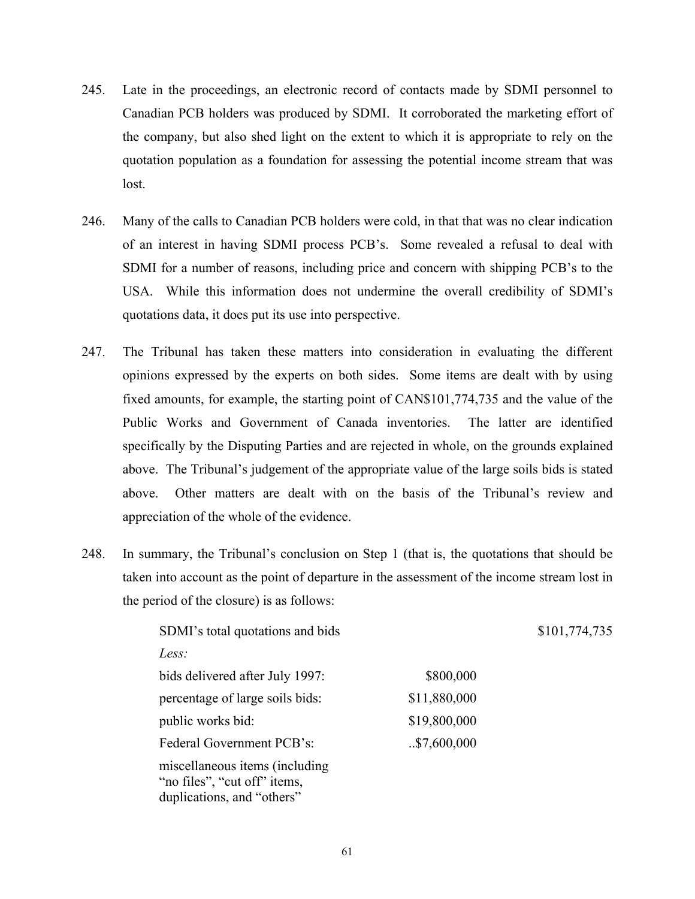245. Late in the proceedings, an electronic record of contacts made by SDMI personnel to Canadian PCB holders was produced by SDMI. It corroborated the marketing effort of the company, but also shed light on the extent to which it is appropriate to rely on the quotation population as a foundation for assessing the potential income stream that was lost.

246. Many of the calls to Canadian PCB holders were cold, in that that was no clear indication of an interest in having SDMI process PCB's. Some revealed a refusal to deal with SDMI for a number of reasons, including price and concern with shipping PCB's to the USA. While this information does not undermine the overall credibility of SDMI's quotations data, it does put its use into perspective.

247. The Tribunal has taken these matters into consideration in evaluating the different opinions expressed by the experts on both sides. Some items are dealt with by using fixed amounts, for example, the starting point of CAN$101,774,735 and the value of the Public Works and Government of Canada inventories. The latter are identified specifically by the Disputing Parties and are rejected in whole, on the grounds explained above. The Tribunal's judgement of the appropriate value of the large soils bids is stated above. Other matters are dealt with on the basis of the Tribunal's review and appreciation of the whole of the evidence.

248. In summary, the Tribunal's conclusion on Step 1 (that is, the quotations that should be taken into account as the point of departure in the assessment of the income stream lost in the period of the closure) is as follows:

| | | |
|---|---|---|
| SDMI's total quotations and bids | | $101,774,735 |
| *Less:* | | |
| bids delivered after July 1997: | $800,000 | |
| percentage of large soils bids: | $11,880,000 | |
| public works bid: | $19,800,000 | |
| Federal Government PCB's: | ..$7,600,000 | |
| miscellaneous items (including "no files", "cut off" items, duplications, and "others" | | |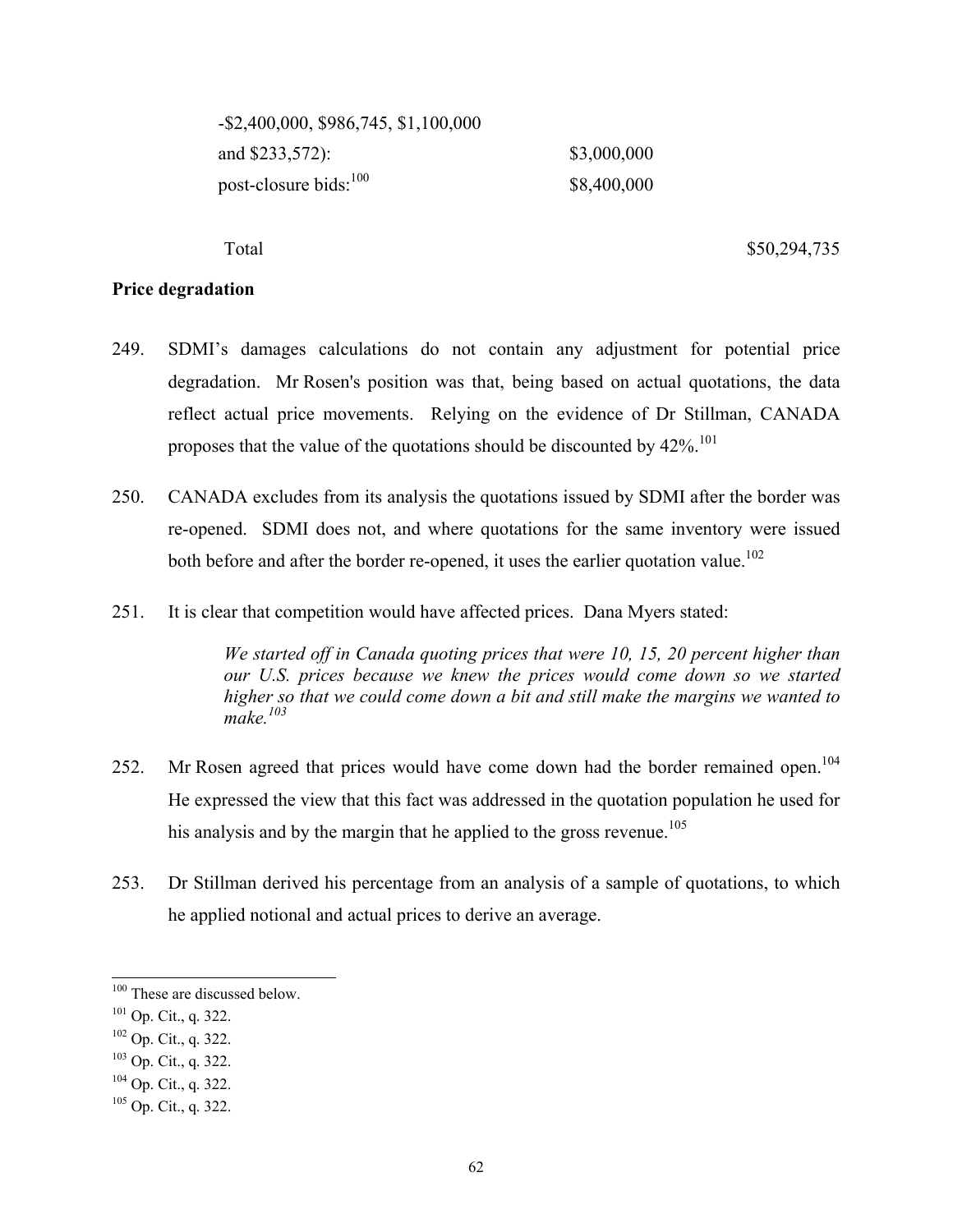| | |
|---|---|
| -$2,400,000, $986,745, $1,100,000 and $233,572): | $3,000,000 |
| post-closure bids:[100] | $8,400,000 |
| Total | $50,294,735 |

**Price degradation**

249. SDMI's damages calculations do not contain any adjustment for potential price degradation. Mr Rosen's position was that, being based on actual quotations, the data reflect actual price movements. Relying on the evidence of Dr Stillman, CANADA proposes that the value of the quotations should be discounted by 42%.[101]

250. CANADA excludes from its analysis the quotations issued by SDMI after the border was re-opened. SDMI does not, and where quotations for the same inventory were issued both before and after the border re-opened, it uses the earlier quotation value.[102]

251. It is clear that competition would have affected prices. Dana Myers stated:

> *We started off in Canada quoting prices that were 10, 15, 20 percent higher than our U.S. prices because we knew the prices would come down so we started higher so that we could come down a bit and still make the margins we wanted to make.*[103]

252. Mr Rosen agreed that prices would have come down had the border remained open.[104] He expressed the view that this fact was addressed in the quotation population he used for his analysis and by the margin that he applied to the gross revenue.[105]

253. Dr Stillman derived his percentage from an analysis of a sample of quotations, to which he applied notional and actual prices to derive an average.

---

[100] These are discussed below.

[101] Op. Cit., q. 322.

[102] Op. Cit., q. 322.

[103] Op. Cit., q. 322.

[104] Op. Cit., q. 322.

[105] Op. Cit., q. 322.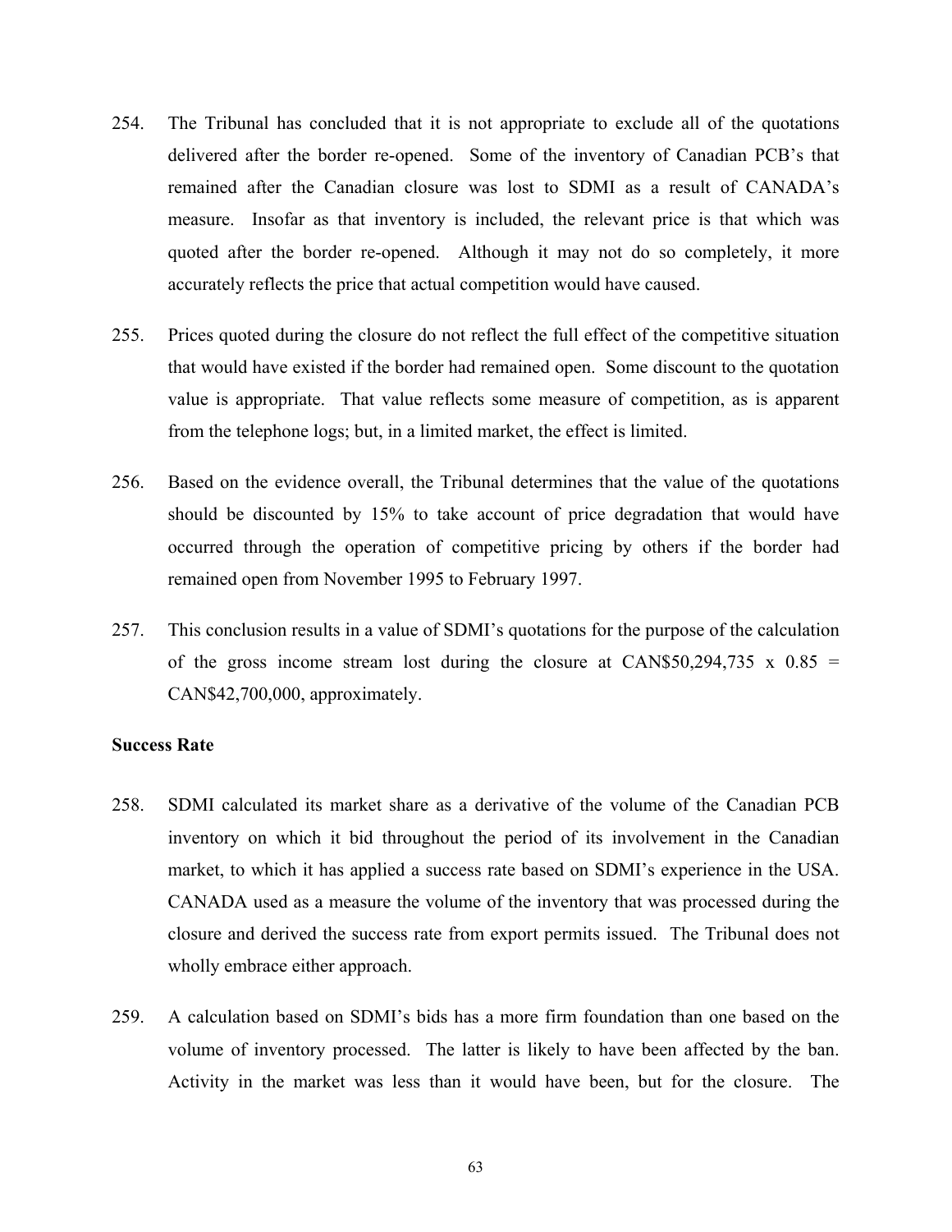254. The Tribunal has concluded that it is not appropriate to exclude all of the quotations delivered after the border re-opened. Some of the inventory of Canadian PCB's that remained after the Canadian closure was lost to SDMI as a result of CANADA's measure. Insofar as that inventory is included, the relevant price is that which was quoted after the border re-opened. Although it may not do so completely, it more accurately reflects the price that actual competition would have caused.

255. Prices quoted during the closure do not reflect the full effect of the competitive situation that would have existed if the border had remained open. Some discount to the quotation value is appropriate. That value reflects some measure of competition, as is apparent from the telephone logs; but, in a limited market, the effect is limited.

256. Based on the evidence overall, the Tribunal determines that the value of the quotations should be discounted by 15% to take account of price degradation that would have occurred through the operation of competitive pricing by others if the border had remained open from November 1995 to February 1997.

257. This conclusion results in a value of SDMI's quotations for the purpose of the calculation of the gross income stream lost during the closure at CAN$50,294,735 x 0.85 = CAN$42,700,000, approximately.

**Success Rate**

258. SDMI calculated its market share as a derivative of the volume of the Canadian PCB inventory on which it bid throughout the period of its involvement in the Canadian market, to which it has applied a success rate based on SDMI's experience in the USA. CANADA used as a measure the volume of the inventory that was processed during the closure and derived the success rate from export permits issued. The Tribunal does not wholly embrace either approach.

259. A calculation based on SDMI's bids has a more firm foundation than one based on the volume of inventory processed. The latter is likely to have been affected by the ban. Activity in the market was less than it would have been, but for the closure. The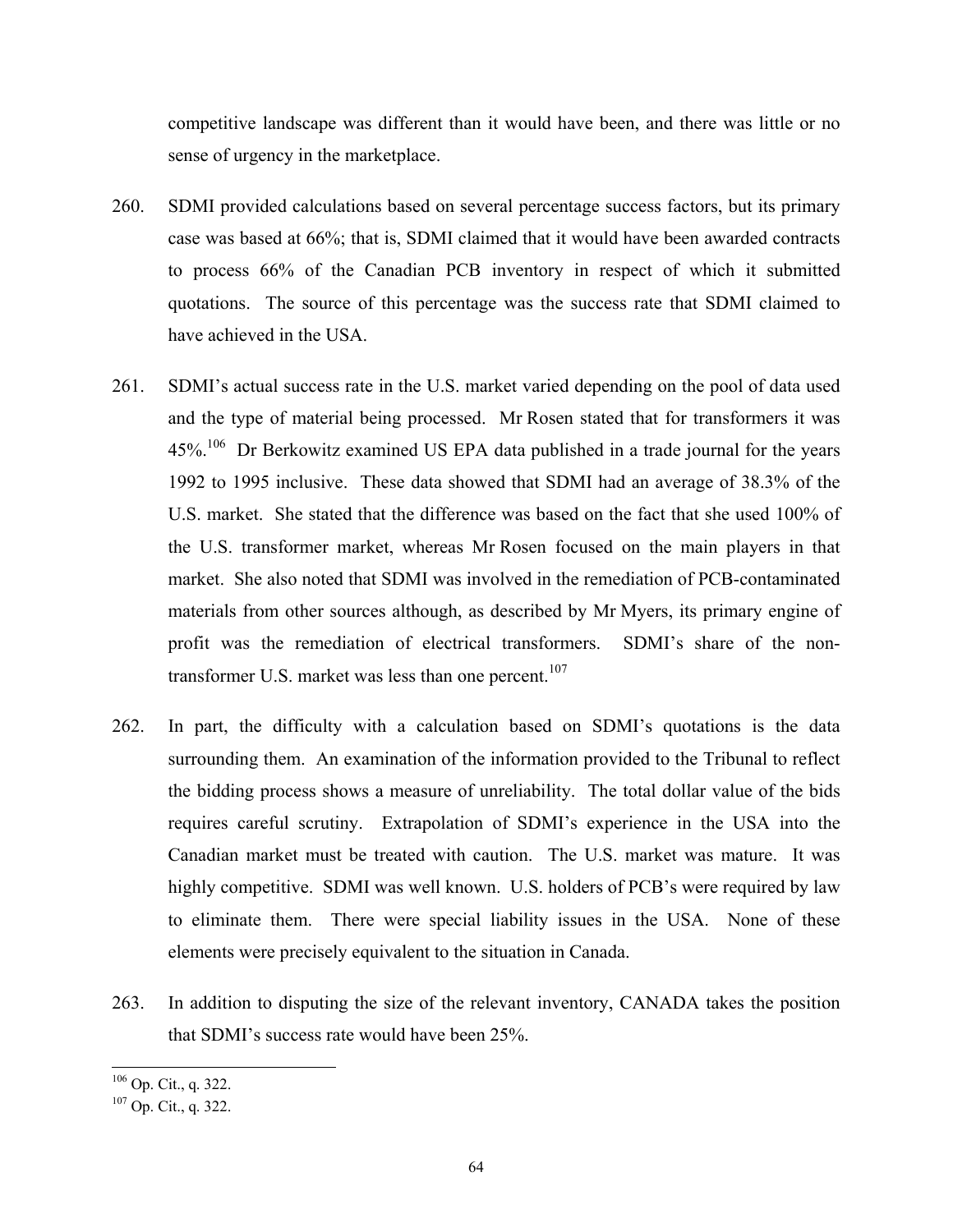competitive landscape was different than it would have been, and there was little or no sense of urgency in the marketplace.

260. SDMI provided calculations based on several percentage success factors, but its primary case was based at 66%; that is, SDMI claimed that it would have been awarded contracts to process 66% of the Canadian PCB inventory in respect of which it submitted quotations. The source of this percentage was the success rate that SDMI claimed to have achieved in the USA.

261. SDMI's actual success rate in the U.S. market varied depending on the pool of data used and the type of material being processed. Mr Rosen stated that for transformers it was 45%.[106] Dr Berkowitz examined US EPA data published in a trade journal for the years 1992 to 1995 inclusive. These data showed that SDMI had an average of 38.3% of the U.S. market. She stated that the difference was based on the fact that she used 100% of the U.S. transformer market, whereas Mr Rosen focused on the main players in that market. She also noted that SDMI was involved in the remediation of PCB-contaminated materials from other sources although, as described by Mr Myers, its primary engine of profit was the remediation of electrical transformers. SDMI's share of the non-transformer U.S. market was less than one percent.[107]

262. In part, the difficulty with a calculation based on SDMI's quotations is the data surrounding them. An examination of the information provided to the Tribunal to reflect the bidding process shows a measure of unreliability. The total dollar value of the bids requires careful scrutiny. Extrapolation of SDMI's experience in the USA into the Canadian market must be treated with caution. The U.S. market was mature. It was highly competitive. SDMI was well known. U.S. holders of PCB's were required by law to eliminate them. There were special liability issues in the USA. None of these elements were precisely equivalent to the situation in Canada.

263. In addition to disputing the size of the relevant inventory, CANADA takes the position that SDMI's success rate would have been 25%.

---

[106] Op. Cit., q. 322.

[107] Op. Cit., q. 322.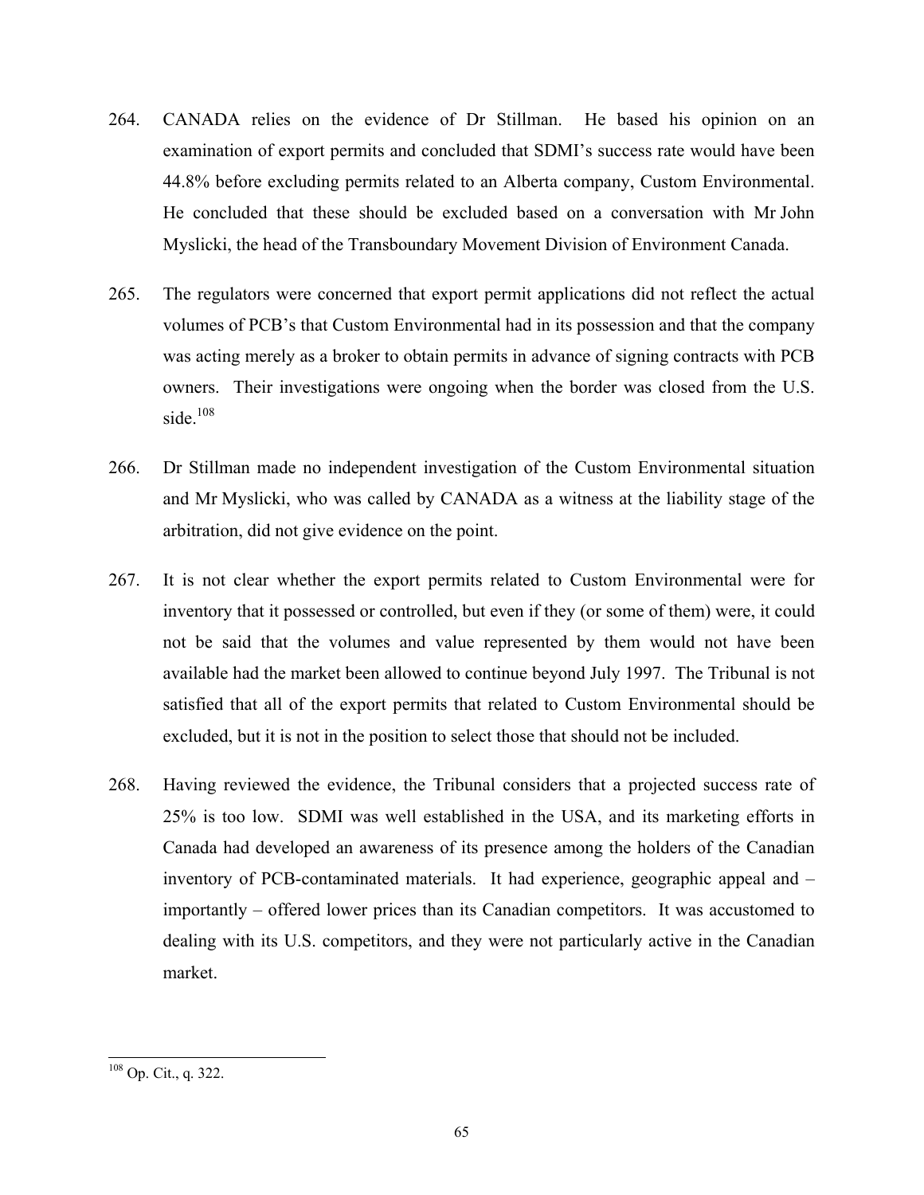264. CANADA relies on the evidence of Dr Stillman. He based his opinion on an examination of export permits and concluded that SDMI's success rate would have been 44.8% before excluding permits related to an Alberta company, Custom Environmental. He concluded that these should be excluded based on a conversation with Mr John Myslicki, the head of the Transboundary Movement Division of Environment Canada.

265. The regulators were concerned that export permit applications did not reflect the actual volumes of PCB's that Custom Environmental had in its possession and that the company was acting merely as a broker to obtain permits in advance of signing contracts with PCB owners. Their investigations were ongoing when the border was closed from the U.S. side.[108]

266. Dr Stillman made no independent investigation of the Custom Environmental situation and Mr Myslicki, who was called by CANADA as a witness at the liability stage of the arbitration, did not give evidence on the point.

267. It is not clear whether the export permits related to Custom Environmental were for inventory that it possessed or controlled, but even if they (or some of them) were, it could not be said that the volumes and value represented by them would not have been available had the market been allowed to continue beyond July 1997. The Tribunal is not satisfied that all of the export permits that related to Custom Environmental should be excluded, but it is not in the position to select those that should not be included.

268. Having reviewed the evidence, the Tribunal considers that a projected success rate of 25% is too low. SDMI was well established in the USA, and its marketing efforts in Canada had developed an awareness of its presence among the holders of the Canadian inventory of PCB-contaminated materials. It had experience, geographic appeal and – importantly – offered lower prices than its Canadian competitors. It was accustomed to dealing with its U.S. competitors, and they were not particularly active in the Canadian market.

---

[108] Op. Cit., q. 322.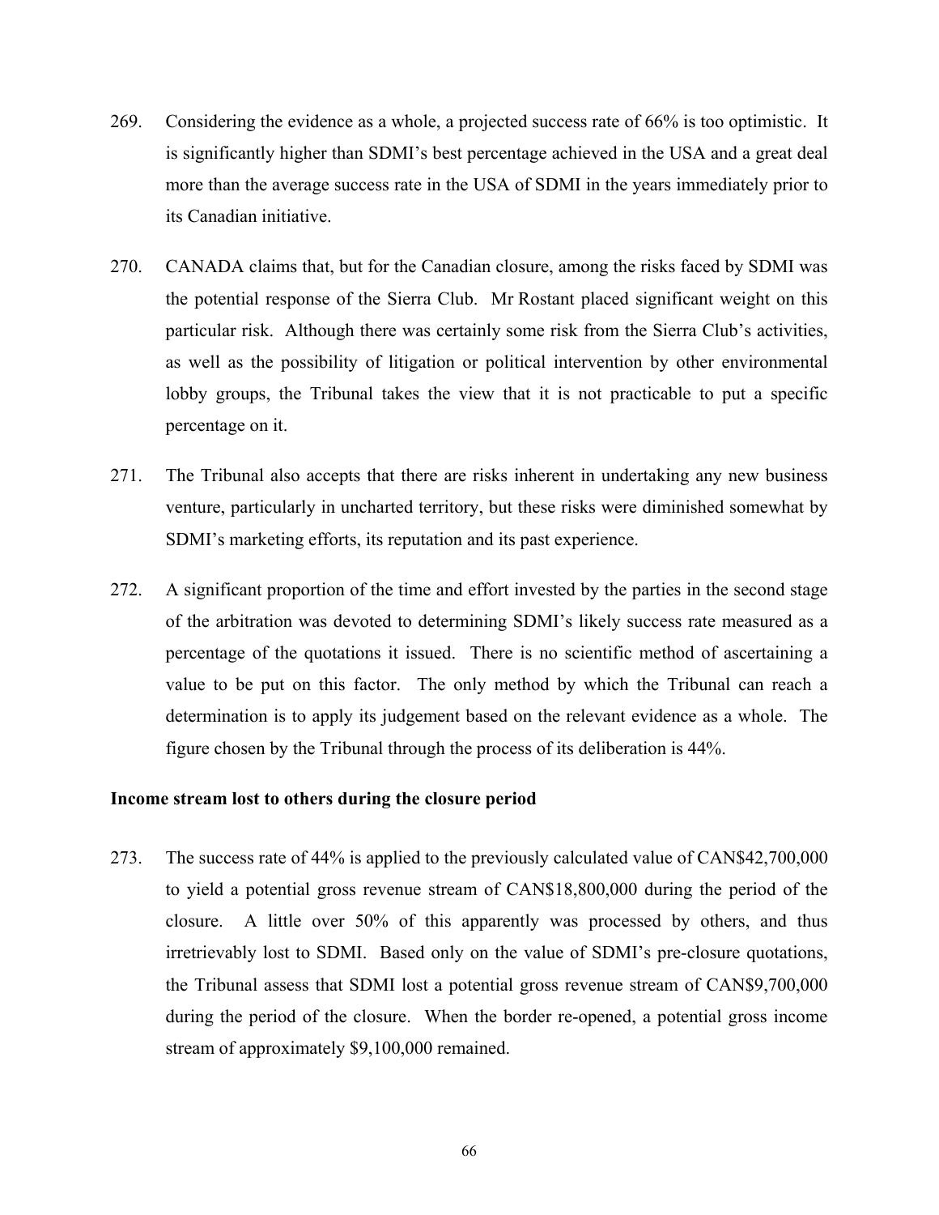269. Considering the evidence as a whole, a projected success rate of 66% is too optimistic. It is significantly higher than SDMI's best percentage achieved in the USA and a great deal more than the average success rate in the USA of SDMI in the years immediately prior to its Canadian initiative.

270. CANADA claims that, but for the Canadian closure, among the risks faced by SDMI was the potential response of the Sierra Club. Mr Rostant placed significant weight on this particular risk. Although there was certainly some risk from the Sierra Club's activities, as well as the possibility of litigation or political intervention by other environmental lobby groups, the Tribunal takes the view that it is not practicable to put a specific percentage on it.

271. The Tribunal also accepts that there are risks inherent in undertaking any new business venture, particularly in uncharted territory, but these risks were diminished somewhat by SDMI's marketing efforts, its reputation and its past experience.

272. A significant proportion of the time and effort invested by the parties in the second stage of the arbitration was devoted to determining SDMI's likely success rate measured as a percentage of the quotations it issued. There is no scientific method of ascertaining a value to be put on this factor. The only method by which the Tribunal can reach a determination is to apply its judgement based on the relevant evidence as a whole. The figure chosen by the Tribunal through the process of its deliberation is 44%.

**Income stream lost to others during the closure period**

273. The success rate of 44% is applied to the previously calculated value of CAN$42,700,000 to yield a potential gross revenue stream of CAN$18,800,000 during the period of the closure. A little over 50% of this apparently was processed by others, and thus irretrievably lost to SDMI. Based only on the value of SDMI's pre-closure quotations, the Tribunal assess that SDMI lost a potential gross revenue stream of CAN$9,700,000 during the period of the closure. When the border re-opened, a potential gross income stream of approximately $9,100,000 remained.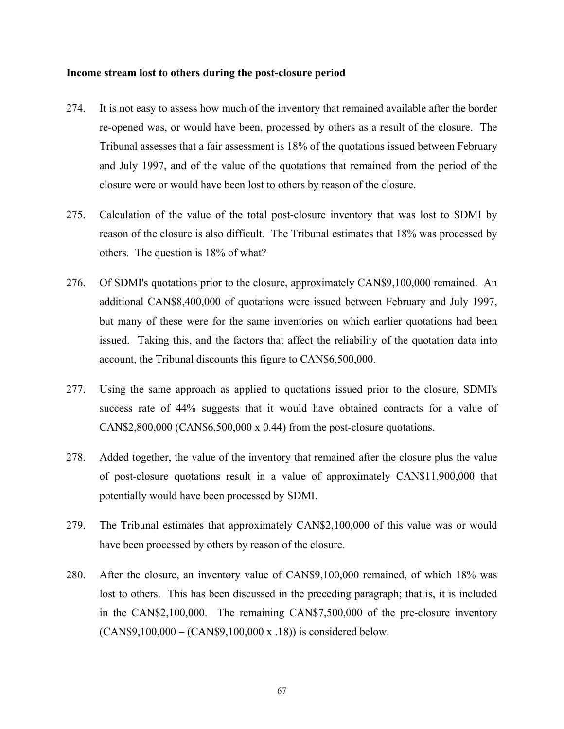**Income stream lost to others during the post-closure period**

274. It is not easy to assess how much of the inventory that remained available after the border re-opened was, or would have been, processed by others as a result of the closure. The Tribunal assesses that a fair assessment is 18% of the quotations issued between February and July 1997, and of the value of the quotations that remained from the period of the closure were or would have been lost to others by reason of the closure.

275. Calculation of the value of the total post-closure inventory that was lost to SDMI by reason of the closure is also difficult. The Tribunal estimates that 18% was processed by others. The question is 18% of what?

276. Of SDMI's quotations prior to the closure, approximately CAN$9,100,000 remained. An additional CAN$8,400,000 of quotations were issued between February and July 1997, but many of these were for the same inventories on which earlier quotations had been issued. Taking this, and the factors that affect the reliability of the quotation data into account, the Tribunal discounts this figure to CAN$6,500,000.

277. Using the same approach as applied to quotations issued prior to the closure, SDMI's success rate of 44% suggests that it would have obtained contracts for a value of CAN$2,800,000 (CAN$6,500,000 x 0.44) from the post-closure quotations.

278. Added together, the value of the inventory that remained after the closure plus the value of post-closure quotations result in a value of approximately CAN$11,900,000 that potentially would have been processed by SDMI.

279. The Tribunal estimates that approximately CAN$2,100,000 of this value was or would have been processed by others by reason of the closure.

280. After the closure, an inventory value of CAN$9,100,000 remained, of which 18% was lost to others. This has been discussed in the preceding paragraph; that is, it is included in the CAN$2,100,000. The remaining CAN$7,500,000 of the pre-closure inventory (CAN$9,100,000 – (CAN$9,100,000 x .18)) is considered below.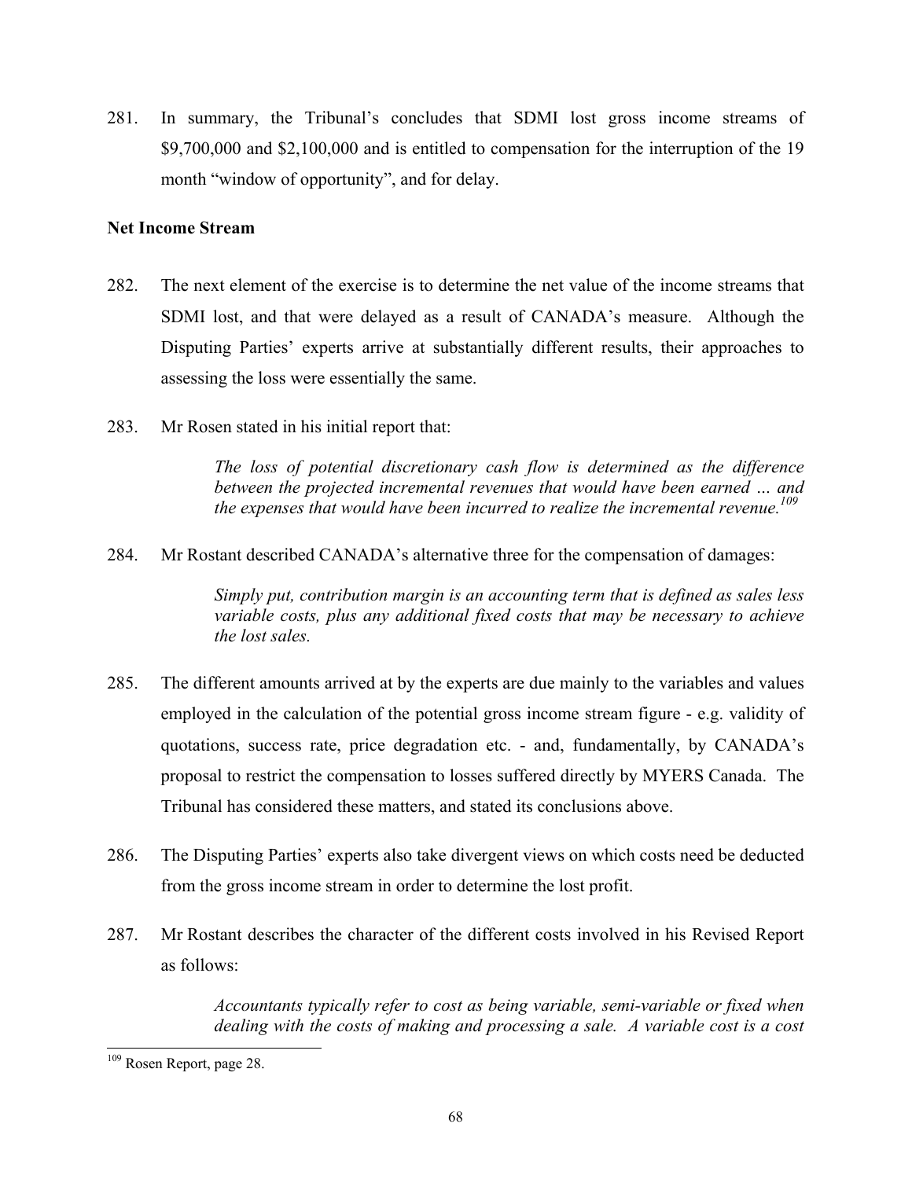281. In summary, the Tribunal's concludes that SDMI lost gross income streams of $9,700,000 and $2,100,000 and is entitled to compensation for the interruption of the 19 month "window of opportunity", and for delay.

**Net Income Stream**

282. The next element of the exercise is to determine the net value of the income streams that SDMI lost, and that were delayed as a result of CANADA's measure. Although the Disputing Parties' experts arrive at substantially different results, their approaches to assessing the loss were essentially the same.

283. Mr Rosen stated in his initial report that:

> *The loss of potential discretionary cash flow is determined as the difference between the projected incremental revenues that would have been earned … and the expenses that would have been incurred to realize the incremental revenue.*[109]

284. Mr Rostant described CANADA's alternative three for the compensation of damages:

> *Simply put, contribution margin is an accounting term that is defined as sales less variable costs, plus any additional fixed costs that may be necessary to achieve the lost sales.*

285. The different amounts arrived at by the experts are due mainly to the variables and values employed in the calculation of the potential gross income stream figure - e.g. validity of quotations, success rate, price degradation etc. - and, fundamentally, by CANADA's proposal to restrict the compensation to losses suffered directly by MYERS Canada. The Tribunal has considered these matters, and stated its conclusions above.

286. The Disputing Parties' experts also take divergent views on which costs need be deducted from the gross income stream in order to determine the lost profit.

287. Mr Rostant describes the character of the different costs involved in his Revised Report as follows:

> *Accountants typically refer to cost as being variable, semi-variable or fixed when dealing with the costs of making and processing a sale. A variable cost is a cost*

---

[109] Rosen Report, page 28.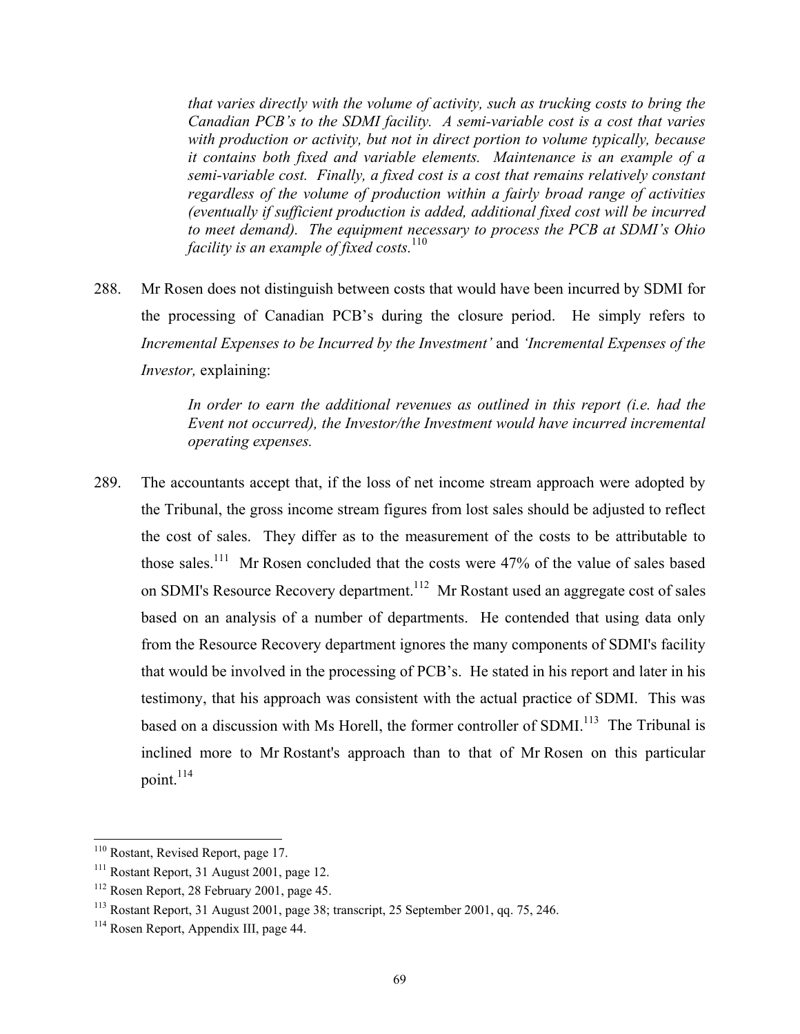*that varies directly with the volume of activity, such as trucking costs to bring the Canadian PCB's to the SDMI facility. A semi-variable cost is a cost that varies with production or activity, but not in direct portion to volume typically, because it contains both fixed and variable elements. Maintenance is an example of a semi-variable cost. Finally, a fixed cost is a cost that remains relatively constant regardless of the volume of production within a fairly broad range of activities (eventually if sufficient production is added, additional fixed cost will be incurred to meet demand). The equipment necessary to process the PCB at SDMI's Ohio facility is an example of fixed costs.*[110]

288. Mr Rosen does not distinguish between costs that would have been incurred by SDMI for the processing of Canadian PCB's during the closure period. He simply refers to *Incremental Expenses to be Incurred by the Investment'* and *'Incremental Expenses of the Investor,* explaining:

> *In order to earn the additional revenues as outlined in this report (i.e. had the Event not occurred), the Investor/the Investment would have incurred incremental operating expenses.*

289. The accountants accept that, if the loss of net income stream approach were adopted by the Tribunal, the gross income stream figures from lost sales should be adjusted to reflect the cost of sales. They differ as to the measurement of the costs to be attributable to those sales.[111] Mr Rosen concluded that the costs were 47% of the value of sales based on SDMI's Resource Recovery department.[112] Mr Rostant used an aggregate cost of sales based on an analysis of a number of departments. He contended that using data only from the Resource Recovery department ignores the many components of SDMI's facility that would be involved in the processing of PCB's. He stated in his report and later in his testimony, that his approach was consistent with the actual practice of SDMI. This was based on a discussion with Ms Horell, the former controller of SDMI.[113] The Tribunal is inclined more to Mr Rostant's approach than to that of Mr Rosen on this particular point.[114]

---

[110] Rostant, Revised Report, page 17.

[111] Rostant Report, 31 August 2001, page 12.

[112] Rosen Report, 28 February 2001, page 45.

[113] Rostant Report, 31 August 2001, page 38; transcript, 25 September 2001, qq. 75, 246.

[114] Rosen Report, Appendix III, page 44.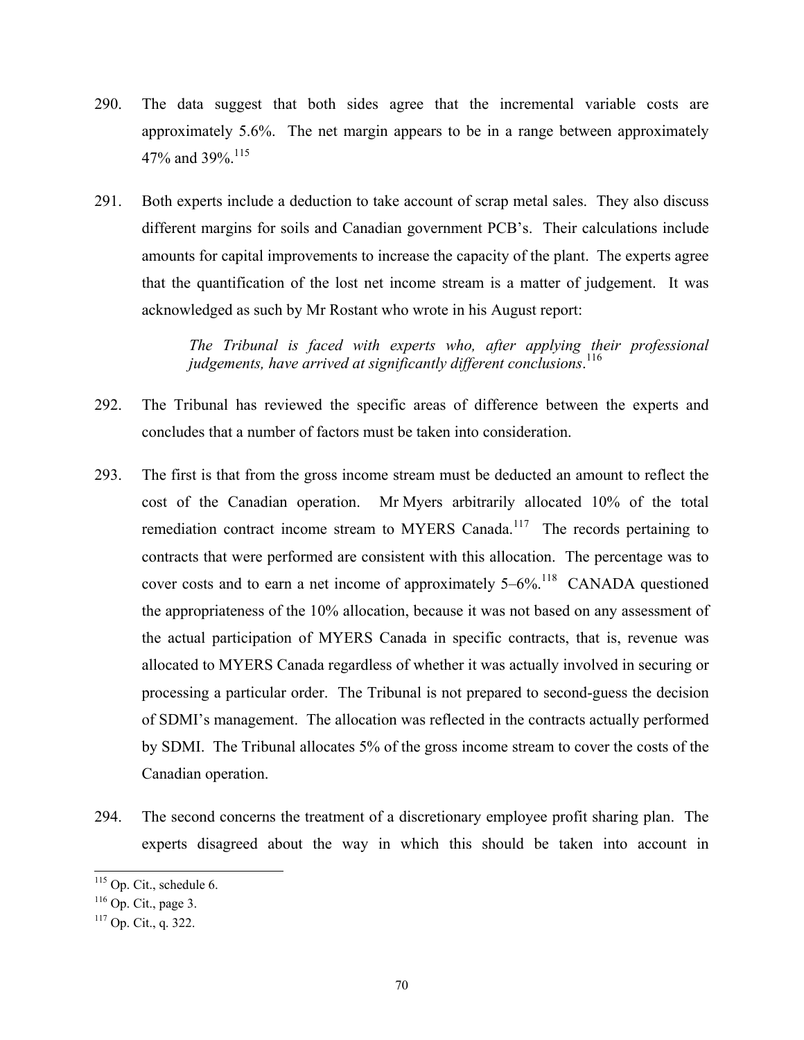290. The data suggest that both sides agree that the incremental variable costs are approximately 5.6%. The net margin appears to be in a range between approximately 47% and 39%.[115]

291. Both experts include a deduction to take account of scrap metal sales. They also discuss different margins for soils and Canadian government PCB's. Their calculations include amounts for capital improvements to increase the capacity of the plant. The experts agree that the quantification of the lost net income stream is a matter of judgement. It was acknowledged as such by Mr Rostant who wrote in his August report:

> *The Tribunal is faced with experts who, after applying their professional judgements, have arrived at significantly different conclusions*.[116]

292. The Tribunal has reviewed the specific areas of difference between the experts and concludes that a number of factors must be taken into consideration.

293. The first is that from the gross income stream must be deducted an amount to reflect the cost of the Canadian operation. Mr Myers arbitrarily allocated 10% of the total remediation contract income stream to MYERS Canada.[117] The records pertaining to contracts that were performed are consistent with this allocation. The percentage was to cover costs and to earn a net income of approximately 5–6%.[118] CANADA questioned the appropriateness of the 10% allocation, because it was not based on any assessment of the actual participation of MYERS Canada in specific contracts, that is, revenue was allocated to MYERS Canada regardless of whether it was actually involved in securing or processing a particular order. The Tribunal is not prepared to second-guess the decision of SDMI's management. The allocation was reflected in the contracts actually performed by SDMI. The Tribunal allocates 5% of the gross income stream to cover the costs of the Canadian operation.

294. The second concerns the treatment of a discretionary employee profit sharing plan. The experts disagreed about the way in which this should be taken into account in

---

[115] Op. Cit., schedule 6.

[116] Op. Cit., page 3.

[117] Op. Cit., q. 322.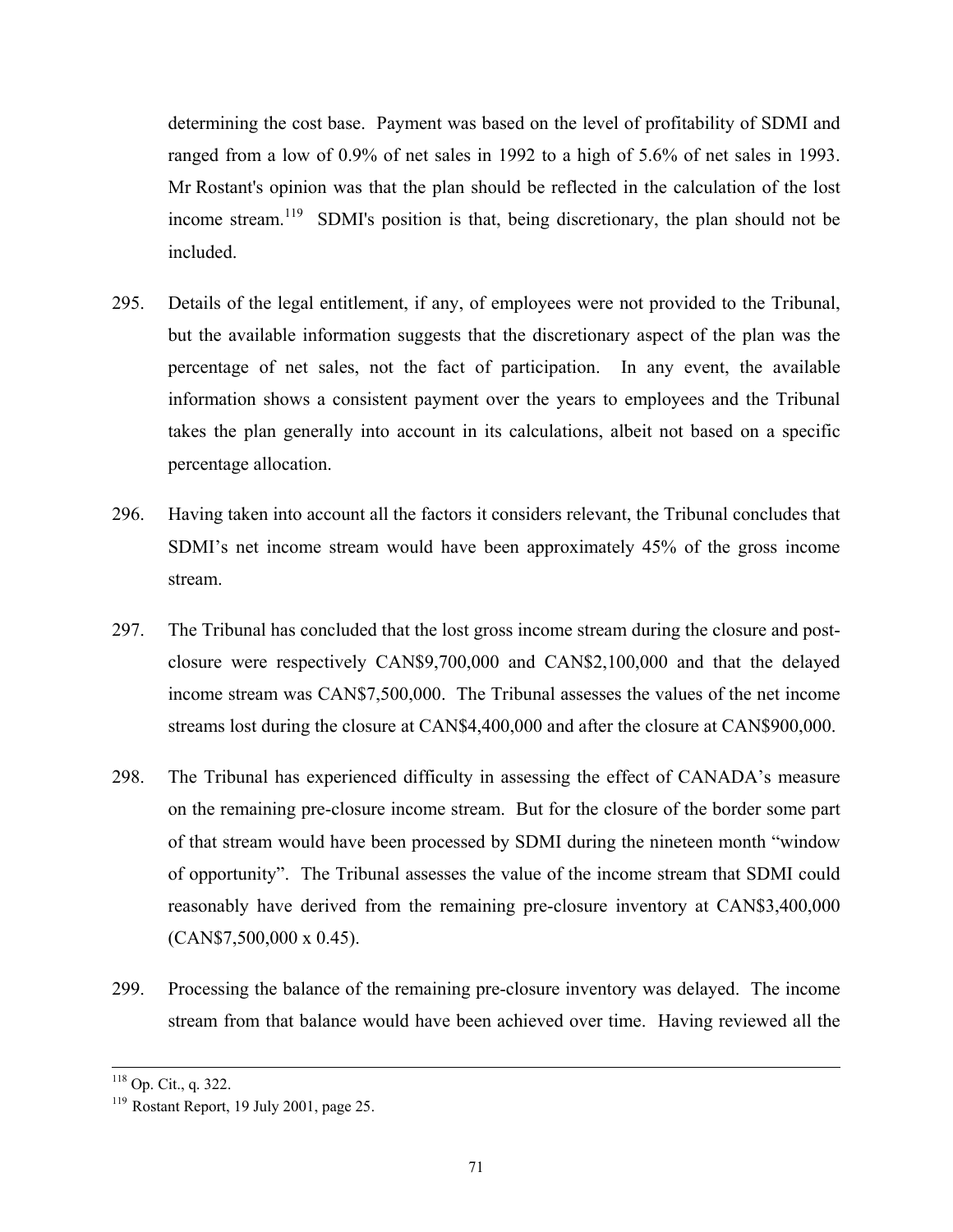determining the cost base. Payment was based on the level of profitability of SDMI and ranged from a low of 0.9% of net sales in 1992 to a high of 5.6% of net sales in 1993. Mr Rostant's opinion was that the plan should be reflected in the calculation of the lost income stream.[119] SDMI's position is that, being discretionary, the plan should not be included.

295. Details of the legal entitlement, if any, of employees were not provided to the Tribunal, but the available information suggests that the discretionary aspect of the plan was the percentage of net sales, not the fact of participation. In any event, the available information shows a consistent payment over the years to employees and the Tribunal takes the plan generally into account in its calculations, albeit not based on a specific percentage allocation.

296. Having taken into account all the factors it considers relevant, the Tribunal concludes that SDMI's net income stream would have been approximately 45% of the gross income stream.

297. The Tribunal has concluded that the lost gross income stream during the closure and post-closure were respectively CAN$9,700,000 and CAN$2,100,000 and that the delayed income stream was CAN$7,500,000. The Tribunal assesses the values of the net income streams lost during the closure at CAN$4,400,000 and after the closure at CAN$900,000.

298. The Tribunal has experienced difficulty in assessing the effect of CANADA's measure on the remaining pre-closure income stream. But for the closure of the border some part of that stream would have been processed by SDMI during the nineteen month "window of opportunity". The Tribunal assesses the value of the income stream that SDMI could reasonably have derived from the remaining pre-closure inventory at CAN$3,400,000 (CAN$7,500,000 x 0.45).

299. Processing the balance of the remaining pre-closure inventory was delayed. The income stream from that balance would have been achieved over time. Having reviewed all the

---

[118] Op. Cit., q. 322.

[119] Rostant Report, 19 July 2001, page 25.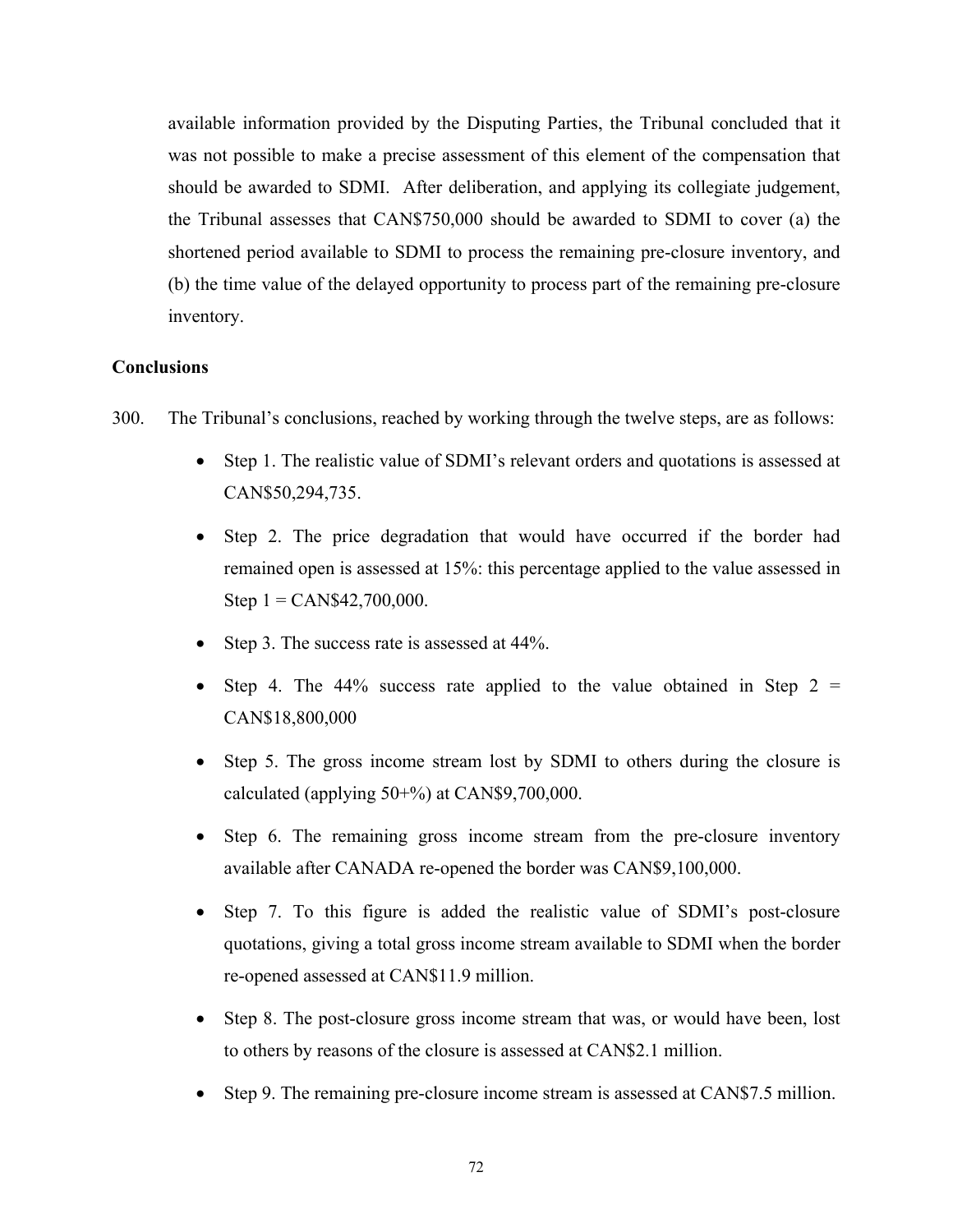available information provided by the Disputing Parties, the Tribunal concluded that it was not possible to make a precise assessment of this element of the compensation that should be awarded to SDMI. After deliberation, and applying its collegiate judgement, the Tribunal assesses that CAN$750,000 should be awarded to SDMI to cover (a) the shortened period available to SDMI to process the remaining pre-closure inventory, and (b) the time value of the delayed opportunity to process part of the remaining pre-closure inventory.

**Conclusions**

300. The Tribunal's conclusions, reached by working through the twelve steps, are as follows:

- Step 1. The realistic value of SDMI's relevant orders and quotations is assessed at CAN$50,294,735.
- Step 2. The price degradation that would have occurred if the border had remained open is assessed at 15%: this percentage applied to the value assessed in Step 1 = CAN$42,700,000.
- Step 3. The success rate is assessed at 44%.
- Step 4. The 44% success rate applied to the value obtained in Step 2 = CAN$18,800,000
- Step 5. The gross income stream lost by SDMI to others during the closure is calculated (applying 50+%) at CAN$9,700,000.
- Step 6. The remaining gross income stream from the pre-closure inventory available after CANADA re-opened the border was CAN$9,100,000.
- Step 7. To this figure is added the realistic value of SDMI's post-closure quotations, giving a total gross income stream available to SDMI when the border re-opened assessed at CAN$11.9 million.
- Step 8. The post-closure gross income stream that was, or would have been, lost to others by reasons of the closure is assessed at CAN$2.1 million.
- Step 9. The remaining pre-closure income stream is assessed at CAN$7.5 million.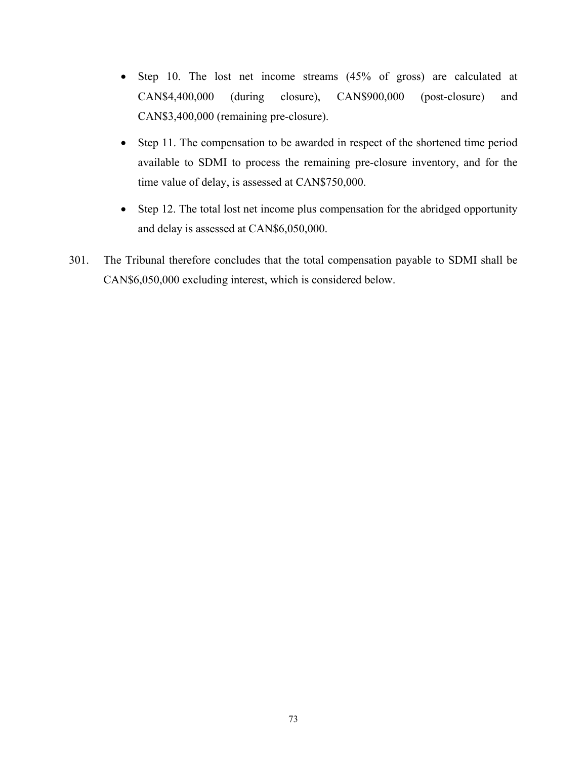- Step 10. The lost net income streams (45% of gross) are calculated at CAN$4,400,000 (during closure), CAN$900,000 (post-closure) and CAN$3,400,000 (remaining pre-closure).

- Step 11. The compensation to be awarded in respect of the shortened time period available to SDMI to process the remaining pre-closure inventory, and for the time value of delay, is assessed at CAN$750,000.

- Step 12. The total lost net income plus compensation for the abridged opportunity and delay is assessed at CAN$6,050,000.

301. The Tribunal therefore concludes that the total compensation payable to SDMI shall be CAN$6,050,000 excluding interest, which is considered below.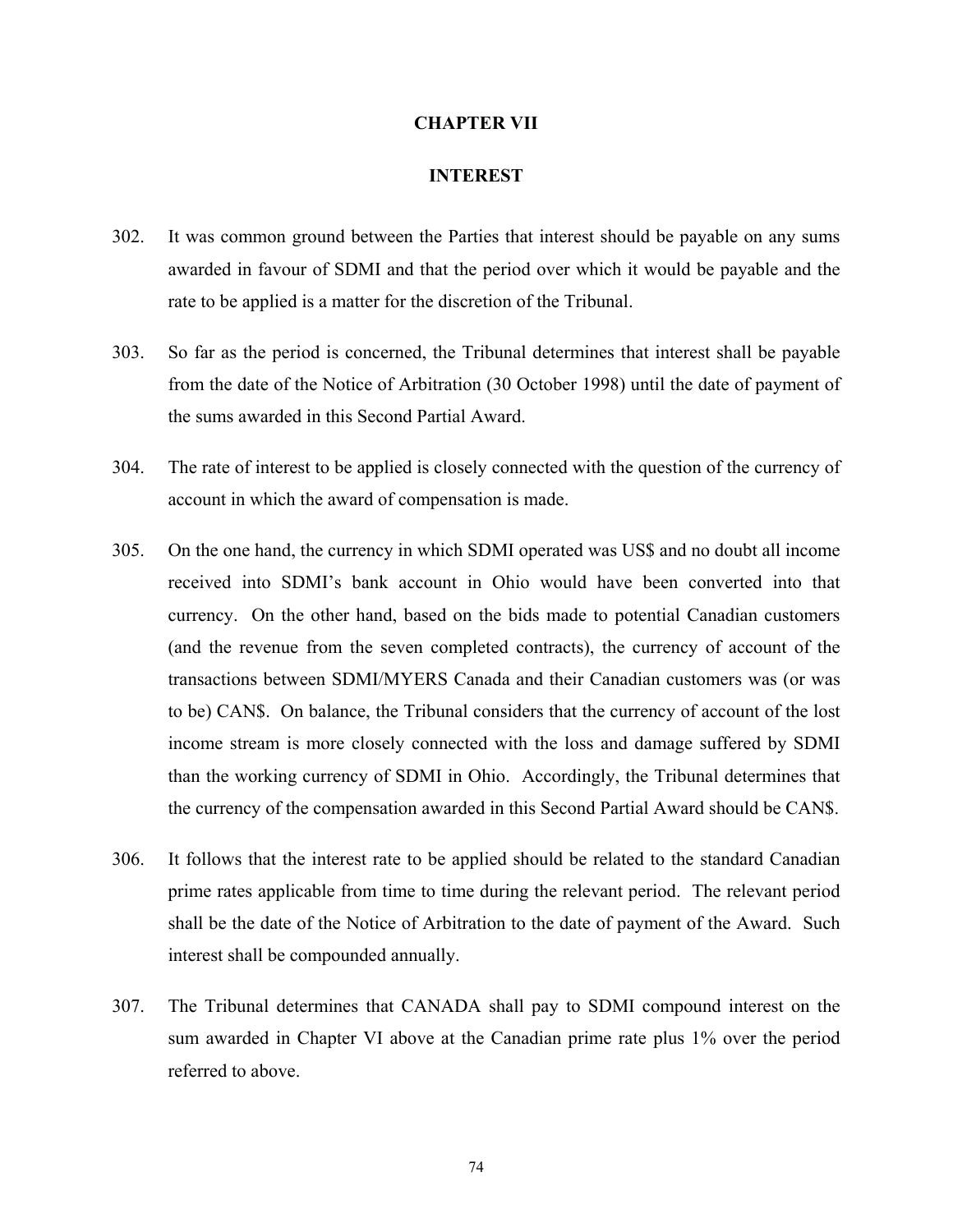# CHAPTER VII

## INTEREST

302. It was common ground between the Parties that interest should be payable on any sums awarded in favour of SDMI and that the period over which it would be payable and the rate to be applied is a matter for the discretion of the Tribunal.

303. So far as the period is concerned, the Tribunal determines that interest shall be payable from the date of the Notice of Arbitration (30 October 1998) until the date of payment of the sums awarded in this Second Partial Award.

304. The rate of interest to be applied is closely connected with the question of the currency of account in which the award of compensation is made.

305. On the one hand, the currency in which SDMI operated was US$ and no doubt all income received into SDMI's bank account in Ohio would have been converted into that currency. On the other hand, based on the bids made to potential Canadian customers (and the revenue from the seven completed contracts), the currency of account of the transactions between SDMI/MYERS Canada and their Canadian customers was (or was to be) CAN$. On balance, the Tribunal considers that the currency of account of the lost income stream is more closely connected with the loss and damage suffered by SDMI than the working currency of SDMI in Ohio. Accordingly, the Tribunal determines that the currency of the compensation awarded in this Second Partial Award should be CAN$.

306. It follows that the interest rate to be applied should be related to the standard Canadian prime rates applicable from time to time during the relevant period. The relevant period shall be the date of the Notice of Arbitration to the date of payment of the Award. Such interest shall be compounded annually.

307. The Tribunal determines that CANADA shall pay to SDMI compound interest on the sum awarded in Chapter VI above at the Canadian prime rate plus 1% over the period referred to above.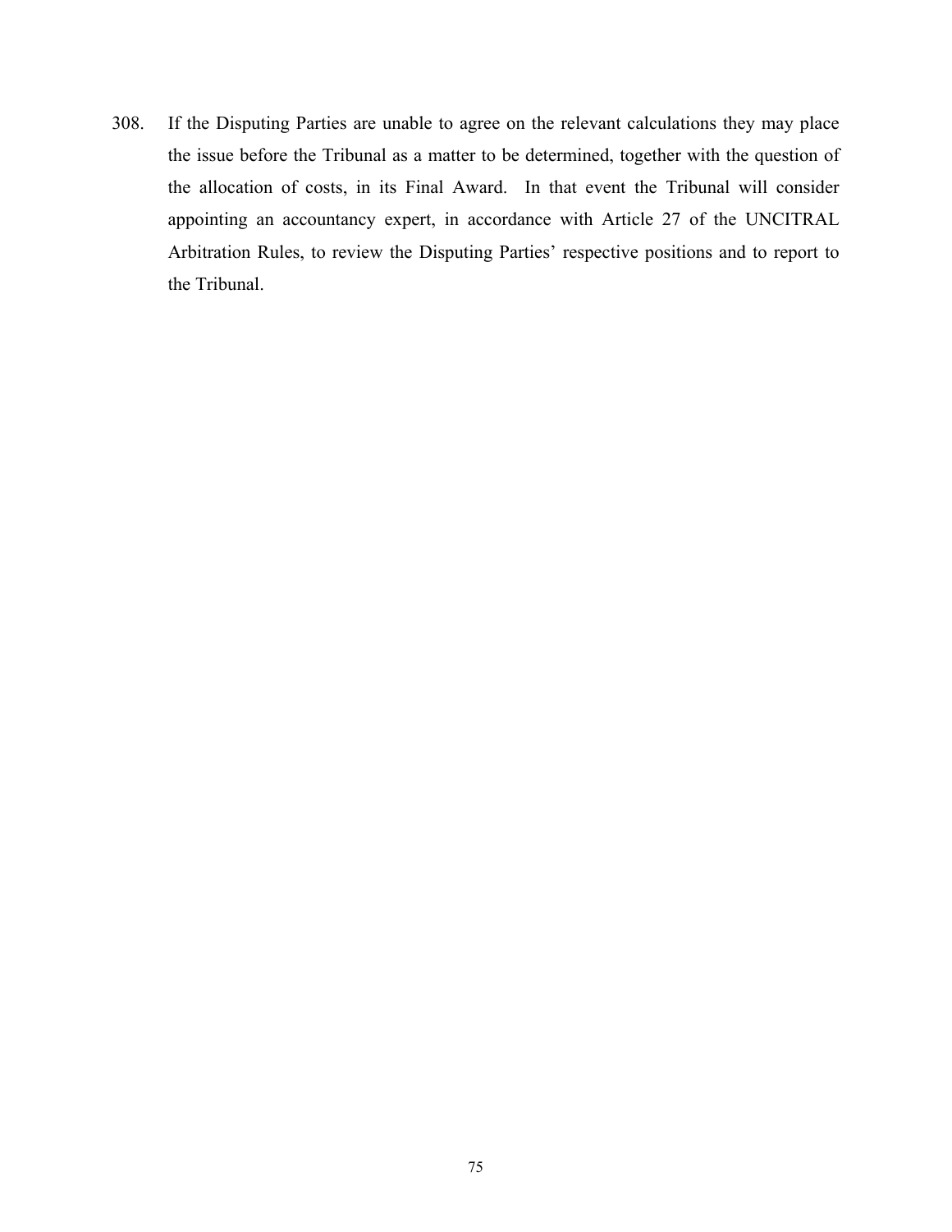308. If the Disputing Parties are unable to agree on the relevant calculations they may place the issue before the Tribunal as a matter to be determined, together with the question of the allocation of costs, in its Final Award. In that event the Tribunal will consider appointing an accountancy expert, in accordance with Article 27 of the UNCITRAL Arbitration Rules, to review the Disputing Parties' respective positions and to report to the Tribunal.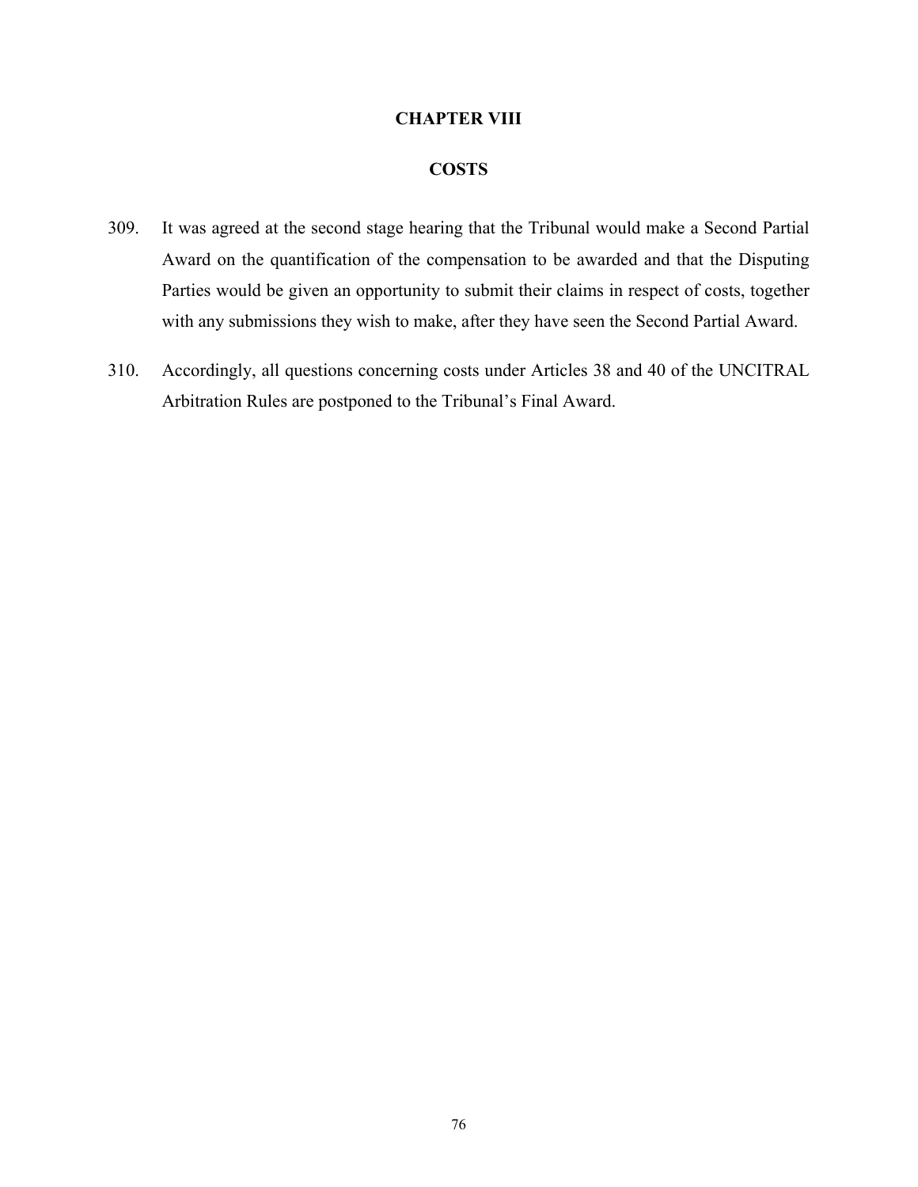# CHAPTER VIII

## COSTS

309. It was agreed at the second stage hearing that the Tribunal would make a Second Partial Award on the quantification of the compensation to be awarded and that the Disputing Parties would be given an opportunity to submit their claims in respect of costs, together with any submissions they wish to make, after they have seen the Second Partial Award.

310. Accordingly, all questions concerning costs under Articles 38 and 40 of the UNCITRAL Arbitration Rules are postponed to the Tribunal's Final Award.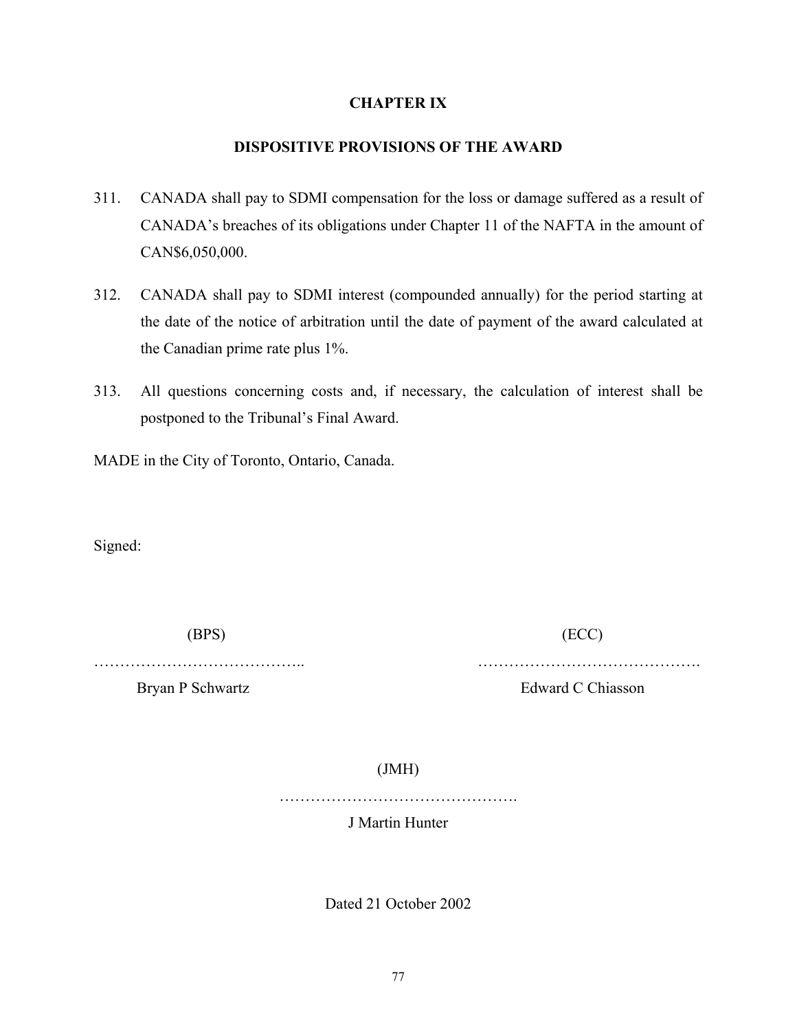## CHAPTER IX

## DISPOSITIVE PROVISIONS OF THE AWARD

311. CANADA shall pay to SDMI compensation for the loss or damage suffered as a result of CANADA's breaches of its obligations under Chapter 11 of the NAFTA in the amount of CAN$6,050,000.

312. CANADA shall pay to SDMI interest (compounded annually) for the period starting at the date of the notice of arbitration until the date of payment of the award calculated at the Canadian prime rate plus 1%.

313. All questions concerning costs and, if necessary, the calculation of interest shall be postponed to the Tribunal's Final Award.

MADE in the City of Toronto, Ontario, Canada.

Signed:

(BPS)

……………………………………..

Bryan P Schwartz

(ECC)

…………………………………….

Edward C Chiasson

(JMH)

……………………………………….

J Martin Hunter

Dated 21 October 2002